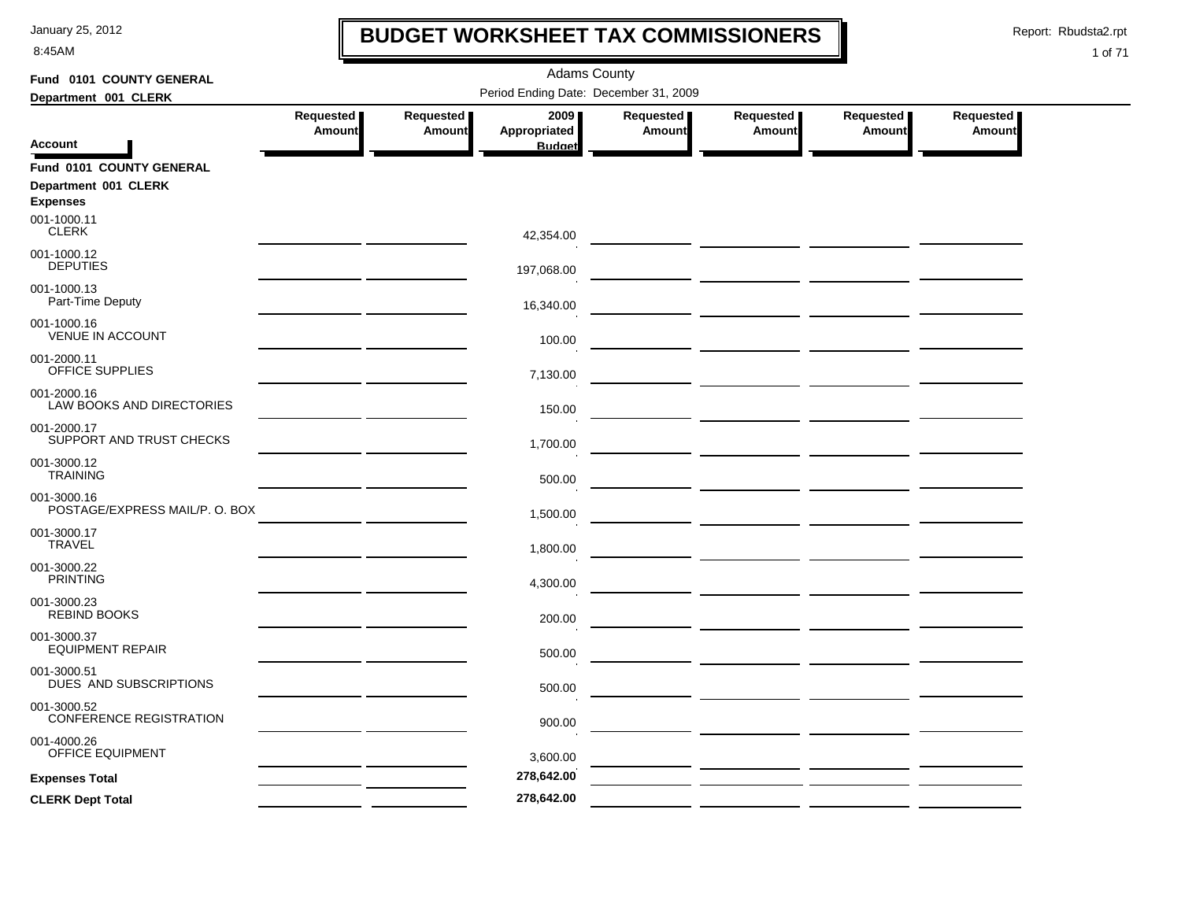# BUDGET WORKSHEET TAX COMMISSIONERS

Adams County

**Fund 0101 COUNTY GENERAL**
**Department 001 CLERK**

Period Ending Date: December 31, 2009

| Account | Requested Amount | Requested Amount | 2009 Appropriated Budget | Requested Amount | Requested Amount | Requested Amount | Requested Amount |
|---|---|---|---|---|---|---|---|
| **Fund 0101 COUNTY GENERAL** | | | | | | | |
| **Department 001 CLERK** | | | | | | | |
| **Expenses** | | | | | | | |
| 001-1000.11 CLERK | | | 42,354.00 | | | | |
| 001-1000.12 DEPUTIES | | | 197,068.00 | | | | |
| 001-1000.13 Part-Time Deputy | | | 16,340.00 | | | | |
| 001-1000.16 VENUE IN ACCOUNT | | | 100.00 | | | | |
| 001-2000.11 OFFICE SUPPLIES | | | 7,130.00 | | | | |
| 001-2000.16 LAW BOOKS AND DIRECTORIES | | | 150.00 | | | | |
| 001-2000.17 SUPPORT AND TRUST CHECKS | | | 1,700.00 | | | | |
| 001-3000.12 TRAINING | | | 500.00 | | | | |
| 001-3000.16 POSTAGE/EXPRESS MAIL/P. O. BOX | | | 1,500.00 | | | | |
| 001-3000.17 TRAVEL | | | 1,800.00 | | | | |
| 001-3000.22 PRINTING | | | 4,300.00 | | | | |
| 001-3000.23 REBIND BOOKS | | | 200.00 | | | | |
| 001-3000.37 EQUIPMENT REPAIR | | | 500.00 | | | | |
| 001-3000.51 DUES AND SUBSCRIPTIONS | | | 500.00 | | | | |
| 001-3000.52 CONFERENCE REGISTRATION | | | 900.00 | | | | |
| 001-4000.26 OFFICE EQUIPMENT | | | 3,600.00 | | | | |
| **Expenses Total** | | | 278,642.00 | | | | |
| **CLERK Dept Total** | | | 278,642.00 | | | | |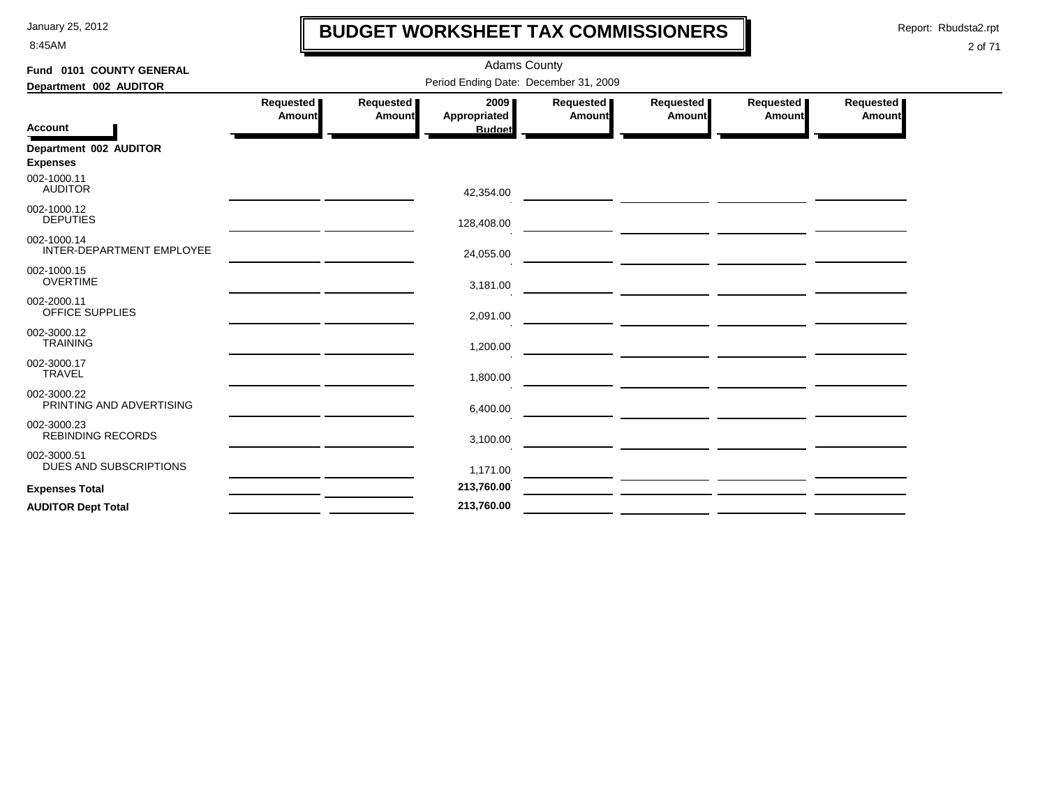January 25, 2012
8:45AM

# BUDGET WORKSHEET TAX COMMISSIONERS

Report: Rbudsta2.rpt

Adams County

Period Ending Date: December 31, 2009

**Fund 0101 COUNTY GENERAL**

**Department 002 AUDITOR**

| Account | Requested Amount | Requested Amount | 2009 Appropriated Budget | Requested Amount | Requested Amount | Requested Amount | Requested Amount |
|---|---|---|---|---|---|---|---|
| **Department 002 AUDITOR** | | | | | | | |
| **Expenses** | | | | | | | |
| 002-1000.11 AUDITOR | | | 42,354.00 | | | | |
| 002-1000.12 DEPUTIES | | | 128,408.00 | | | | |
| 002-1000.14 INTER-DEPARTMENT EMPLOYEE | | | 24,055.00 | | | | |
| 002-1000.15 OVERTIME | | | 3,181.00 | | | | |
| 002-2000.11 OFFICE SUPPLIES | | | 2,091.00 | | | | |
| 002-3000.12 TRAINING | | | 1,200.00 | | | | |
| 002-3000.17 TRAVEL | | | 1,800.00 | | | | |
| 002-3000.22 PRINTING AND ADVERTISING | | | 6,400.00 | | | | |
| 002-3000.23 REBINDING RECORDS | | | 3,100.00 | | | | |
| 002-3000.51 DUES AND SUBSCRIPTIONS | | | 1,171.00 | | | | |
| **Expenses Total** | | | **213,760.00** | | | | |
| **AUDITOR Dept Total** | | | **213,760.00** | | | | |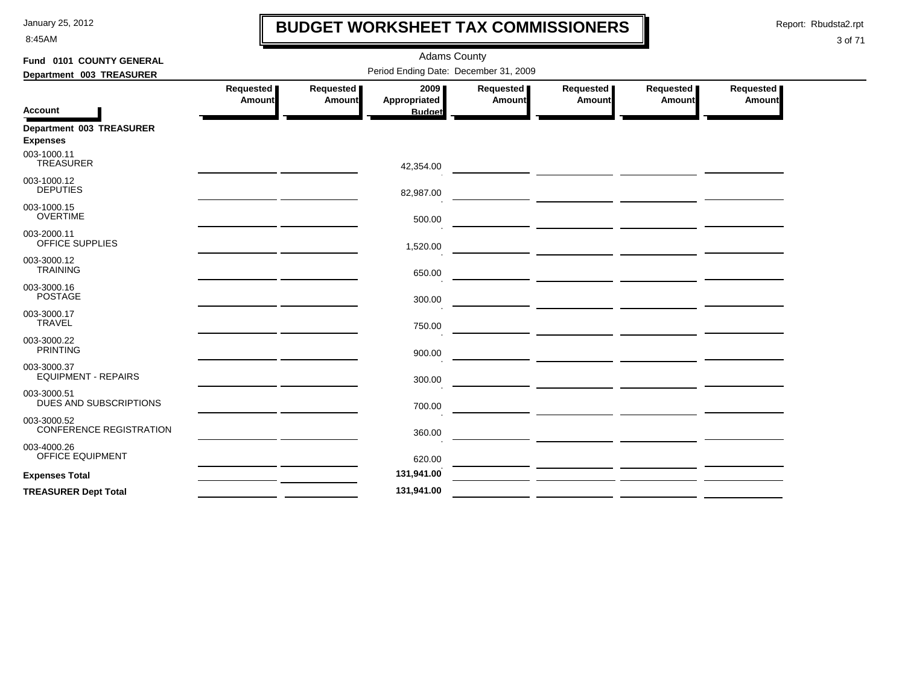# BUDGET WORKSHEET TAX COMMISSIONERS

Adams County

Period Ending Date: December 31, 2009

**Fund 0101 COUNTY GENERAL**

**Department 003 TREASURER**

| Account | Requested Amount | Requested Amount | 2009 Appropriated Budget | Requested Amount | Requested Amount | Requested Amount | Requested Amount |
|---|---|---|---|---|---|---|---|
| **Department 003 TREASURER** | | | | | | | |
| **Expenses** | | | | | | | |
| 003-1000.11 TREASURER | | | 42,354.00 | | | | |
| 003-1000.12 DEPUTIES | | | 82,987.00 | | | | |
| 003-1000.15 OVERTIME | | | 500.00 | | | | |
| 003-2000.11 OFFICE SUPPLIES | | | 1,520.00 | | | | |
| 003-3000.12 TRAINING | | | 650.00 | | | | |
| 003-3000.16 POSTAGE | | | 300.00 | | | | |
| 003-3000.17 TRAVEL | | | 750.00 | | | | |
| 003-3000.22 PRINTING | | | 900.00 | | | | |
| 003-3000.37 EQUIPMENT - REPAIRS | | | 300.00 | | | | |
| 003-3000.51 DUES AND SUBSCRIPTIONS | | | 700.00 | | | | |
| 003-3000.52 CONFERENCE REGISTRATION | | | 360.00 | | | | |
| 003-4000.26 OFFICE EQUIPMENT | | | 620.00 | | | | |
| **Expenses Total** | | | **131,941.00** | | | | |
| **TREASURER Dept Total** | | | **131,941.00** | | | | |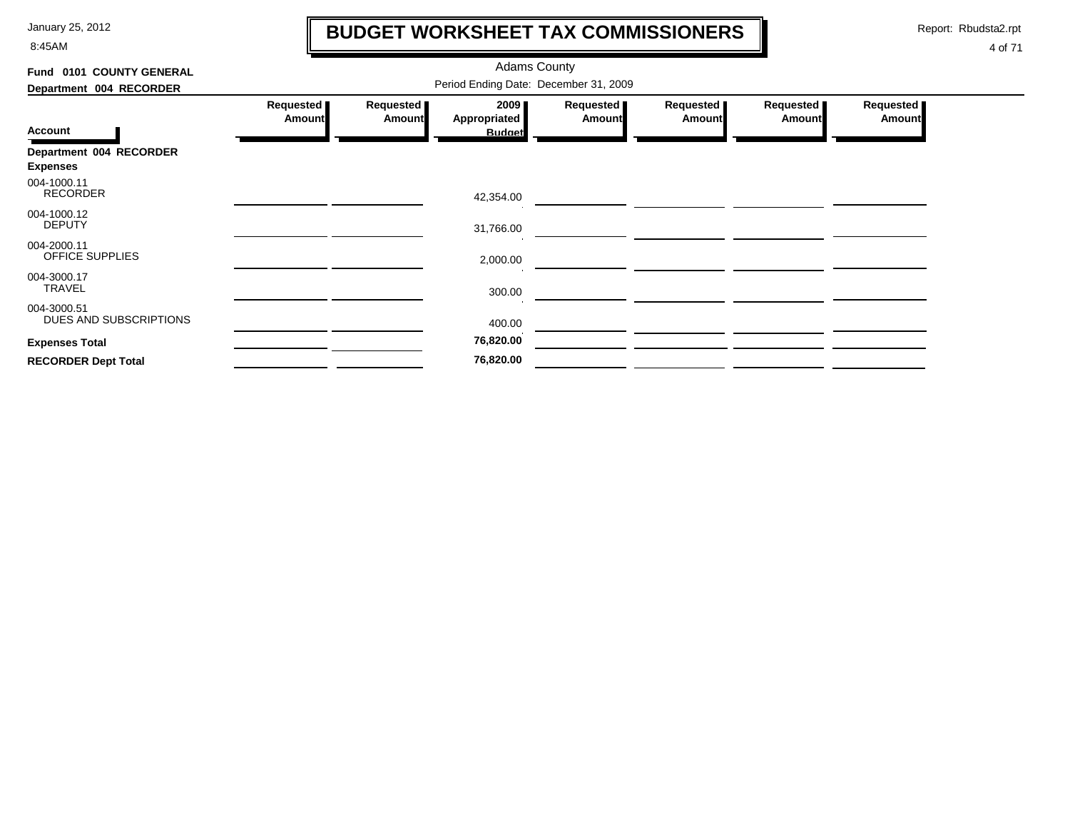# BUDGET WORKSHEET TAX COMMISSIONERS

Adams County

**Fund 0101 COUNTY GENERAL**

**Department 004 RECORDER**

Period Ending Date: December 31, 2009

| Account | Requested Amount | Requested Amount | 2009 Appropriated Budget | Requested Amount | Requested Amount | Requested Amount | Requested Amount |
|---|---|---|---|---|---|---|---|
| **Department 004 RECORDER** | | | | | | | |
| **Expenses** | | | | | | | |
| 004-1000.11 RECORDER | | | 42,354.00 | | | | |
| 004-1000.12 DEPUTY | | | 31,766.00 | | | | |
| 004-2000.11 OFFICE SUPPLIES | | | 2,000.00 | | | | |
| 004-3000.17 TRAVEL | | | 300.00 | | | | |
| 004-3000.51 DUES AND SUBSCRIPTIONS | | | 400.00 | | | | |
| **Expenses Total** | | | **76,820.00** | | | | |
| **RECORDER Dept Total** | | | **76,820.00** | | | | |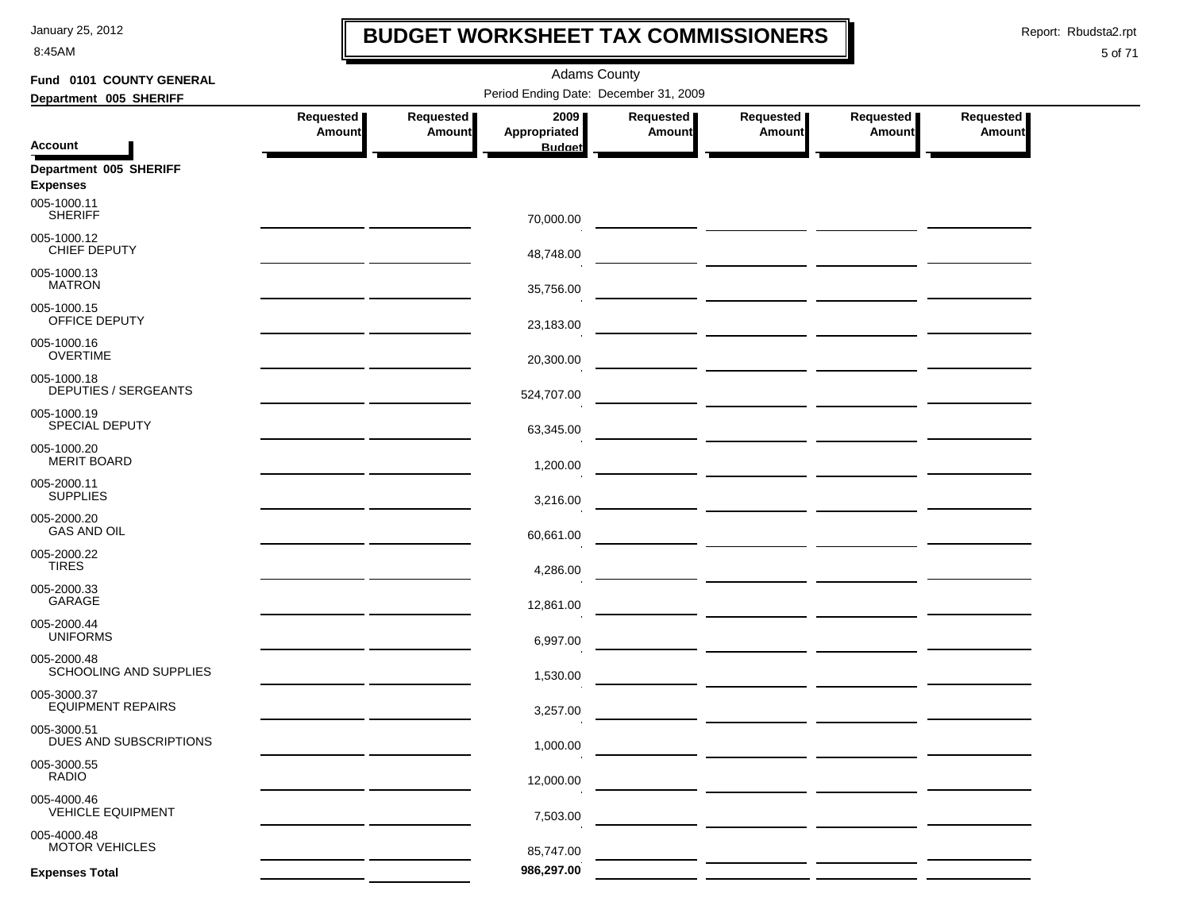# BUDGET WORKSHEET TAX COMMISSIONERS

January 25, 2012
8:45AM

Report: Rbudsta2.rpt

Adams County

**Fund 0101 COUNTY GENERAL**
**Department 005 SHERIFF**

Period Ending Date: December 31, 2009

| Account | Requested Amount | Requested Amount | 2009 Appropriated Budget | Requested Amount | Requested Amount | Requested Amount | Requested Amount |
|---|---|---|---|---|---|---|---|
| **Department 005 SHERIFF** | | | | | | | |
| **Expenses** | | | | | | | |
| 005-1000.11 SHERIFF | | | 70,000.00 | | | | |
| 005-1000.12 CHIEF DEPUTY | | | 48,748.00 | | | | |
| 005-1000.13 MATRON | | | 35,756.00 | | | | |
| 005-1000.15 OFFICE DEPUTY | | | 23,183.00 | | | | |
| 005-1000.16 OVERTIME | | | 20,300.00 | | | | |
| 005-1000.18 DEPUTIES / SERGEANTS | | | 524,707.00 | | | | |
| 005-1000.19 SPECIAL DEPUTY | | | 63,345.00 | | | | |
| 005-1000.20 MERIT BOARD | | | 1,200.00 | | | | |
| 005-2000.11 SUPPLIES | | | 3,216.00 | | | | |
| 005-2000.20 GAS AND OIL | | | 60,661.00 | | | | |
| 005-2000.22 TIRES | | | 4,286.00 | | | | |
| 005-2000.33 GARAGE | | | 12,861.00 | | | | |
| 005-2000.44 UNIFORMS | | | 6,997.00 | | | | |
| 005-2000.48 SCHOOLING AND SUPPLIES | | | 1,530.00 | | | | |
| 005-3000.37 EQUIPMENT REPAIRS | | | 3,257.00 | | | | |
| 005-3000.51 DUES AND SUBSCRIPTIONS | | | 1,000.00 | | | | |
| 005-3000.55 RADIO | | | 12,000.00 | | | | |
| 005-4000.46 VEHICLE EQUIPMENT | | | 7,503.00 | | | | |
| 005-4000.48 MOTOR VEHICLES | | | 85,747.00 | | | | |
| **Expenses Total** | | | **986,297.00** | | | | |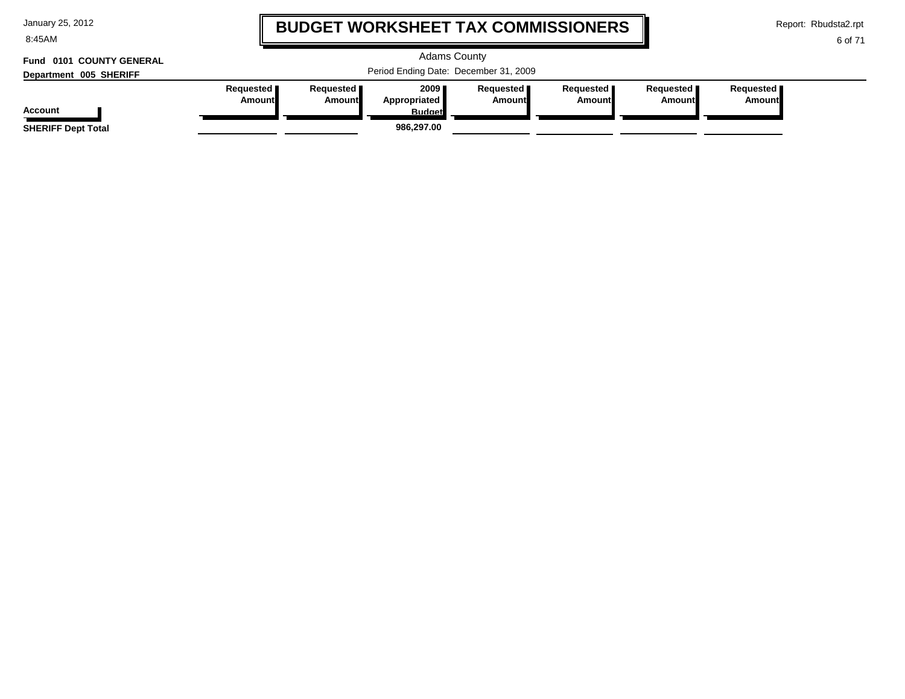# BUDGET WORKSHEET TAX COMMISSIONERS

Adams County

Period Ending Date: December 31, 2009

**Fund 0101 COUNTY GENERAL**

**Department 005 SHERIFF**

| Account | Requested Amount | Requested Amount | 2009 Appropriated Budget | Requested Amount | Requested Amount | Requested Amount | Requested Amount |
|---|---|---|---|---|---|---|---|
| **SHERIFF Dept Total** | | | **986,297.00** | | | | |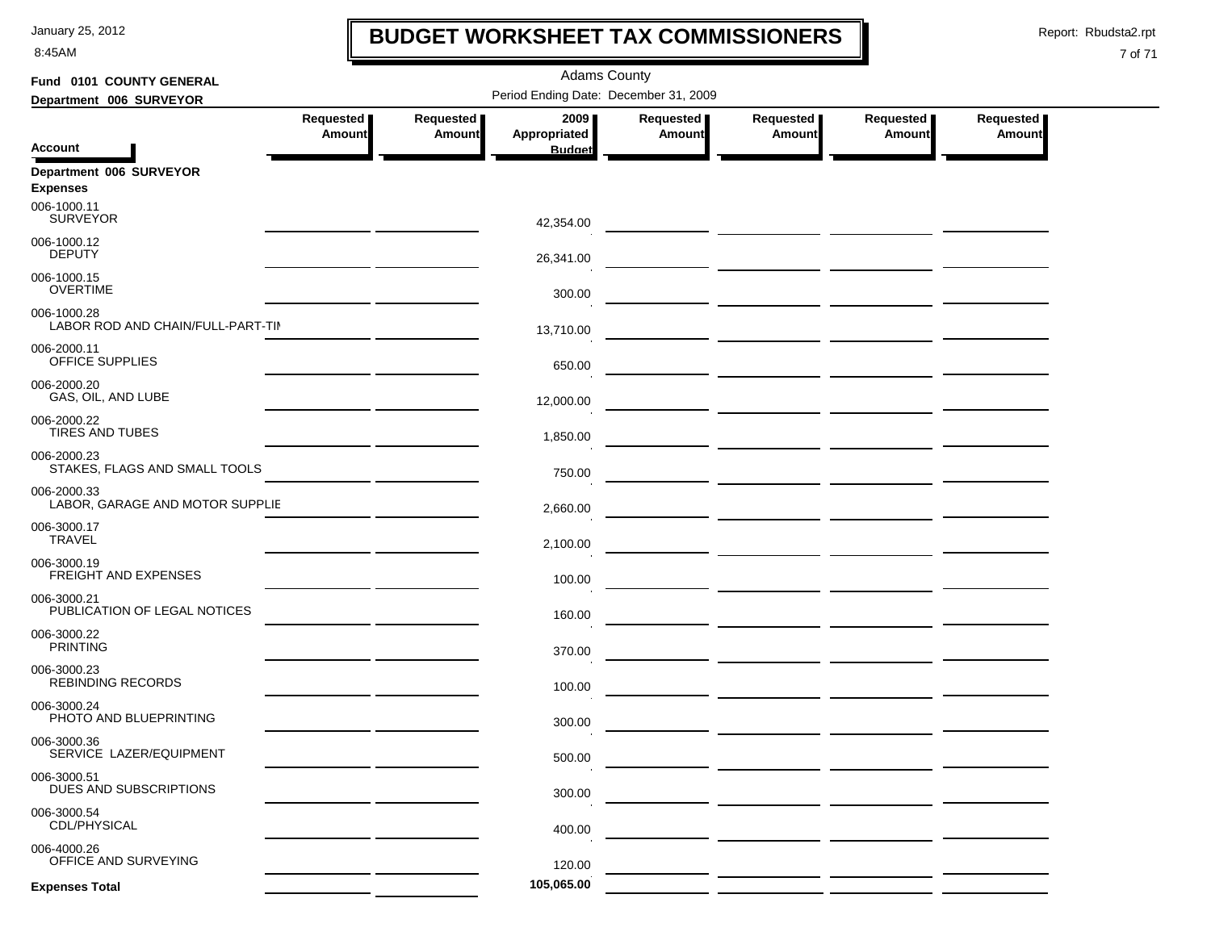# BUDGET WORKSHEET TAX COMMISSIONERS

January 25, 2012
8:45AM

Report: Rbudsta2.rpt

Adams County

**Fund 0101 COUNTY GENERAL**
**Department 006 SURVEYOR**

Period Ending Date: December 31, 2009

| Account | Requested Amount | Requested Amount | 2009 Appropriated Budget | Requested Amount | Requested Amount | Requested Amount | Requested Amount |
|---|---|---|---|---|---|---|---|
| **Department 006 SURVEYOR** | | | | | | | |
| **Expenses** | | | | | | | |
| 006-1000.11 SURVEYOR | | | 42,354.00 | | | | |
| 006-1000.12 DEPUTY | | | 26,341.00 | | | | |
| 006-1000.15 OVERTIME | | | 300.00 | | | | |
| 006-1000.28 LABOR ROD AND CHAIN/FULL-PART-TIM | | | 13,710.00 | | | | |
| 006-2000.11 OFFICE SUPPLIES | | | 650.00 | | | | |
| 006-2000.20 GAS, OIL, AND LUBE | | | 12,000.00 | | | | |
| 006-2000.22 TIRES AND TUBES | | | 1,850.00 | | | | |
| 006-2000.23 STAKES, FLAGS AND SMALL TOOLS | | | 750.00 | | | | |
| 006-2000.33 LABOR, GARAGE AND MOTOR SUPPLIE | | | 2,660.00 | | | | |
| 006-3000.17 TRAVEL | | | 2,100.00 | | | | |
| 006-3000.19 FREIGHT AND EXPENSES | | | 100.00 | | | | |
| 006-3000.21 PUBLICATION OF LEGAL NOTICES | | | 160.00 | | | | |
| 006-3000.22 PRINTING | | | 370.00 | | | | |
| 006-3000.23 REBINDING RECORDS | | | 100.00 | | | | |
| 006-3000.24 PHOTO AND BLUEPRINTING | | | 300.00 | | | | |
| 006-3000.36 SERVICE LAZER/EQUIPMENT | | | 500.00 | | | | |
| 006-3000.51 DUES AND SUBSCRIPTIONS | | | 300.00 | | | | |
| 006-3000.54 CDL/PHYSICAL | | | 400.00 | | | | |
| 006-4000.26 OFFICE AND SURVEYING | | | 120.00 | | | | |
| **Expenses Total** | | | **105,065.00** | | | | |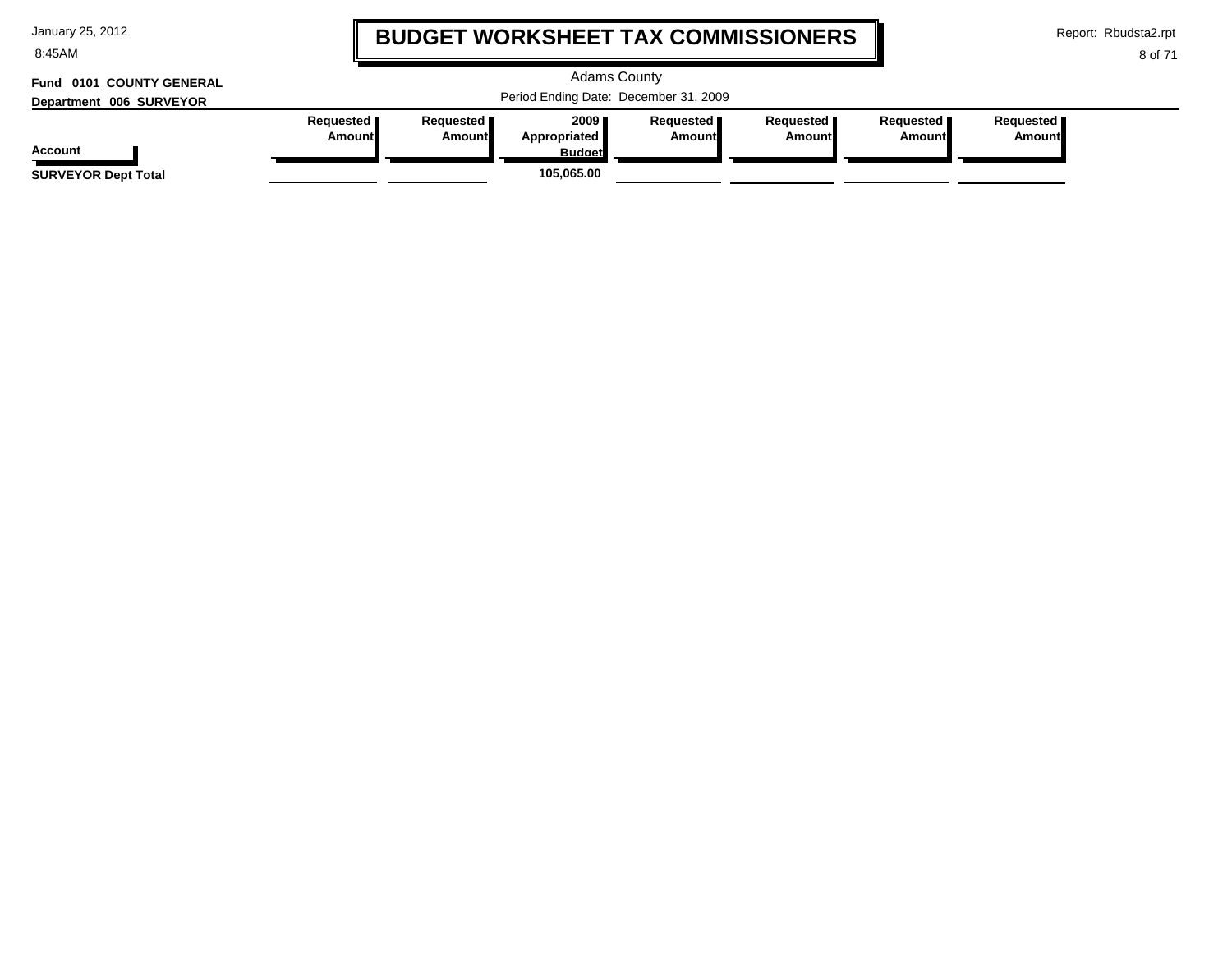# BUDGET WORKSHEET TAX COMMISSIONERS

Adams County

Period Ending Date: December 31, 2009

**Fund 0101 COUNTY GENERAL**

**Department 006 SURVEYOR**

| Account | Requested Amount | Requested Amount | 2009 Appropriated Budget | Requested Amount | Requested Amount | Requested Amount | Requested Amount |
|---|---|---|---|---|---|---|---|
| **SURVEYOR Dept Total** | | | **105,065.00** | | | | |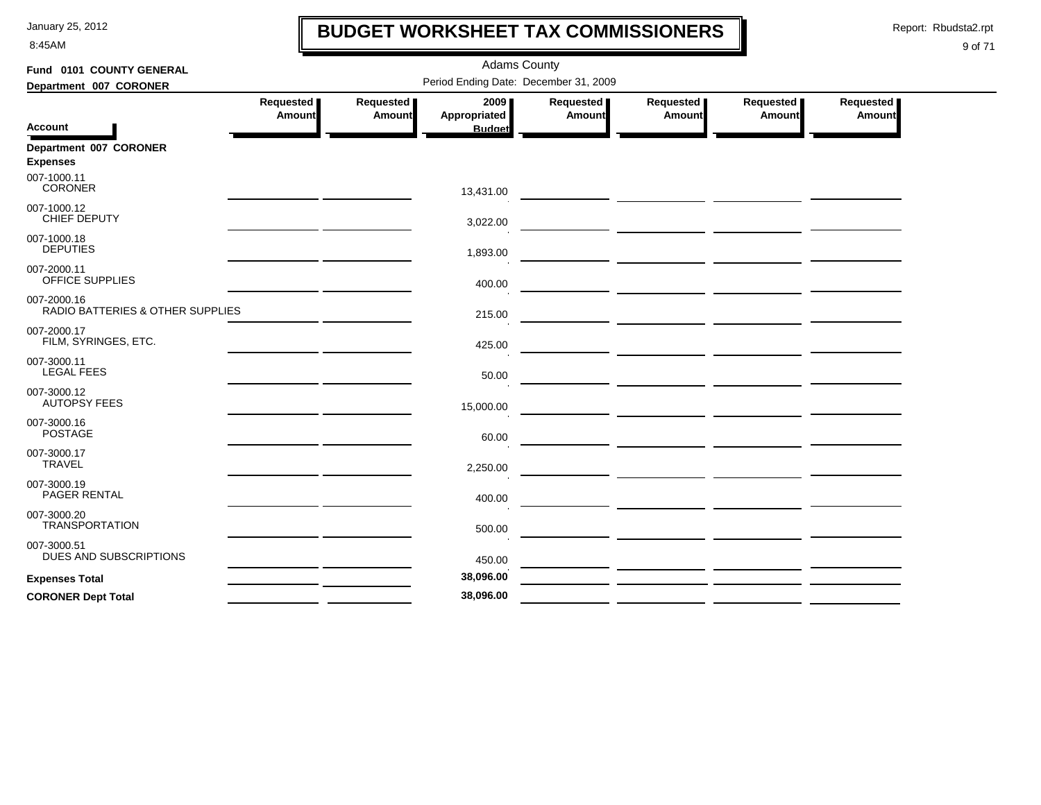# BUDGET WORKSHEET TAX COMMISSIONERS

Adams County

Period Ending Date: December 31, 2009

**Fund 0101 COUNTY GENERAL**

**Department 007 CORONER**

| Account | Requested Amount | Requested Amount | 2009 Appropriated Budget | Requested Amount | Requested Amount | Requested Amount | Requested Amount |
|---|---|---|---|---|---|---|---|
| **Department 007 CORONER** | | | | | | | |
| **Expenses** | | | | | | | |
| 007-1000.11 CORONER | | | 13,431.00 | | | | |
| 007-1000.12 CHIEF DEPUTY | | | 3,022.00 | | | | |
| 007-1000.18 DEPUTIES | | | 1,893.00 | | | | |
| 007-2000.11 OFFICE SUPPLIES | | | 400.00 | | | | |
| 007-2000.16 RADIO BATTERIES & OTHER SUPPLIES | | | 215.00 | | | | |
| 007-2000.17 FILM, SYRINGES, ETC. | | | 425.00 | | | | |
| 007-3000.11 LEGAL FEES | | | 50.00 | | | | |
| 007-3000.12 AUTOPSY FEES | | | 15,000.00 | | | | |
| 007-3000.16 POSTAGE | | | 60.00 | | | | |
| 007-3000.17 TRAVEL | | | 2,250.00 | | | | |
| 007-3000.19 PAGER RENTAL | | | 400.00 | | | | |
| 007-3000.20 TRANSPORTATION | | | 500.00 | | | | |
| 007-3000.51 DUES AND SUBSCRIPTIONS | | | 450.00 | | | | |
| **Expenses Total** | | | **38,096.00** | | | | |
| **CORONER Dept Total** | | | **38,096.00** | | | | |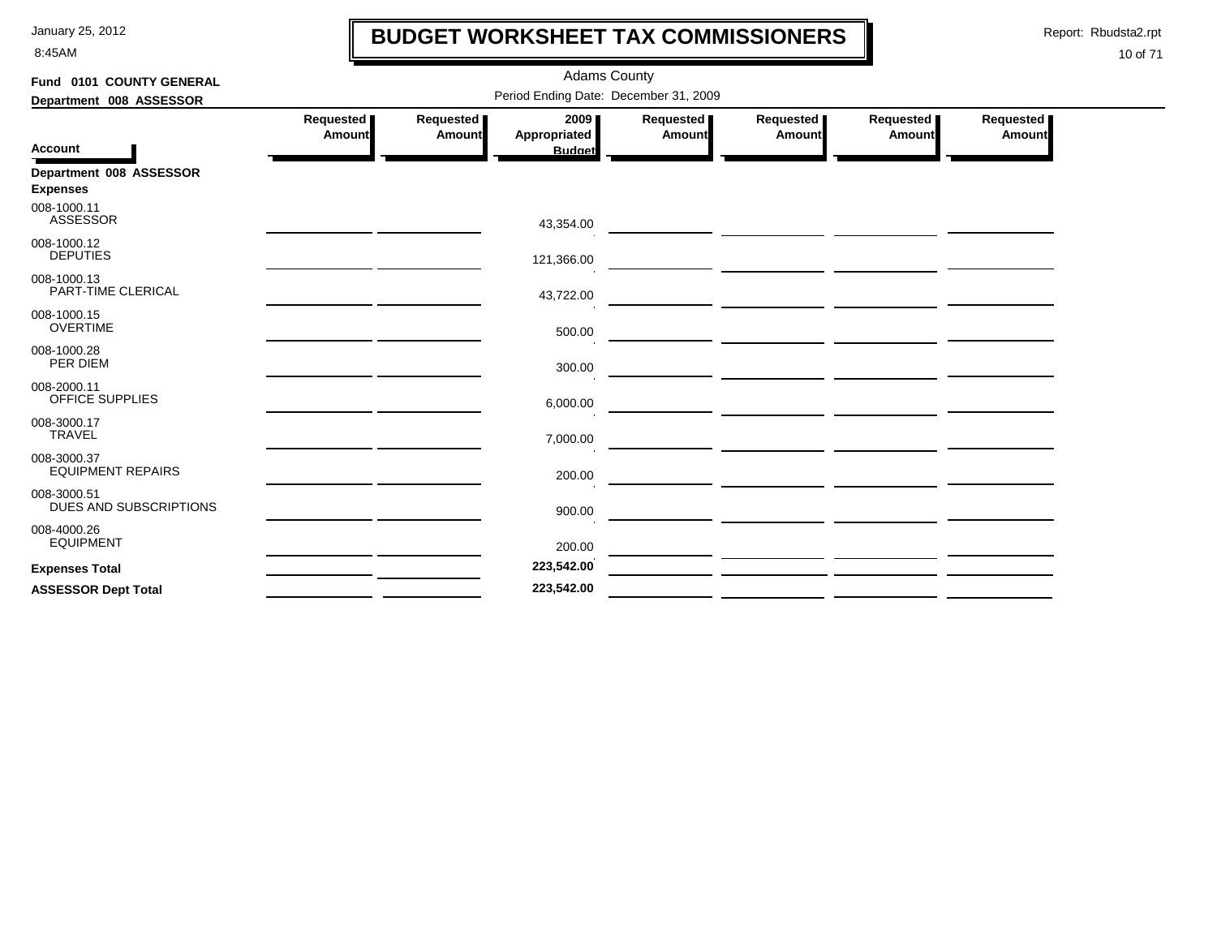# BUDGET WORKSHEET TAX COMMISSIONERS

Adams County

Period Ending Date: December 31, 2009

**Fund 0101 COUNTY GENERAL**

**Department 008 ASSESSOR**

| Account | Requested Amount | Requested Amount | 2009 Appropriated Budget | Requested Amount | Requested Amount | Requested Amount | Requested Amount |
|---|---|---|---|---|---|---|---|
| **Department 008 ASSESSOR** | | | | | | | |
| **Expenses** | | | | | | | |
| 008-1000.11 ASSESSOR | | | 43,354.00 | | | | |
| 008-1000.12 DEPUTIES | | | 121,366.00 | | | | |
| 008-1000.13 PART-TIME CLERICAL | | | 43,722.00 | | | | |
| 008-1000.15 OVERTIME | | | 500.00 | | | | |
| 008-1000.28 PER DIEM | | | 300.00 | | | | |
| 008-2000.11 OFFICE SUPPLIES | | | 6,000.00 | | | | |
| 008-3000.17 TRAVEL | | | 7,000.00 | | | | |
| 008-3000.37 EQUIPMENT REPAIRS | | | 200.00 | | | | |
| 008-3000.51 DUES AND SUBSCRIPTIONS | | | 900.00 | | | | |
| 008-4000.26 EQUIPMENT | | | 200.00 | | | | |
| **Expenses Total** | | | **223,542.00** | | | | |
| **ASSESSOR Dept Total** | | | **223,542.00** | | | | |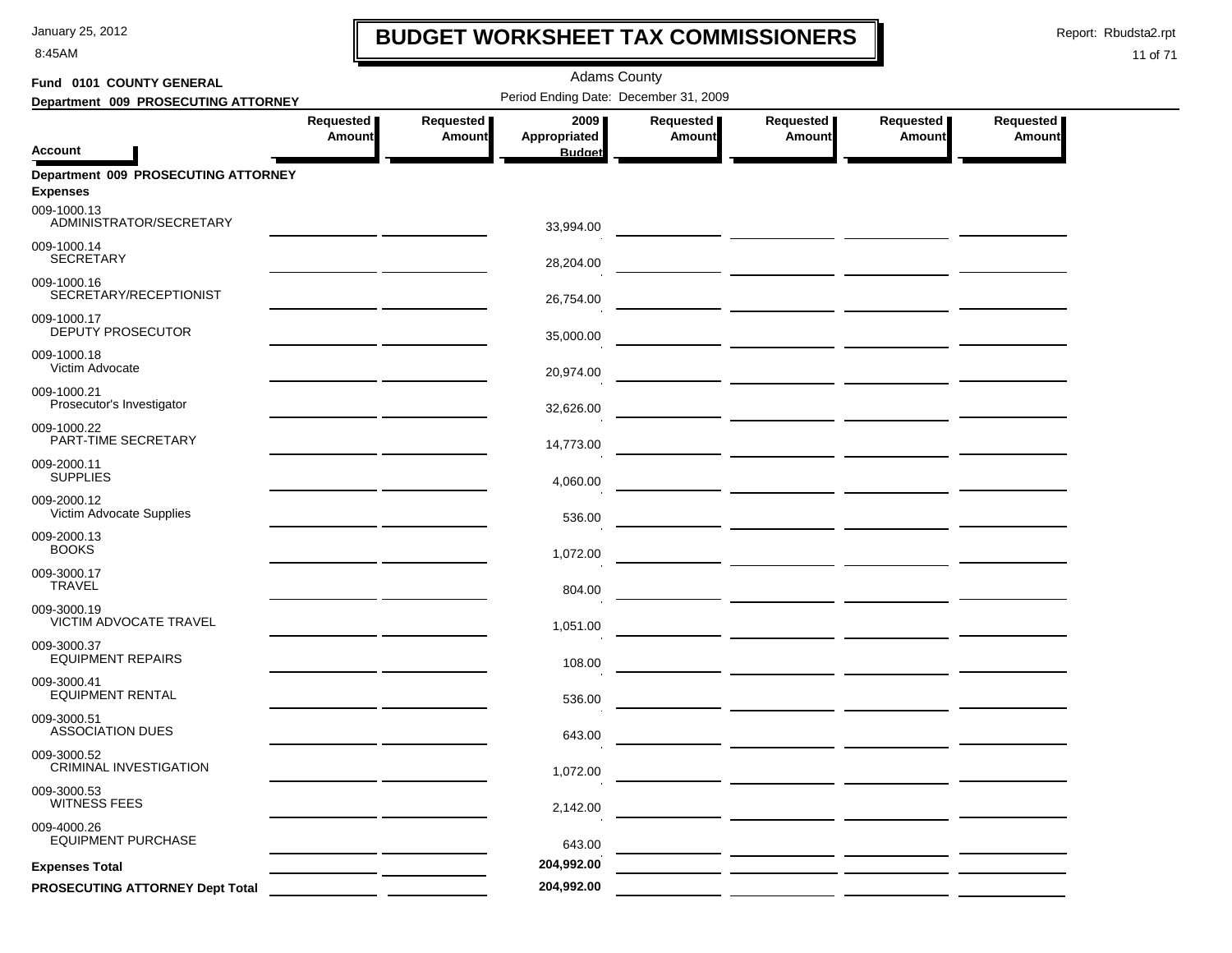# BUDGET WORKSHEET TAX COMMISSIONERS

Adams County

**Fund 0101 COUNTY GENERAL**

**Department 009 PROSECUTING ATTORNEY**

Period Ending Date: December 31, 2009

| Account | Requested Amount | Requested Amount | 2009 Appropriated Budget | Requested Amount | Requested Amount | Requested Amount | Requested Amount |
|---|---|---|---|---|---|---|---|
| **Department 009 PROSECUTING ATTORNEY** | | | | | | | |
| **Expenses** | | | | | | | |
| 009-1000.13 ADMINISTRATOR/SECRETARY | | | 33,994.00 | | | | |
| 009-1000.14 SECRETARY | | | 28,204.00 | | | | |
| 009-1000.16 SECRETARY/RECEPTIONIST | | | 26,754.00 | | | | |
| 009-1000.17 DEPUTY PROSECUTOR | | | 35,000.00 | | | | |
| 009-1000.18 Victim Advocate | | | 20,974.00 | | | | |
| 009-1000.21 Prosecutor's Investigator | | | 32,626.00 | | | | |
| 009-1000.22 PART-TIME SECRETARY | | | 14,773.00 | | | | |
| 009-2000.11 SUPPLIES | | | 4,060.00 | | | | |
| 009-2000.12 Victim Advocate Supplies | | | 536.00 | | | | |
| 009-2000.13 BOOKS | | | 1,072.00 | | | | |
| 009-3000.17 TRAVEL | | | 804.00 | | | | |
| 009-3000.19 VICTIM ADVOCATE TRAVEL | | | 1,051.00 | | | | |
| 009-3000.37 EQUIPMENT REPAIRS | | | 108.00 | | | | |
| 009-3000.41 EQUIPMENT RENTAL | | | 536.00 | | | | |
| 009-3000.51 ASSOCIATION DUES | | | 643.00 | | | | |
| 009-3000.52 CRIMINAL INVESTIGATION | | | 1,072.00 | | | | |
| 009-3000.53 WITNESS FEES | | | 2,142.00 | | | | |
| 009-4000.26 EQUIPMENT PURCHASE | | | 643.00 | | | | |
| **Expenses Total** | | | **204,992.00** | | | | |
| **PROSECUTING ATTORNEY Dept Total** | | | **204,992.00** | | | | |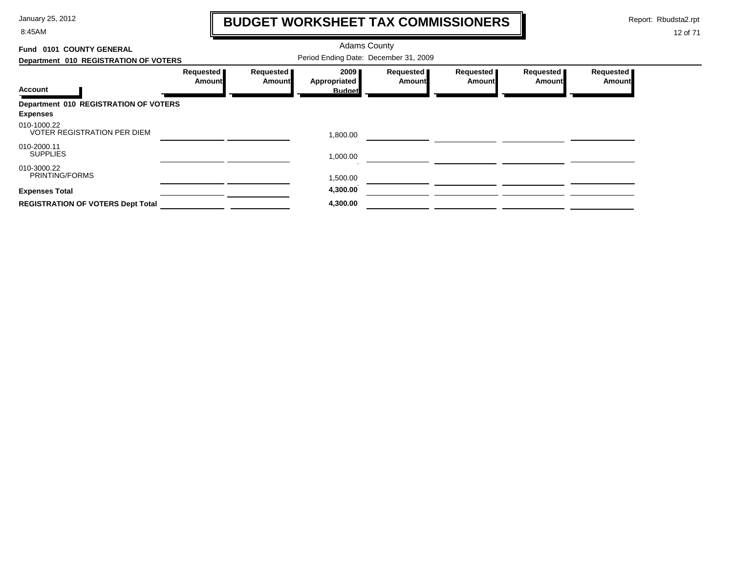# BUDGET WORKSHEET TAX COMMISSIONERS

Adams County

Period Ending Date: December 31, 2009

**Fund 0101 COUNTY GENERAL**

**Department 010 REGISTRATION OF VOTERS**

| Account | Requested Amount | Requested Amount | 2009 Appropriated Budget | Requested Amount | Requested Amount | Requested Amount | Requested Amount |
|---|---|---|---|---|---|---|---|
| **Department 010 REGISTRATION OF VOTERS** | | | | | | | |
| **Expenses** | | | | | | | |
| 010-1000.22 VOTER REGISTRATION PER DIEM | | | 1,800.00 | | | | |
| 010-2000.11 SUPPLIES | | | 1,000.00 | | | | |
| 010-3000.22 PRINTING/FORMS | | | 1,500.00 | | | | |
| **Expenses Total** | | | **4,300.00** | | | | |
| **REGISTRATION OF VOTERS Dept Total** | | | **4,300.00** | | | | |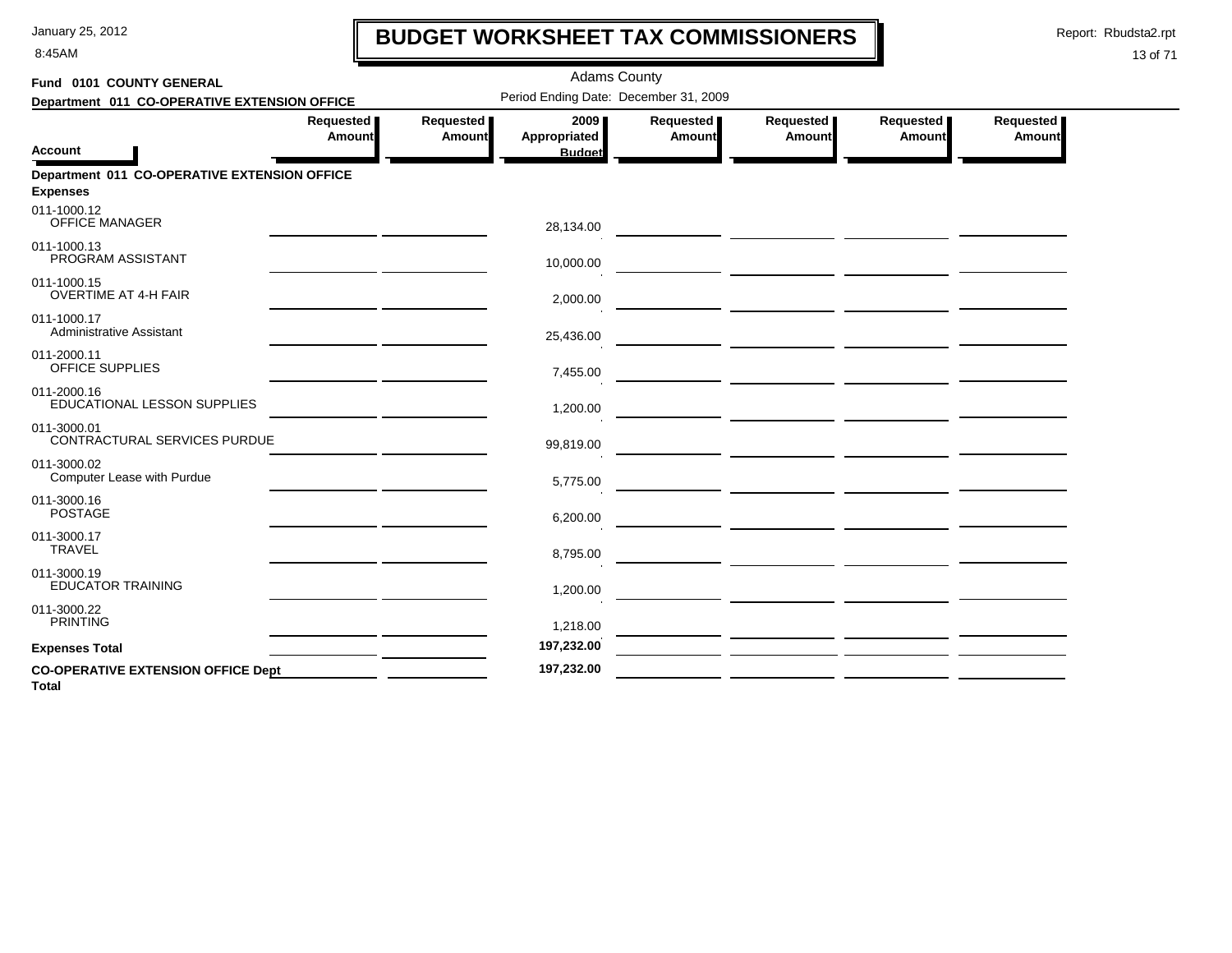# BUDGET WORKSHEET TAX COMMISSIONERS

Adams County

**Fund 0101 COUNTY GENERAL**

**Department 011 CO-OPERATIVE EXTENSION OFFICE**

Period Ending Date: December 31, 2009

| Account | Requested Amount | Requested Amount | 2009 Appropriated Budget | Requested Amount | Requested Amount | Requested Amount | Requested Amount |
|---|---|---|---|---|---|---|---|
| **Department 011 CO-OPERATIVE EXTENSION OFFICE** | | | | | | | |
| **Expenses** | | | | | | | |
| 011-1000.12 OFFICE MANAGER | | | 28,134.00 | | | | |
| 011-1000.13 PROGRAM ASSISTANT | | | 10,000.00 | | | | |
| 011-1000.15 OVERTIME AT 4-H FAIR | | | 2,000.00 | | | | |
| 011-1000.17 Administrative Assistant | | | 25,436.00 | | | | |
| 011-2000.11 OFFICE SUPPLIES | | | 7,455.00 | | | | |
| 011-2000.16 EDUCATIONAL LESSON SUPPLIES | | | 1,200.00 | | | | |
| 011-3000.01 CONTRACTURAL SERVICES PURDUE | | | 99,819.00 | | | | |
| 011-3000.02 Computer Lease with Purdue | | | 5,775.00 | | | | |
| 011-3000.16 POSTAGE | | | 6,200.00 | | | | |
| 011-3000.17 TRAVEL | | | 8,795.00 | | | | |
| 011-3000.19 EDUCATOR TRAINING | | | 1,200.00 | | | | |
| 011-3000.22 PRINTING | | | 1,218.00 | | | | |
| **Expenses Total** | | | **197,232.00** | | | | |
| **CO-OPERATIVE EXTENSION OFFICE Dept Total** | | | **197,232.00** | | | | |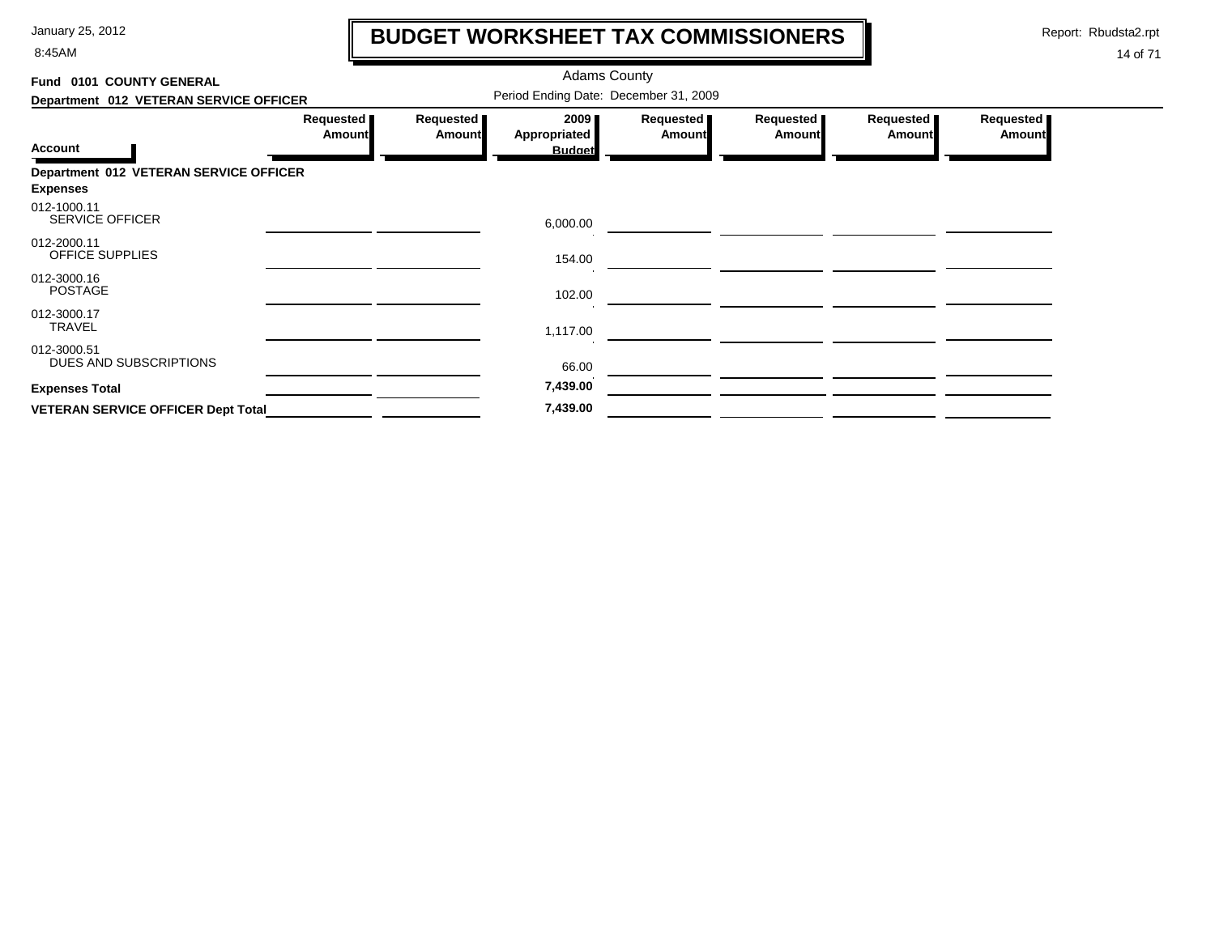# BUDGET WORKSHEET TAX COMMISSIONERS

Adams County

**Fund 0101 COUNTY GENERAL**

**Department 012 VETERAN SERVICE OFFICER**

Period Ending Date: December 31, 2009

| Account | Requested Amount | Requested Amount | 2009 Appropriated Budget | Requested Amount | Requested Amount | Requested Amount | Requested Amount |
|---|---|---|---|---|---|---|---|
| **Department 012 VETERAN SERVICE OFFICER** | | | | | | | |
| **Expenses** | | | | | | | |
| 012-1000.11 SERVICE OFFICER | | | 6,000.00 | | | | |
| 012-2000.11 OFFICE SUPPLIES | | | 154.00 | | | | |
| 012-3000.16 POSTAGE | | | 102.00 | | | | |
| 012-3000.17 TRAVEL | | | 1,117.00 | | | | |
| 012-3000.51 DUES AND SUBSCRIPTIONS | | | 66.00 | | | | |
| **Expenses Total** | | | **7,439.00** | | | | |
| **VETERAN SERVICE OFFICER Dept Total** | | | **7,439.00** | | | | |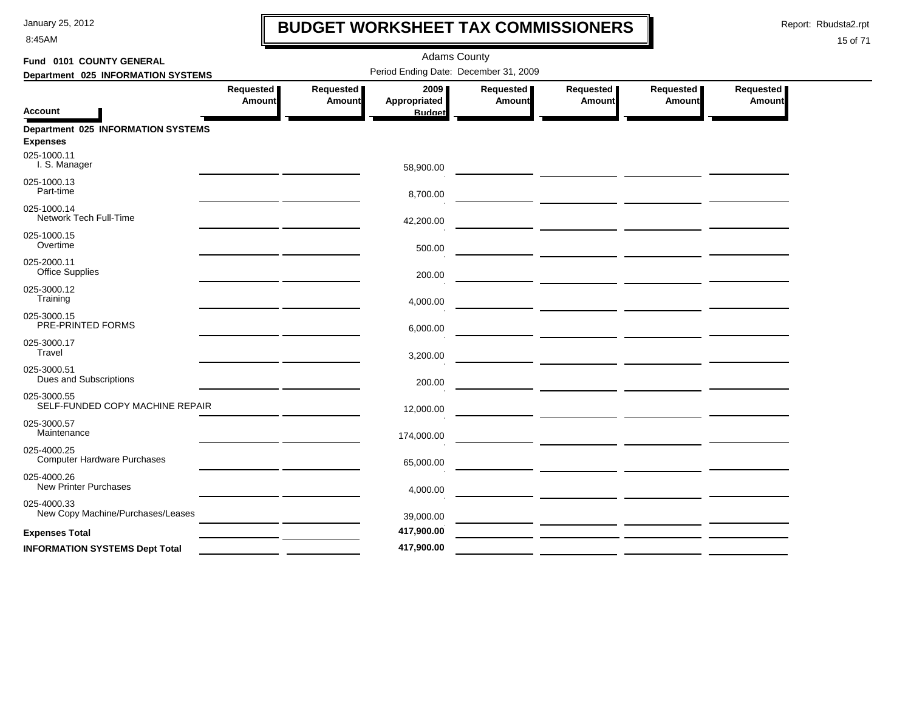# BUDGET WORKSHEET TAX COMMISSIONERS

January 25, 2012
8:45AM

Report: Rbudsta2.rpt

Adams County

**Fund 0101 COUNTY GENERAL**

**Department 025 INFORMATION SYSTEMS**

Period Ending Date: December 31, 2009

| Account | Requested Amount | Requested Amount | 2009 Appropriated Budget | Requested Amount | Requested Amount | Requested Amount | Requested Amount |
|---|---|---|---|---|---|---|---|
| **Department 025 INFORMATION SYSTEMS** | | | | | | | |
| **Expenses** | | | | | | | |
| 025-1000.11 I. S. Manager | | | 58,900.00 | | | | |
| 025-1000.13 Part-time | | | 8,700.00 | | | | |
| 025-1000.14 Network Tech Full-Time | | | 42,200.00 | | | | |
| 025-1000.15 Overtime | | | 500.00 | | | | |
| 025-2000.11 Office Supplies | | | 200.00 | | | | |
| 025-3000.12 Training | | | 4,000.00 | | | | |
| 025-3000.15 PRE-PRINTED FORMS | | | 6,000.00 | | | | |
| 025-3000.17 Travel | | | 3,200.00 | | | | |
| 025-3000.51 Dues and Subscriptions | | | 200.00 | | | | |
| 025-3000.55 SELF-FUNDED COPY MACHINE REPAIR | | | 12,000.00 | | | | |
| 025-3000.57 Maintenance | | | 174,000.00 | | | | |
| 025-4000.25 Computer Hardware Purchases | | | 65,000.00 | | | | |
| 025-4000.26 New Printer Purchases | | | 4,000.00 | | | | |
| 025-4000.33 New Copy Machine/Purchases/Leases | | | 39,000.00 | | | | |
| **Expenses Total** | | | **417,900.00** | | | | |
| **INFORMATION SYSTEMS Dept Total** | | | **417,900.00** | | | | |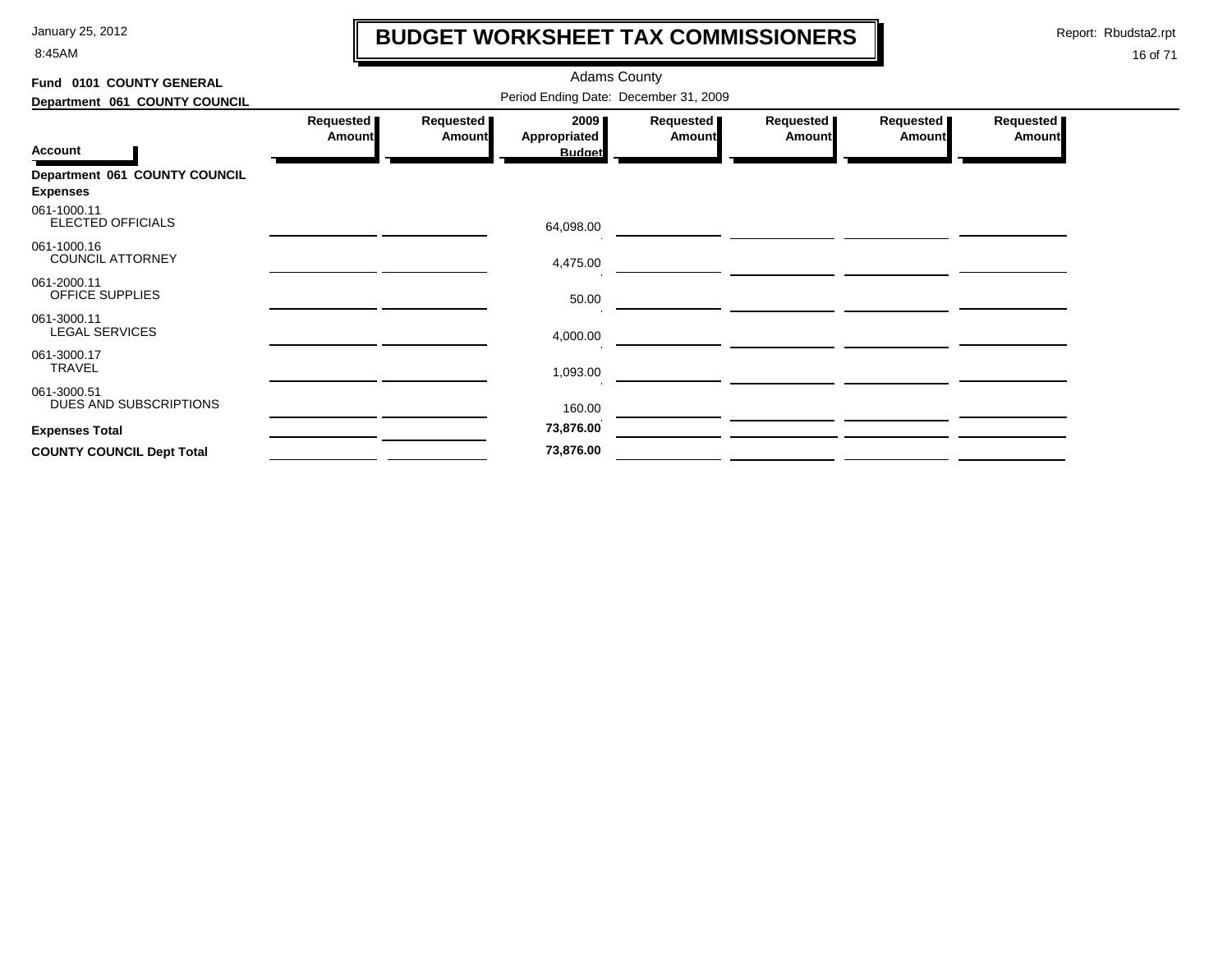# BUDGET WORKSHEET TAX COMMISSIONERS

Adams County

**Fund 0101 COUNTY GENERAL**

**Department 061 COUNTY COUNCIL**

Period Ending Date: December 31, 2009

| Account | Requested Amount | Requested Amount | 2009 Appropriated Budget | Requested Amount | Requested Amount | Requested Amount | Requested Amount |
|---|---|---|---|---|---|---|---|
| **Department 061 COUNTY COUNCIL** | | | | | | | |
| **Expenses** | | | | | | | |
| 061-1000.11 ELECTED OFFICIALS | | | 64,098.00 | | | | |
| 061-1000.16 COUNCIL ATTORNEY | | | 4,475.00 | | | | |
| 061-2000.11 OFFICE SUPPLIES | | | 50.00 | | | | |
| 061-3000.11 LEGAL SERVICES | | | 4,000.00 | | | | |
| 061-3000.17 TRAVEL | | | 1,093.00 | | | | |
| 061-3000.51 DUES AND SUBSCRIPTIONS | | | 160.00 | | | | |
| **Expenses Total** | | | **73,876.00** | | | | |
| **COUNTY COUNCIL Dept Total** | | | **73,876.00** | | | | |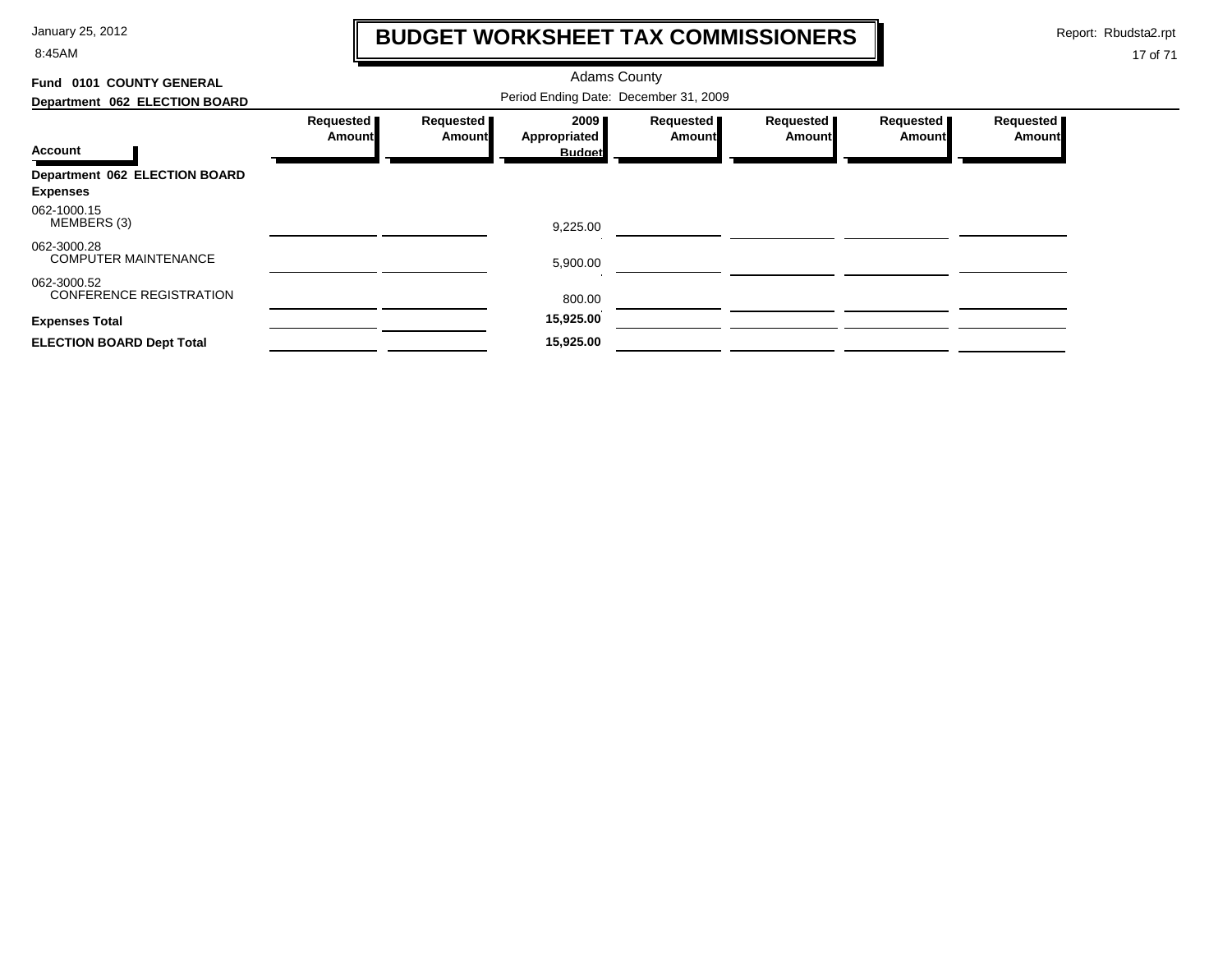# BUDGET WORKSHEET TAX COMMISSIONERS

Adams County

Period Ending Date: December 31, 2009

**Fund 0101 COUNTY GENERAL**

**Department 062 ELECTION BOARD**

| Account | Requested Amount | Requested Amount | 2009 Appropriated Budget | Requested Amount | Requested Amount | Requested Amount | Requested Amount |
|---|---|---|---|---|---|---|---|
| **Department 062 ELECTION BOARD** | | | | | | | |
| **Expenses** | | | | | | | |
| 062-1000.15 MEMBERS (3) | | | 9,225.00 | | | | |
| 062-3000.28 COMPUTER MAINTENANCE | | | 5,900.00 | | | | |
| 062-3000.52 CONFERENCE REGISTRATION | | | 800.00 | | | | |
| **Expenses Total** | | | **15,925.00** | | | | |
| **ELECTION BOARD Dept Total** | | | **15,925.00** | | | | |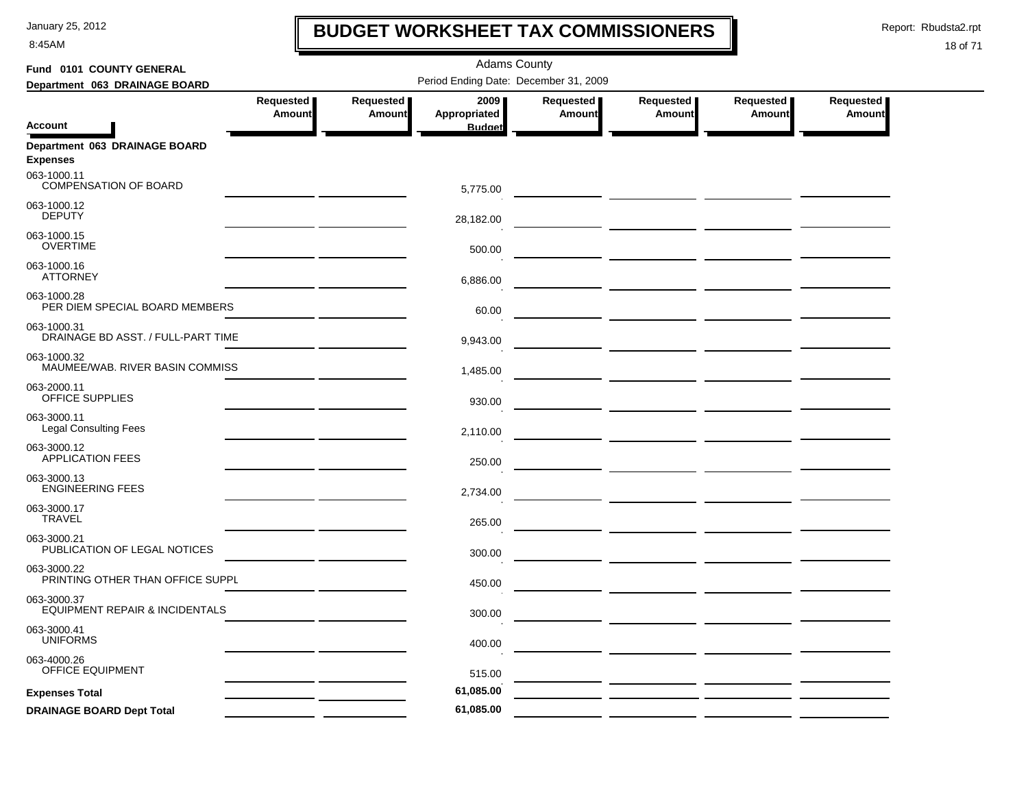# BUDGET WORKSHEET TAX COMMISSIONERS

Adams County

Period Ending Date: December 31, 2009

**Fund 0101 COUNTY GENERAL**

**Department 063 DRAINAGE BOARD**

| Account | Requested Amount | Requested Amount | 2009 Appropriated Budget | Requested Amount | Requested Amount | Requested Amount | Requested Amount |
|---|---|---|---|---|---|---|---|
| **Department 063 DRAINAGE BOARD** | | | | | | | |
| **Expenses** | | | | | | | |
| 063-1000.11 COMPENSATION OF BOARD | | | 5,775.00 | | | | |
| 063-1000.12 DEPUTY | | | 28,182.00 | | | | |
| 063-1000.15 OVERTIME | | | 500.00 | | | | |
| 063-1000.16 ATTORNEY | | | 6,886.00 | | | | |
| 063-1000.28 PER DIEM SPECIAL BOARD MEMBERS | | | 60.00 | | | | |
| 063-1000.31 DRAINAGE BD ASST. / FULL-PART TIME | | | 9,943.00 | | | | |
| 063-1000.32 MAUMEE/WAB. RIVER BASIN COMMISS | | | 1,485.00 | | | | |
| 063-2000.11 OFFICE SUPPLIES | | | 930.00 | | | | |
| 063-3000.11 Legal Consulting Fees | | | 2,110.00 | | | | |
| 063-3000.12 APPLICATION FEES | | | 250.00 | | | | |
| 063-3000.13 ENGINEERING FEES | | | 2,734.00 | | | | |
| 063-3000.17 TRAVEL | | | 265.00 | | | | |
| 063-3000.21 PUBLICATION OF LEGAL NOTICES | | | 300.00 | | | | |
| 063-3000.22 PRINTING OTHER THAN OFFICE SUPPL | | | 450.00 | | | | |
| 063-3000.37 EQUIPMENT REPAIR & INCIDENTALS | | | 300.00 | | | | |
| 063-3000.41 UNIFORMS | | | 400.00 | | | | |
| 063-4000.26 OFFICE EQUIPMENT | | | 515.00 | | | | |
| **Expenses Total** | | | **61,085.00** | | | | |
| **DRAINAGE BOARD Dept Total** | | | **61,085.00** | | | | |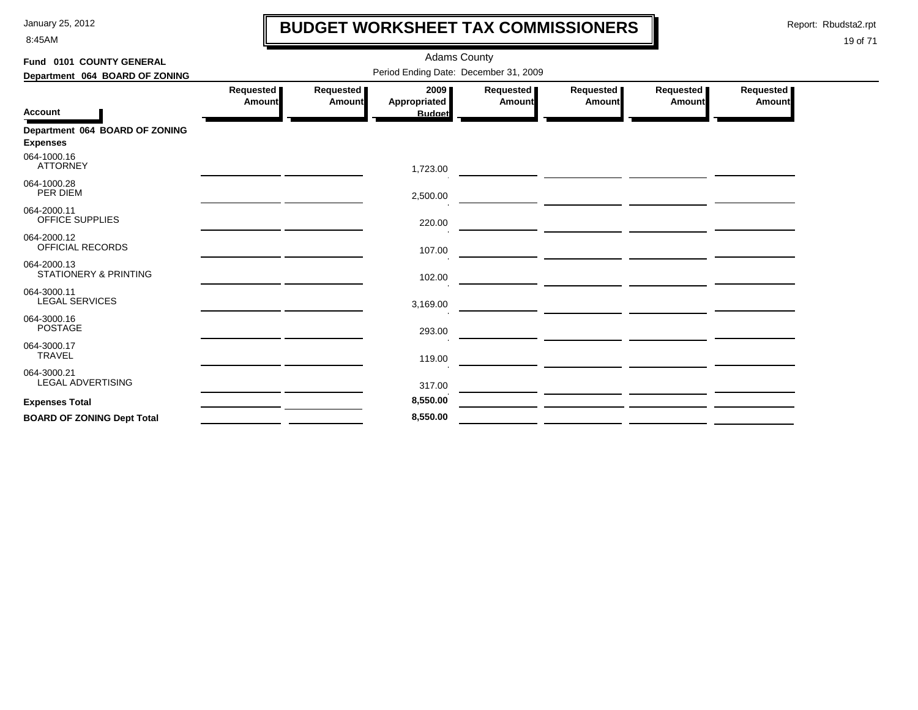# BUDGET WORKSHEET TAX COMMISSIONERS

January 25, 2012
8:45AM

Report: Rbudsta2.rpt

Adams County

Period Ending Date: December 31, 2009

**Fund 0101 COUNTY GENERAL**

**Department 064 BOARD OF ZONING**

| Account | Requested Amount | Requested Amount | 2009 Appropriated Budget | Requested Amount | Requested Amount | Requested Amount | Requested Amount |
|---|---|---|---|---|---|---|---|
| **Department 064 BOARD OF ZONING** | | | | | | | |
| **Expenses** | | | | | | | |
| 064-1000.16 ATTORNEY | | | 1,723.00 | | | | |
| 064-1000.28 PER DIEM | | | 2,500.00 | | | | |
| 064-2000.11 OFFICE SUPPLIES | | | 220.00 | | | | |
| 064-2000.12 OFFICIAL RECORDS | | | 107.00 | | | | |
| 064-2000.13 STATIONERY & PRINTING | | | 102.00 | | | | |
| 064-3000.11 LEGAL SERVICES | | | 3,169.00 | | | | |
| 064-3000.16 POSTAGE | | | 293.00 | | | | |
| 064-3000.17 TRAVEL | | | 119.00 | | | | |
| 064-3000.21 LEGAL ADVERTISING | | | 317.00 | | | | |
| **Expenses Total** | | | **8,550.00** | | | | |
| **BOARD OF ZONING Dept Total** | | | **8,550.00** | | | | |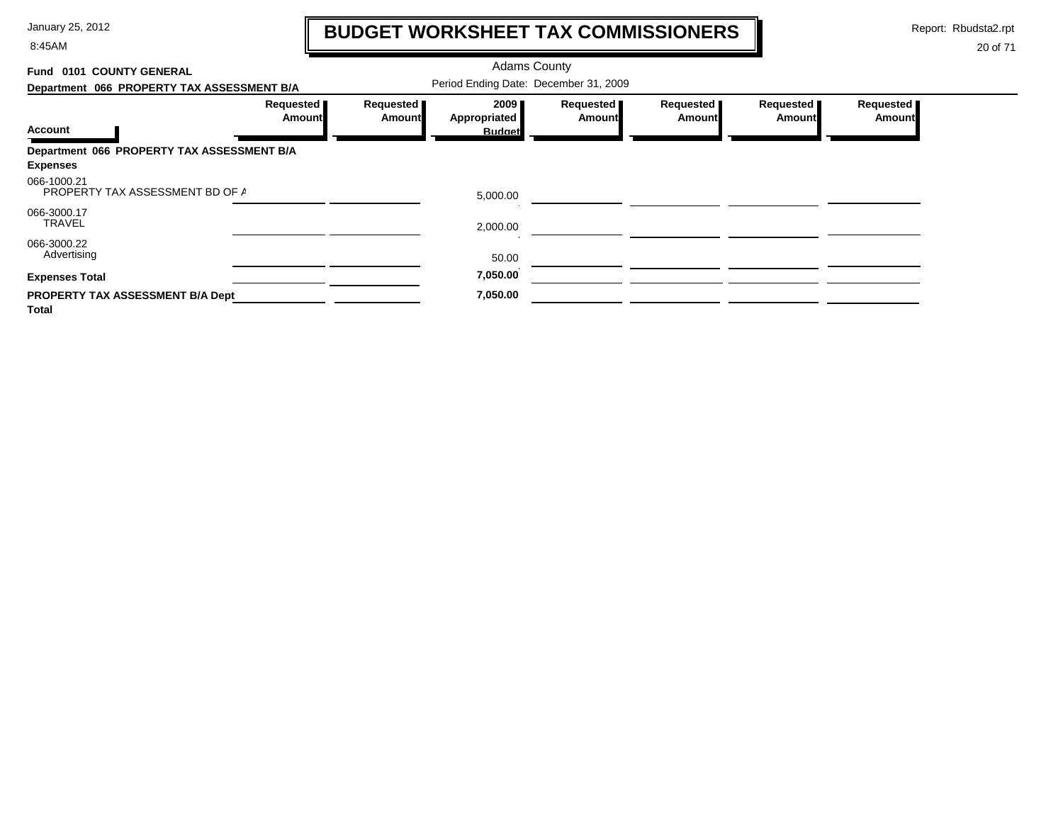# BUDGET WORKSHEET TAX COMMISSIONERS

January 25, 2012
8:45AM

Report: Rbudsta2.rpt

Adams County

**Fund 0101 COUNTY GENERAL**

**Department 066 PROPERTY TAX ASSESSMENT B/A**

Period Ending Date: December 31, 2009

| Account | Requested Amount | Requested Amount | 2009 Appropriated Budget | Requested Amount | Requested Amount | Requested Amount | Requested Amount |
|---|---|---|---|---|---|---|---|
| **Department 066 PROPERTY TAX ASSESSMENT B/A** | | | | | | | |
| **Expenses** | | | | | | | |
| 066-1000.21 PROPERTY TAX ASSESSMENT BD OF A | | | 5,000.00 | | | | |
| 066-3000.17 TRAVEL | | | 2,000.00 | | | | |
| 066-3000.22 Advertising | | | 50.00 | | | | |
| **Expenses Total** | | | **7,050.00** | | | | |
| **PROPERTY TAX ASSESSMENT B/A Dept Total** | | | **7,050.00** | | | | |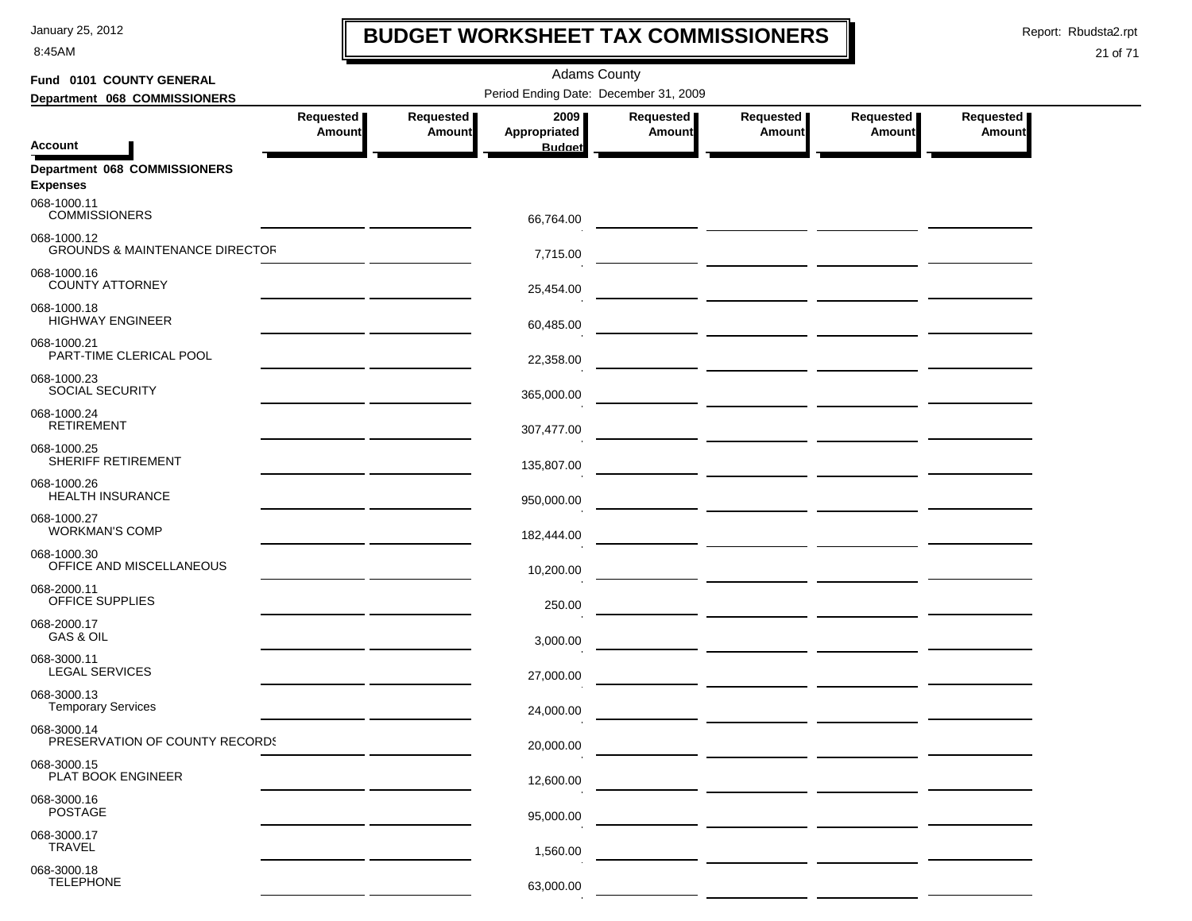# BUDGET WORKSHEET TAX COMMISSIONERS

January 25, 2012
8:45AM

Report: Rbudsta2.rpt

Adams County

Fund 0101 COUNTY GENERAL
Department 068 COMMISSIONERS

Period Ending Date: December 31, 2009

| Account | Requested Amount | Requested Amount | 2009 Appropriated Budget | Requested Amount | Requested Amount | Requested Amount | Requested Amount |
|---|---|---|---|---|---|---|---|
| **Department 068 COMMISSIONERS** | | | | | | | |
| **Expenses** | | | | | | | |
| 068-1000.11 COMMISSIONERS | | | 66,764.00 | | | | |
| 068-1000.12 GROUNDS & MAINTENANCE DIRECTOR | | | 7,715.00 | | | | |
| 068-1000.16 COUNTY ATTORNEY | | | 25,454.00 | | | | |
| 068-1000.18 HIGHWAY ENGINEER | | | 60,485.00 | | | | |
| 068-1000.21 PART-TIME CLERICAL POOL | | | 22,358.00 | | | | |
| 068-1000.23 SOCIAL SECURITY | | | 365,000.00 | | | | |
| 068-1000.24 RETIREMENT | | | 307,477.00 | | | | |
| 068-1000.25 SHERIFF RETIREMENT | | | 135,807.00 | | | | |
| 068-1000.26 HEALTH INSURANCE | | | 950,000.00 | | | | |
| 068-1000.27 WORKMAN'S COMP | | | 182,444.00 | | | | |
| 068-1000.30 OFFICE AND MISCELLANEOUS | | | 10,200.00 | | | | |
| 068-2000.11 OFFICE SUPPLIES | | | 250.00 | | | | |
| 068-2000.17 GAS & OIL | | | 3,000.00 | | | | |
| 068-3000.11 LEGAL SERVICES | | | 27,000.00 | | | | |
| 068-3000.13 Temporary Services | | | 24,000.00 | | | | |
| 068-3000.14 PRESERVATION OF COUNTY RECORDS | | | 20,000.00 | | | | |
| 068-3000.15 PLAT BOOK ENGINEER | | | 12,600.00 | | | | |
| 068-3000.16 POSTAGE | | | 95,000.00 | | | | |
| 068-3000.17 TRAVEL | | | 1,560.00 | | | | |
| 068-3000.18 TELEPHONE | | | 63,000.00 | | | | |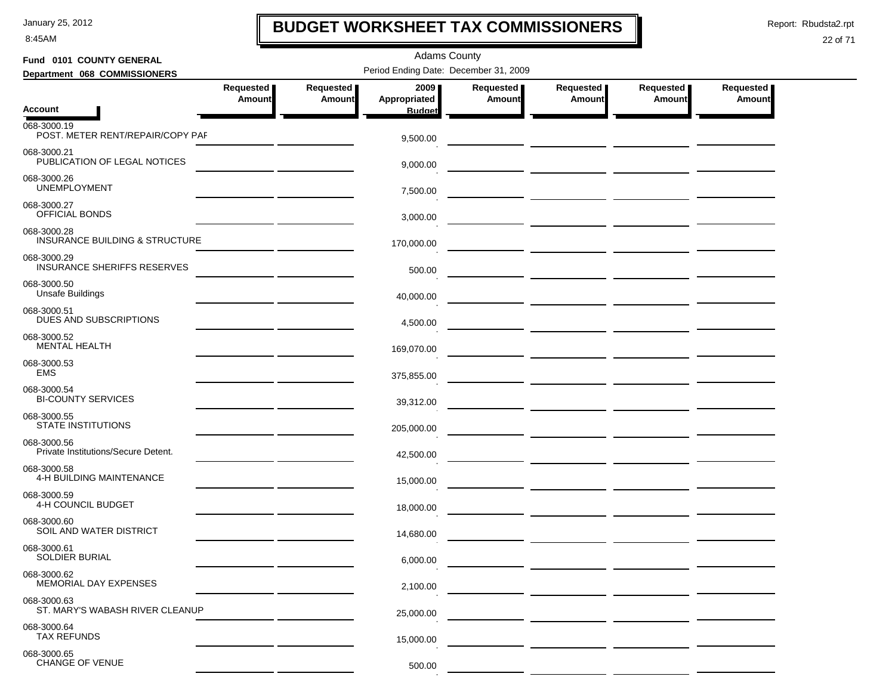# BUDGET WORKSHEET TAX COMMISSIONERS

January 25, 2012
8:45AM

Report: Rbudsta2.rpt

Adams County

**Fund 0101 COUNTY GENERAL**
**Department 068 COMMISSIONERS**

Period Ending Date: December 31, 2009

| Account | Requested Amount | Requested Amount | 2009 Appropriated Budget | Requested Amount | Requested Amount | Requested Amount | Requested Amount |
|---|---|---|---|---|---|---|---|
| 068-3000.19 POST. METER RENT/REPAIR/COPY PAF | | | 9,500.00 | | | | |
| 068-3000.21 PUBLICATION OF LEGAL NOTICES | | | 9,000.00 | | | | |
| 068-3000.26 UNEMPLOYMENT | | | 7,500.00 | | | | |
| 068-3000.27 OFFICIAL BONDS | | | 3,000.00 | | | | |
| 068-3000.28 INSURANCE BUILDING & STRUCTURE | | | 170,000.00 | | | | |
| 068-3000.29 INSURANCE SHERIFFS RESERVES | | | 500.00 | | | | |
| 068-3000.50 Unsafe Buildings | | | 40,000.00 | | | | |
| 068-3000.51 DUES AND SUBSCRIPTIONS | | | 4,500.00 | | | | |
| 068-3000.52 MENTAL HEALTH | | | 169,070.00 | | | | |
| 068-3000.53 EMS | | | 375,855.00 | | | | |
| 068-3000.54 BI-COUNTY SERVICES | | | 39,312.00 | | | | |
| 068-3000.55 STATE INSTITUTIONS | | | 205,000.00 | | | | |
| 068-3000.56 Private Institutions/Secure Detent. | | | 42,500.00 | | | | |
| 068-3000.58 4-H BUILDING MAINTENANCE | | | 15,000.00 | | | | |
| 068-3000.59 4-H COUNCIL BUDGET | | | 18,000.00 | | | | |
| 068-3000.60 SOIL AND WATER DISTRICT | | | 14,680.00 | | | | |
| 068-3000.61 SOLDIER BURIAL | | | 6,000.00 | | | | |
| 068-3000.62 MEMORIAL DAY EXPENSES | | | 2,100.00 | | | | |
| 068-3000.63 ST. MARY'S WABASH RIVER CLEANUP | | | 25,000.00 | | | | |
| 068-3000.64 TAX REFUNDS | | | 15,000.00 | | | | |
| 068-3000.65 CHANGE OF VENUE | | | 500.00 | | | | |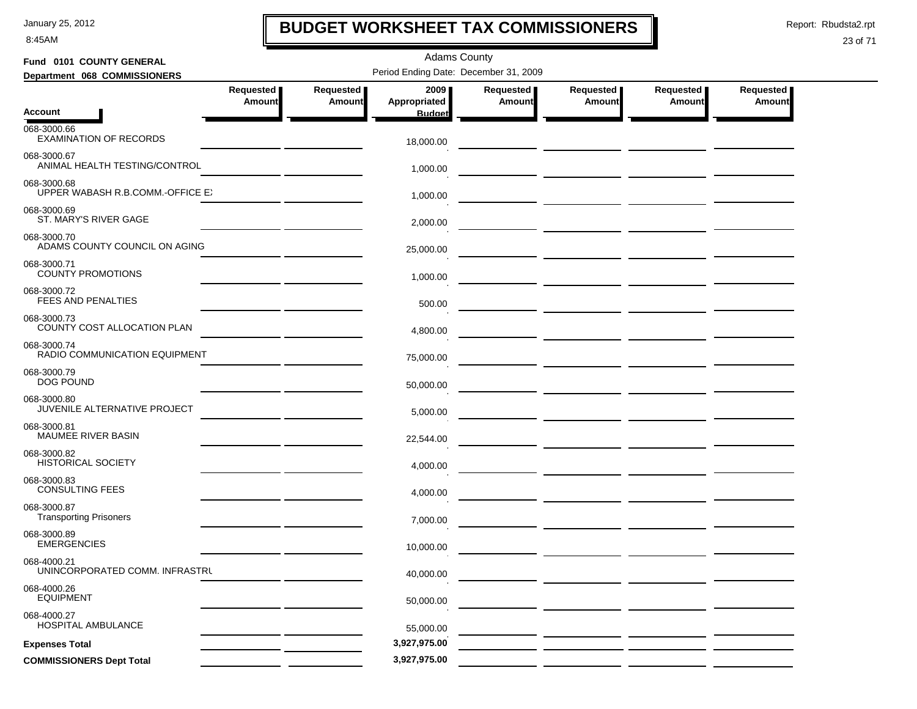# BUDGET WORKSHEET TAX COMMISSIONERS

January 25, 2012
8:45AM

Report: Rbudsta2.rpt

Adams County

**Fund 0101 COUNTY GENERAL**

**Department 068 COMMISSIONERS**

Period Ending Date: December 31, 2009

| Account | Requested Amount | Requested Amount | 2009 Appropriated Budget | Requested Amount | Requested Amount | Requested Amount | Requested Amount |
|---|---|---|---|---|---|---|---|
| 068-3000.66 EXAMINATION OF RECORDS | | | 18,000.00 | | | | |
| 068-3000.67 ANIMAL HEALTH TESTING/CONTROL | | | 1,000.00 | | | | |
| 068-3000.68 UPPER WABASH R.B.COMM.-OFFICE EX | | | 1,000.00 | | | | |
| 068-3000.69 ST. MARY'S RIVER GAGE | | | 2,000.00 | | | | |
| 068-3000.70 ADAMS COUNTY COUNCIL ON AGING | | | 25,000.00 | | | | |
| 068-3000.71 COUNTY PROMOTIONS | | | 1,000.00 | | | | |
| 068-3000.72 FEES AND PENALTIES | | | 500.00 | | | | |
| 068-3000.73 COUNTY COST ALLOCATION PLAN | | | 4,800.00 | | | | |
| 068-3000.74 RADIO COMMUNICATION EQUIPMENT | | | 75,000.00 | | | | |
| 068-3000.79 DOG POUND | | | 50,000.00 | | | | |
| 068-3000.80 JUVENILE ALTERNATIVE PROJECT | | | 5,000.00 | | | | |
| 068-3000.81 MAUMEE RIVER BASIN | | | 22,544.00 | | | | |
| 068-3000.82 HISTORICAL SOCIETY | | | 4,000.00 | | | | |
| 068-3000.83 CONSULTING FEES | | | 4,000.00 | | | | |
| 068-3000.87 Transporting Prisoners | | | 7,000.00 | | | | |
| 068-3000.89 EMERGENCIES | | | 10,000.00 | | | | |
| 068-4000.21 UNINCORPORATED COMM. INFRASTRU | | | 40,000.00 | | | | |
| 068-4000.26 EQUIPMENT | | | 50,000.00 | | | | |
| 068-4000.27 HOSPITAL AMBULANCE | | | 55,000.00 | | | | |
| **Expenses Total** | | | 3,927,975.00 | | | | |
| **COMMISSIONERS Dept Total** | | | 3,927,975.00 | | | | |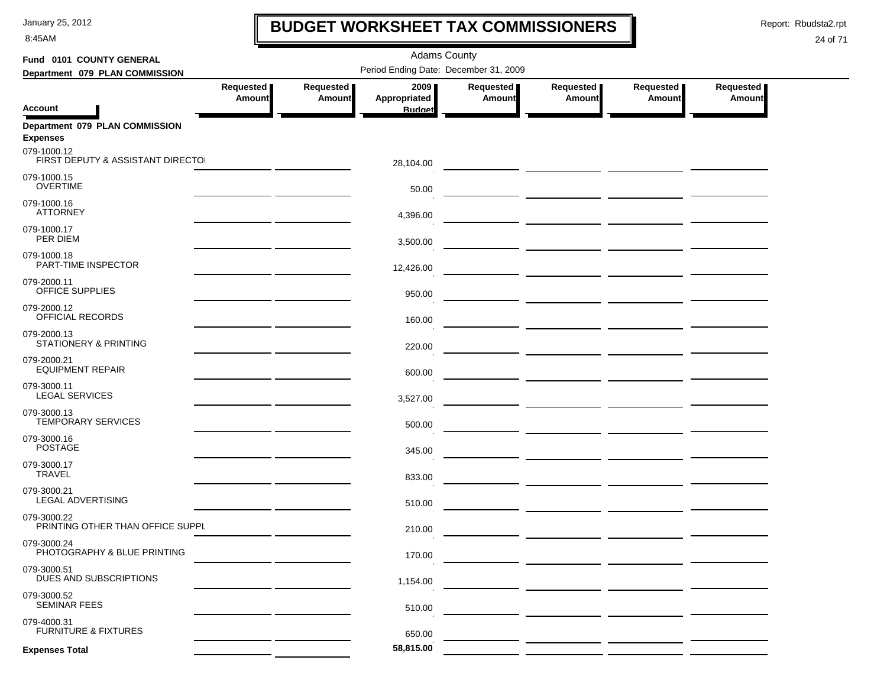# BUDGET WORKSHEET TAX COMMISSIONERS

Adams County

**Fund 0101 COUNTY GENERAL**

**Department 079 PLAN COMMISSION**

Period Ending Date: December 31, 2009

| Account | Requested Amount | Requested Amount | 2009 Appropriated Budget | Requested Amount | Requested Amount | Requested Amount | Requested Amount |
|---|---|---|---|---|---|---|---|
| **Department 079 PLAN COMMISSION** | | | | | | | |
| **Expenses** | | | | | | | |
| 079-1000.12 FIRST DEPUTY & ASSISTANT DIRECTOI | | | 28,104.00 | | | | |
| 079-1000.15 OVERTIME | | | 50.00 | | | | |
| 079-1000.16 ATTORNEY | | | 4,396.00 | | | | |
| 079-1000.17 PER DIEM | | | 3,500.00 | | | | |
| 079-1000.18 PART-TIME INSPECTOR | | | 12,426.00 | | | | |
| 079-2000.11 OFFICE SUPPLIES | | | 950.00 | | | | |
| 079-2000.12 OFFICIAL RECORDS | | | 160.00 | | | | |
| 079-2000.13 STATIONERY & PRINTING | | | 220.00 | | | | |
| 079-2000.21 EQUIPMENT REPAIR | | | 600.00 | | | | |
| 079-3000.11 LEGAL SERVICES | | | 3,527.00 | | | | |
| 079-3000.13 TEMPORARY SERVICES | | | 500.00 | | | | |
| 079-3000.16 POSTAGE | | | 345.00 | | | | |
| 079-3000.17 TRAVEL | | | 833.00 | | | | |
| 079-3000.21 LEGAL ADVERTISING | | | 510.00 | | | | |
| 079-3000.22 PRINTING OTHER THAN OFFICE SUPPL | | | 210.00 | | | | |
| 079-3000.24 PHOTOGRAPHY & BLUE PRINTING | | | 170.00 | | | | |
| 079-3000.51 DUES AND SUBSCRIPTIONS | | | 1,154.00 | | | | |
| 079-3000.52 SEMINAR FEES | | | 510.00 | | | | |
| 079-4000.31 FURNITURE & FIXTURES | | | 650.00 | | | | |
| **Expenses Total** | | | **58,815.00** | | | | |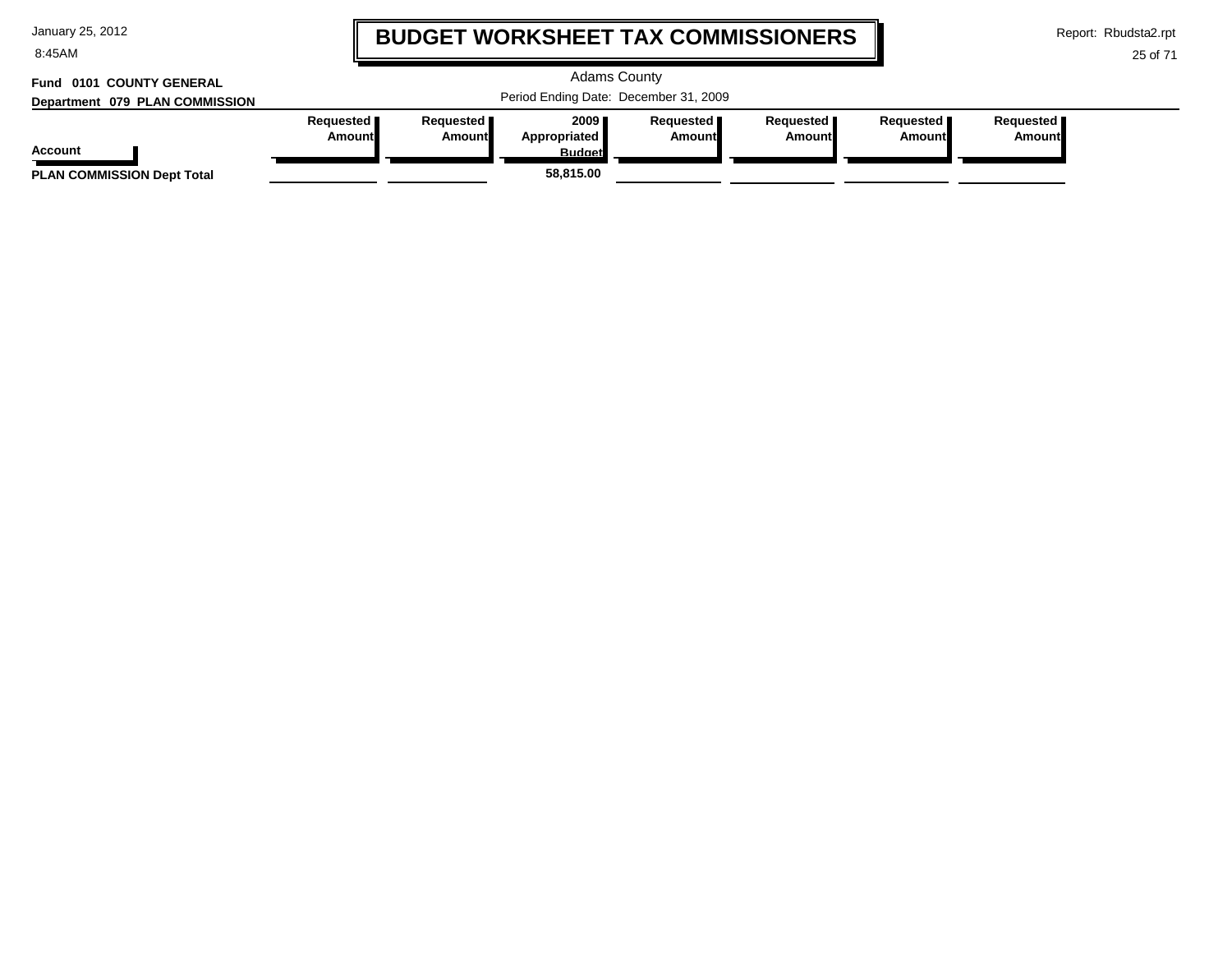# BUDGET WORKSHEET TAX COMMISSIONERS

Adams County

Period Ending Date: December 31, 2009

**Fund 0101 COUNTY GENERAL**

**Department 079 PLAN COMMISSION**

| Account | Requested Amount | Requested Amount | 2009 Appropriated Budget | Requested Amount | Requested Amount | Requested Amount | Requested Amount |
|---|---|---|---|---|---|---|---|
| **PLAN COMMISSION Dept Total** | | | **58,815.00** | | | | |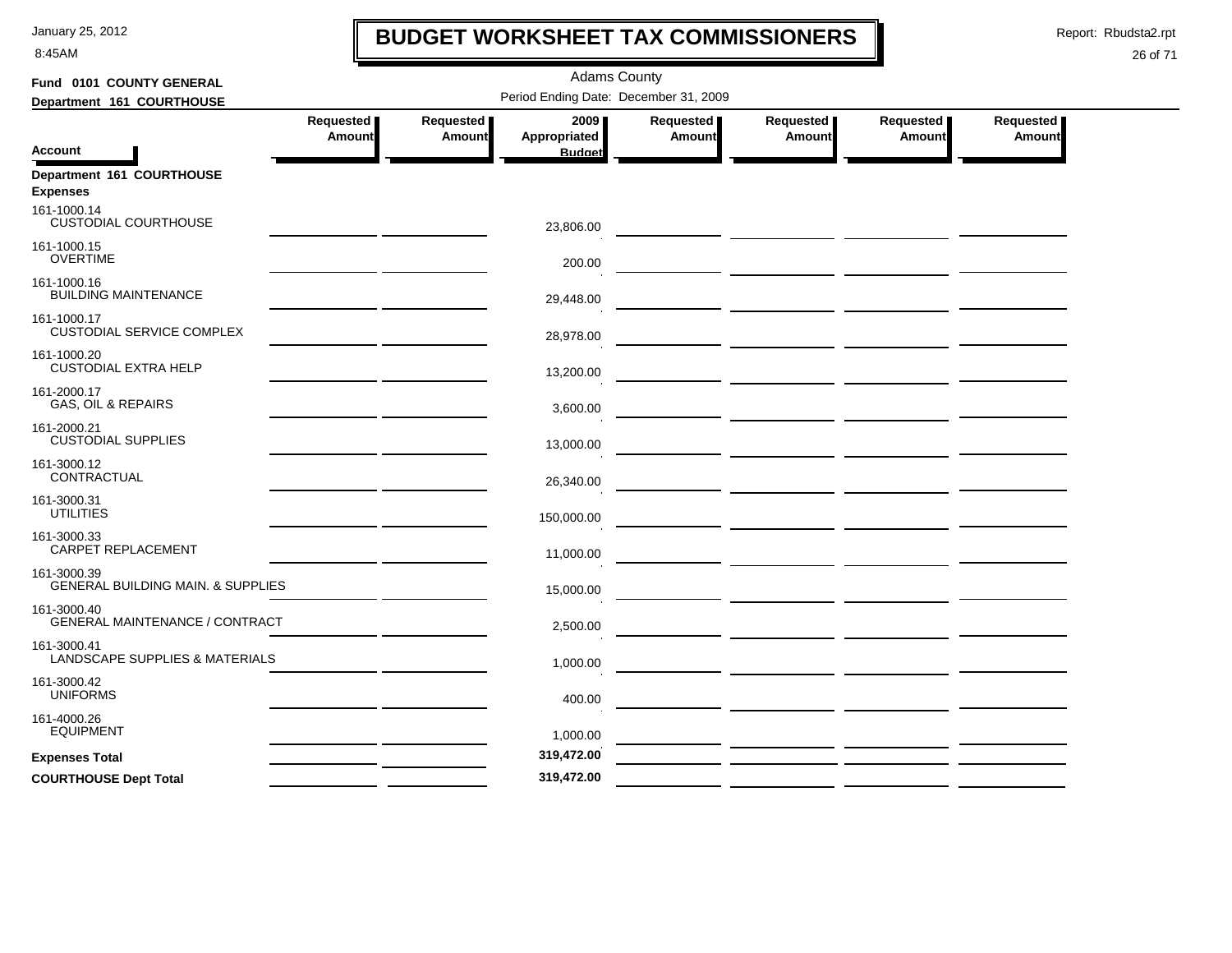# BUDGET WORKSHEET TAX COMMISSIONERS

Adams County

**Fund 0101 COUNTY GENERAL**

**Department 161 COURTHOUSE**

Period Ending Date: December 31, 2009

| Account | Requested Amount | Requested Amount | 2009 Appropriated Budget | Requested Amount | Requested Amount | Requested Amount | Requested Amount |
|---|---|---|---|---|---|---|---|
| **Department 161 COURTHOUSE** | | | | | | | |
| **Expenses** | | | | | | | |
| 161-1000.14 CUSTODIAL COURTHOUSE | | | 23,806.00 | | | | |
| 161-1000.15 OVERTIME | | | 200.00 | | | | |
| 161-1000.16 BUILDING MAINTENANCE | | | 29,448.00 | | | | |
| 161-1000.17 CUSTODIAL SERVICE COMPLEX | | | 28,978.00 | | | | |
| 161-1000.20 CUSTODIAL EXTRA HELP | | | 13,200.00 | | | | |
| 161-2000.17 GAS, OIL & REPAIRS | | | 3,600.00 | | | | |
| 161-2000.21 CUSTODIAL SUPPLIES | | | 13,000.00 | | | | |
| 161-3000.12 CONTRACTUAL | | | 26,340.00 | | | | |
| 161-3000.31 UTILITIES | | | 150,000.00 | | | | |
| 161-3000.33 CARPET REPLACEMENT | | | 11,000.00 | | | | |
| 161-3000.39 GENERAL BUILDING MAIN. & SUPPLIES | | | 15,000.00 | | | | |
| 161-3000.40 GENERAL MAINTENANCE / CONTRACT | | | 2,500.00 | | | | |
| 161-3000.41 LANDSCAPE SUPPLIES & MATERIALS | | | 1,000.00 | | | | |
| 161-3000.42 UNIFORMS | | | 400.00 | | | | |
| 161-4000.26 EQUIPMENT | | | 1,000.00 | | | | |
| **Expenses Total** | | | 319,472.00 | | | | |
| **COURTHOUSE Dept Total** | | | 319,472.00 | | | | |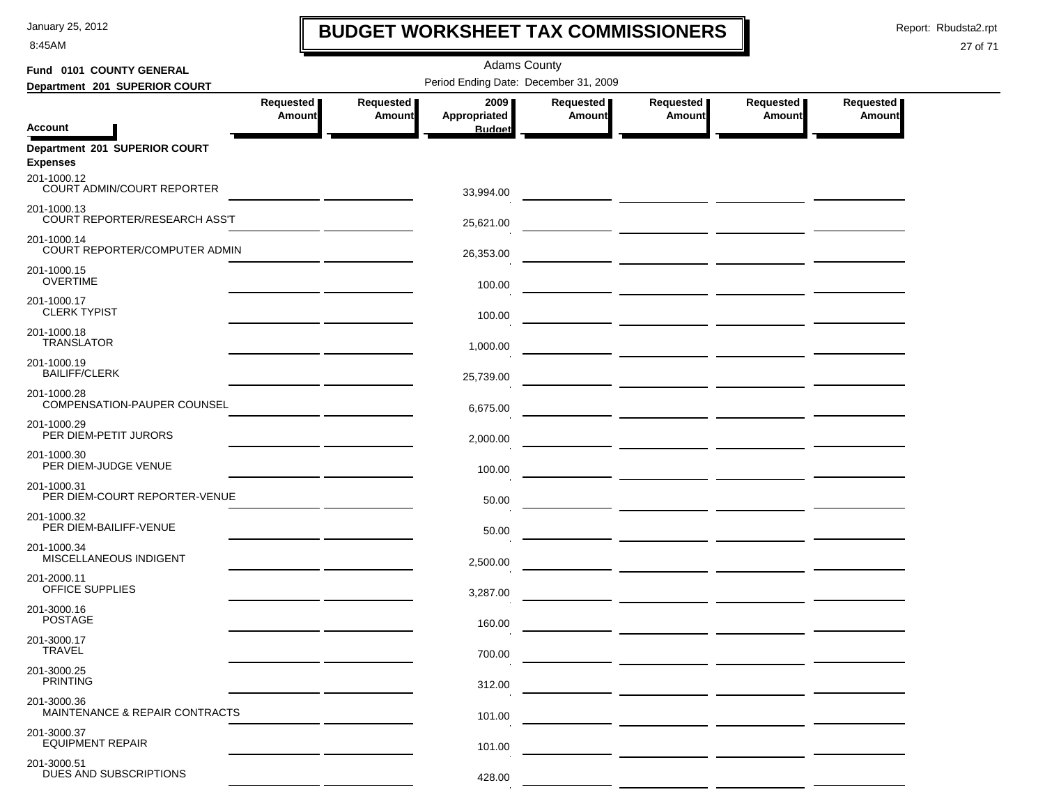# BUDGET WORKSHEET TAX COMMISSIONERS

Adams County

Period Ending Date: December 31, 2009

**Fund 0101 COUNTY GENERAL**

**Department 201 SUPERIOR COURT**

| Account | Requested Amount | Requested Amount | 2009 Appropriated Budget | Requested Amount | Requested Amount | Requested Amount | Requested Amount |
|---|---|---|---|---|---|---|---|
| **Department 201 SUPERIOR COURT** | | | | | | | |
| **Expenses** | | | | | | | |
| 201-1000.12 COURT ADMIN/COURT REPORTER | | | 33,994.00 | | | | |
| 201-1000.13 COURT REPORTER/RESEARCH ASS'T | | | 25,621.00 | | | | |
| 201-1000.14 COURT REPORTER/COMPUTER ADMIN | | | 26,353.00 | | | | |
| 201-1000.15 OVERTIME | | | 100.00 | | | | |
| 201-1000.17 CLERK TYPIST | | | 100.00 | | | | |
| 201-1000.18 TRANSLATOR | | | 1,000.00 | | | | |
| 201-1000.19 BAILIFF/CLERK | | | 25,739.00 | | | | |
| 201-1000.28 COMPENSATION-PAUPER COUNSEL | | | 6,675.00 | | | | |
| 201-1000.29 PER DIEM-PETIT JURORS | | | 2,000.00 | | | | |
| 201-1000.30 PER DIEM-JUDGE VENUE | | | 100.00 | | | | |
| 201-1000.31 PER DIEM-COURT REPORTER-VENUE | | | 50.00 | | | | |
| 201-1000.32 PER DIEM-BAILIFF-VENUE | | | 50.00 | | | | |
| 201-1000.34 MISCELLANEOUS INDIGENT | | | 2,500.00 | | | | |
| 201-2000.11 OFFICE SUPPLIES | | | 3,287.00 | | | | |
| 201-3000.16 POSTAGE | | | 160.00 | | | | |
| 201-3000.17 TRAVEL | | | 700.00 | | | | |
| 201-3000.25 PRINTING | | | 312.00 | | | | |
| 201-3000.36 MAINTENANCE & REPAIR CONTRACTS | | | 101.00 | | | | |
| 201-3000.37 EQUIPMENT REPAIR | | | 101.00 | | | | |
| 201-3000.51 DUES AND SUBSCRIPTIONS | | | 428.00 | | | | |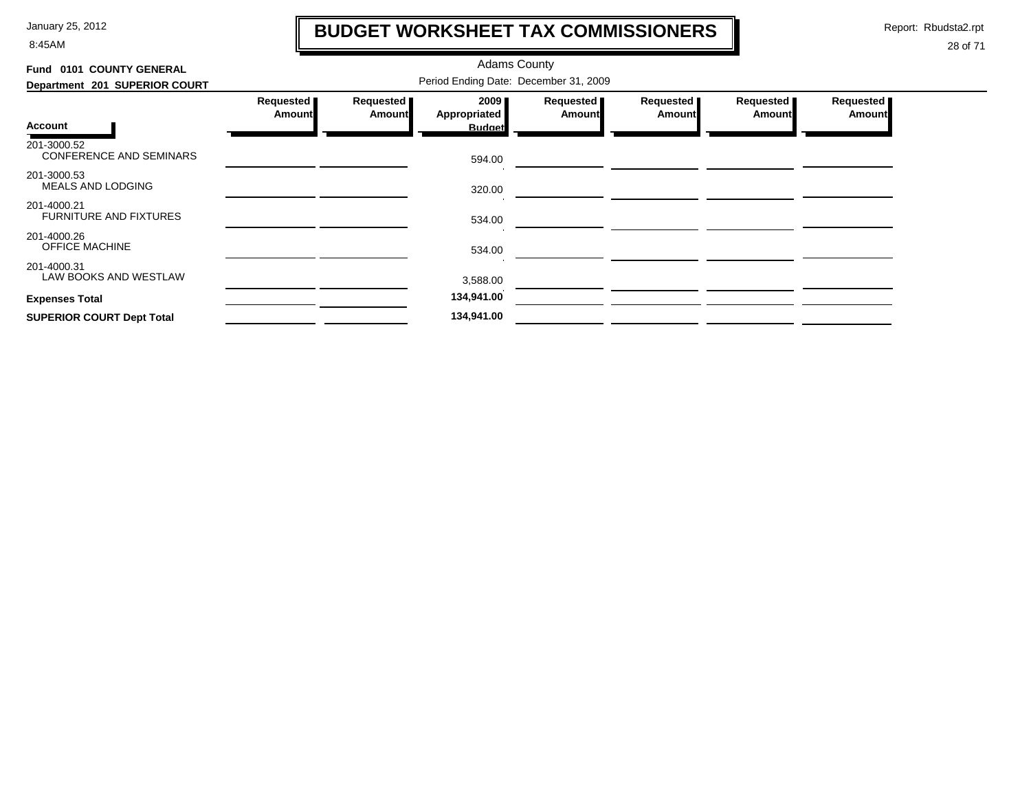# BUDGET WORKSHEET TAX COMMISSIONERS

Adams County

**Fund 0101 COUNTY GENERAL**

**Department 201 SUPERIOR COURT**

Period Ending Date: December 31, 2009

| Account | Requested Amount | Requested Amount | 2009 Appropriated Budget | Requested Amount | Requested Amount | Requested Amount | Requested Amount |
|---|---|---|---|---|---|---|---|
| 201-3000.52 CONFERENCE AND SEMINARS | | | 594.00 | | | | |
| 201-3000.53 MEALS AND LODGING | | | 320.00 | | | | |
| 201-4000.21 FURNITURE AND FIXTURES | | | 534.00 | | | | |
| 201-4000.26 OFFICE MACHINE | | | 534.00 | | | | |
| 201-4000.31 LAW BOOKS AND WESTLAW | | | 3,588.00 | | | | |
| **Expenses Total** | | | **134,941.00** | | | | |
| **SUPERIOR COURT Dept Total** | | | **134,941.00** | | | | |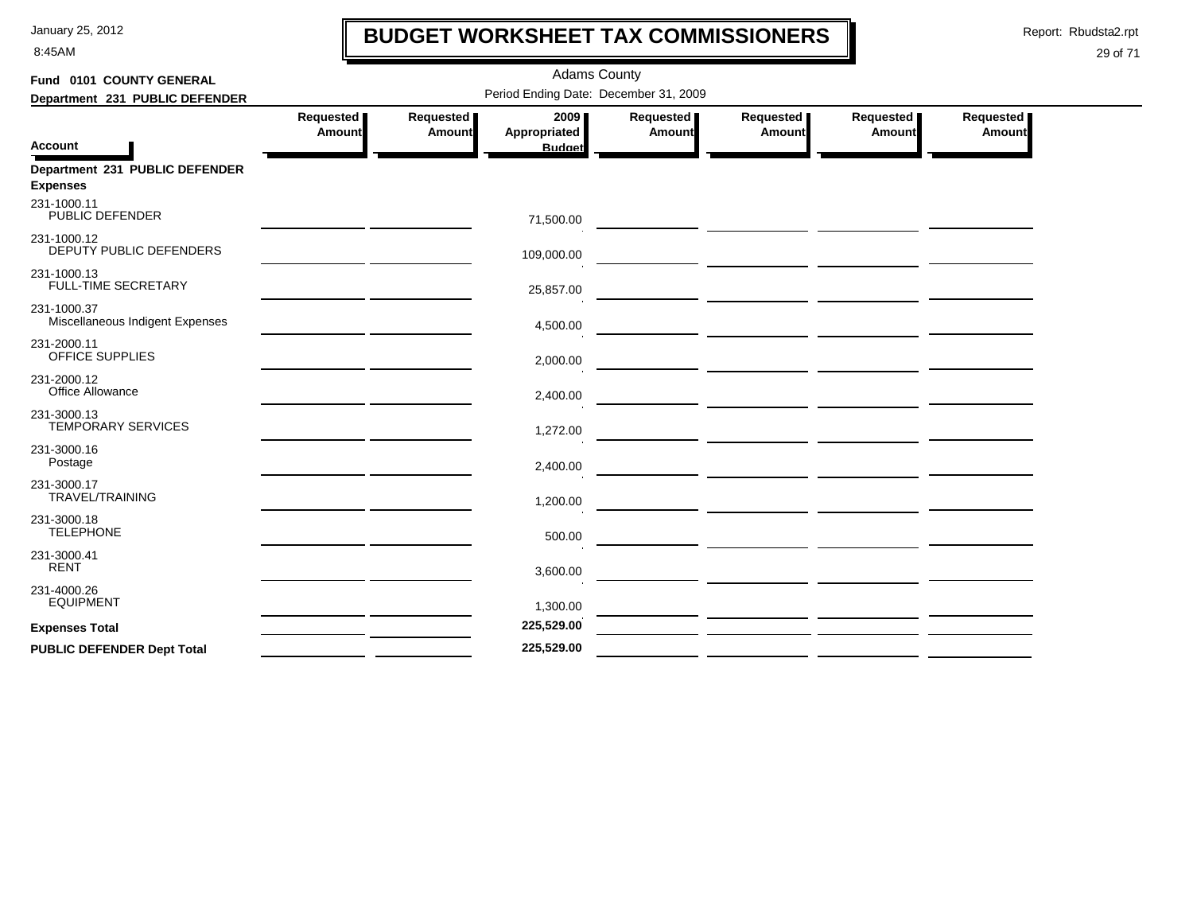# BUDGET WORKSHEET TAX COMMISSIONERS

January 25, 2012
8:45AM

Report: Rbudsta2.rpt

Adams County

Period Ending Date: December 31, 2009

**Fund 0101 COUNTY GENERAL**
**Department 231 PUBLIC DEFENDER**

| Account | Requested Amount | Requested Amount | 2009 Appropriated Budget | Requested Amount | Requested Amount | Requested Amount | Requested Amount |
|---|---|---|---|---|---|---|---|
| **Department 231 PUBLIC DEFENDER** | | | | | | | |
| **Expenses** | | | | | | | |
| 231-1000.11 PUBLIC DEFENDER | | | 71,500.00 | | | | |
| 231-1000.12 DEPUTY PUBLIC DEFENDERS | | | 109,000.00 | | | | |
| 231-1000.13 FULL-TIME SECRETARY | | | 25,857.00 | | | | |
| 231-1000.37 Miscellaneous Indigent Expenses | | | 4,500.00 | | | | |
| 231-2000.11 OFFICE SUPPLIES | | | 2,000.00 | | | | |
| 231-2000.12 Office Allowance | | | 2,400.00 | | | | |
| 231-3000.13 TEMPORARY SERVICES | | | 1,272.00 | | | | |
| 231-3000.16 Postage | | | 2,400.00 | | | | |
| 231-3000.17 TRAVEL/TRAINING | | | 1,200.00 | | | | |
| 231-3000.18 TELEPHONE | | | 500.00 | | | | |
| 231-3000.41 RENT | | | 3,600.00 | | | | |
| 231-4000.26 EQUIPMENT | | | 1,300.00 | | | | |
| **Expenses Total** | | | **225,529.00** | | | | |
| **PUBLIC DEFENDER Dept Total** | | | **225,529.00** | | | | |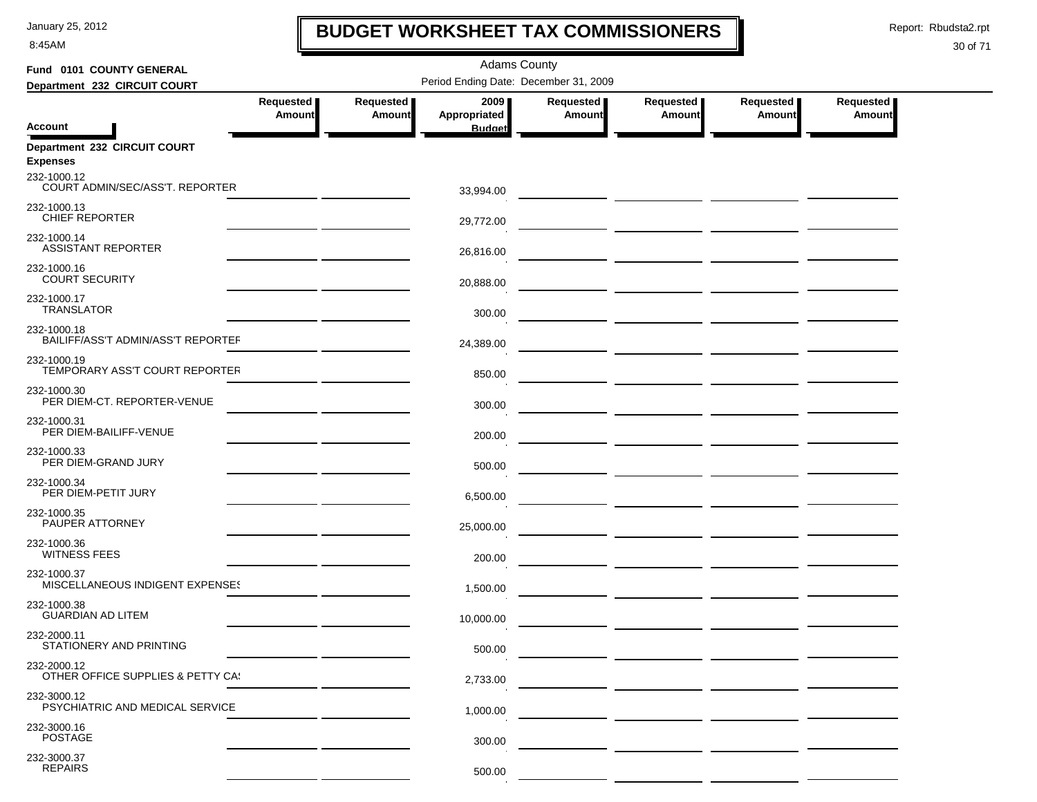# BUDGET WORKSHEET TAX COMMISSIONERS

Adams County

Fund 0101 COUNTY GENERAL

Department 232 CIRCUIT COURT

Period Ending Date: December 31, 2009

| Account | Requested Amount | Requested Amount | 2009 Appropriated Budget | Requested Amount | Requested Amount | Requested Amount | Requested Amount |
|---|---|---|---|---|---|---|---|
| **Department 232 CIRCUIT COURT** | | | | | | | |
| **Expenses** | | | | | | | |
| 232-1000.12 COURT ADMIN/SEC/ASS'T. REPORTER | | | 33,994.00 | | | | |
| 232-1000.13 CHIEF REPORTER | | | 29,772.00 | | | | |
| 232-1000.14 ASSISTANT REPORTER | | | 26,816.00 | | | | |
| 232-1000.16 COURT SECURITY | | | 20,888.00 | | | | |
| 232-1000.17 TRANSLATOR | | | 300.00 | | | | |
| 232-1000.18 BAILIFF/ASS'T ADMIN/ASS'T REPORTEF | | | 24,389.00 | | | | |
| 232-1000.19 TEMPORARY ASS'T COURT REPORTER | | | 850.00 | | | | |
| 232-1000.30 PER DIEM-CT. REPORTER-VENUE | | | 300.00 | | | | |
| 232-1000.31 PER DIEM-BAILIFF-VENUE | | | 200.00 | | | | |
| 232-1000.33 PER DIEM-GRAND JURY | | | 500.00 | | | | |
| 232-1000.34 PER DIEM-PETIT JURY | | | 6,500.00 | | | | |
| 232-1000.35 PAUPER ATTORNEY | | | 25,000.00 | | | | |
| 232-1000.36 WITNESS FEES | | | 200.00 | | | | |
| 232-1000.37 MISCELLANEOUS INDIGENT EXPENSES | | | 1,500.00 | | | | |
| 232-1000.38 GUARDIAN AD LITEM | | | 10,000.00 | | | | |
| 232-2000.11 STATIONERY AND PRINTING | | | 500.00 | | | | |
| 232-2000.12 OTHER OFFICE SUPPLIES & PETTY CA! | | | 2,733.00 | | | | |
| 232-3000.12 PSYCHIATRIC AND MEDICAL SERVICE | | | 1,000.00 | | | | |
| 232-3000.16 POSTAGE | | | 300.00 | | | | |
| 232-3000.37 REPAIRS | | | 500.00 | | | | |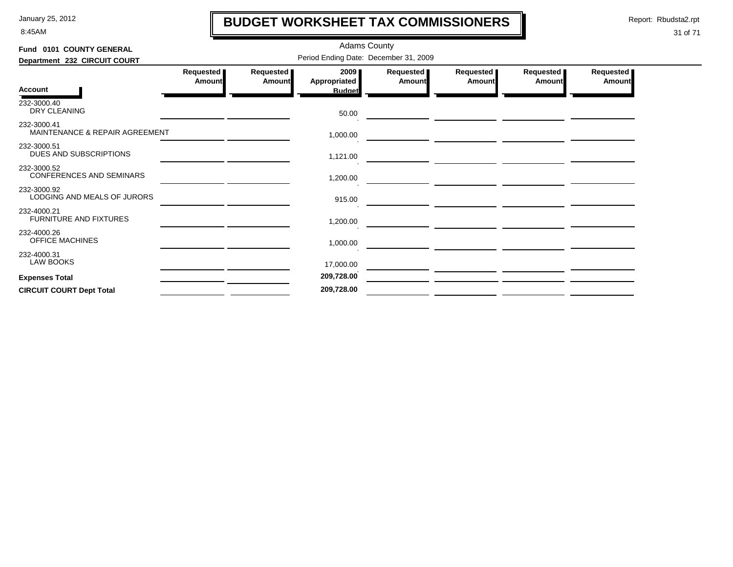# BUDGET WORKSHEET TAX COMMISSIONERS

Adams County

**Fund 0101 COUNTY GENERAL**

**Department 232 CIRCUIT COURT**

Period Ending Date: December 31, 2009

| Account | Requested Amount | Requested Amount | 2009 Appropriated Budget | Requested Amount | Requested Amount | Requested Amount | Requested Amount |
|---|---|---|---|---|---|---|---|
| 232-3000.40 DRY CLEANING | | | 50.00 | | | | |
| 232-3000.41 MAINTENANCE & REPAIR AGREEMENT | | | 1,000.00 | | | | |
| 232-3000.51 DUES AND SUBSCRIPTIONS | | | 1,121.00 | | | | |
| 232-3000.52 CONFERENCES AND SEMINARS | | | 1,200.00 | | | | |
| 232-3000.92 LODGING AND MEALS OF JURORS | | | 915.00 | | | | |
| 232-4000.21 FURNITURE AND FIXTURES | | | 1,200.00 | | | | |
| 232-4000.26 OFFICE MACHINES | | | 1,000.00 | | | | |
| 232-4000.31 LAW BOOKS | | | 17,000.00 | | | | |
| **Expenses Total** | | | **209,728.00** | | | | |
| **CIRCUIT COURT Dept Total** | | | **209,728.00** | | | | |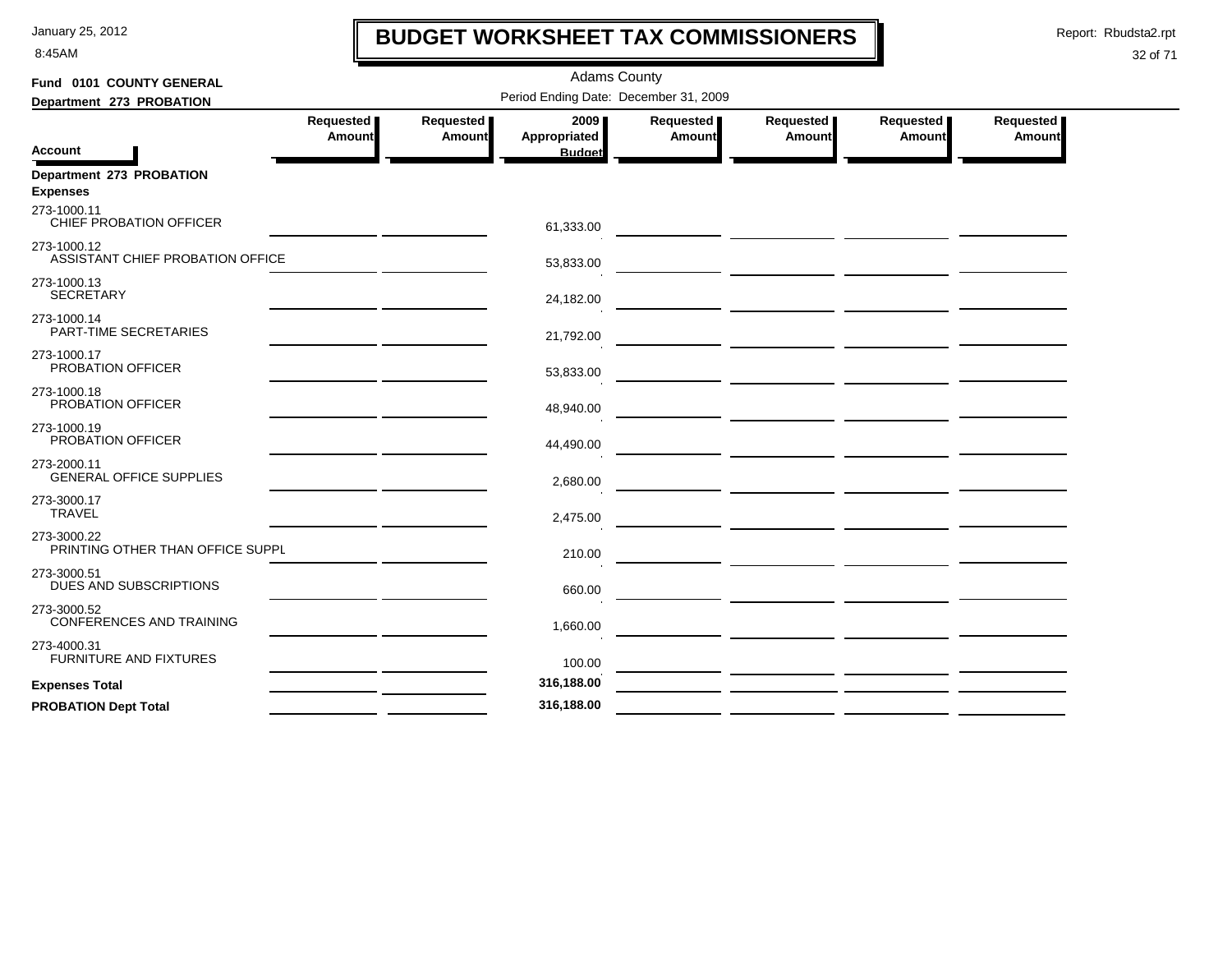# BUDGET WORKSHEET TAX COMMISSIONERS

January 25, 2012
8:45AM

Report: Rbudsta2.rpt

Adams County

**Fund 0101 COUNTY GENERAL**

**Department 273 PROBATION**

Period Ending Date: December 31, 2009

| Account | Requested Amount | Requested Amount | 2009 Appropriated Budget | Requested Amount | Requested Amount | Requested Amount | Requested Amount |
|---|---|---|---|---|---|---|---|
| **Department 273 PROBATION** | | | | | | | |
| **Expenses** | | | | | | | |
| 273-1000.11 CHIEF PROBATION OFFICER | | | 61,333.00 | | | | |
| 273-1000.12 ASSISTANT CHIEF PROBATION OFFICE | | | 53,833.00 | | | | |
| 273-1000.13 SECRETARY | | | 24,182.00 | | | | |
| 273-1000.14 PART-TIME SECRETARIES | | | 21,792.00 | | | | |
| 273-1000.17 PROBATION OFFICER | | | 53,833.00 | | | | |
| 273-1000.18 PROBATION OFFICER | | | 48,940.00 | | | | |
| 273-1000.19 PROBATION OFFICER | | | 44,490.00 | | | | |
| 273-2000.11 GENERAL OFFICE SUPPLIES | | | 2,680.00 | | | | |
| 273-3000.17 TRAVEL | | | 2,475.00 | | | | |
| 273-3000.22 PRINTING OTHER THAN OFFICE SUPPL | | | 210.00 | | | | |
| 273-3000.51 DUES AND SUBSCRIPTIONS | | | 660.00 | | | | |
| 273-3000.52 CONFERENCES AND TRAINING | | | 1,660.00 | | | | |
| 273-4000.31 FURNITURE AND FIXTURES | | | 100.00 | | | | |
| **Expenses Total** | | | **316,188.00** | | | | |
| **PROBATION Dept Total** | | | **316,188.00** | | | | |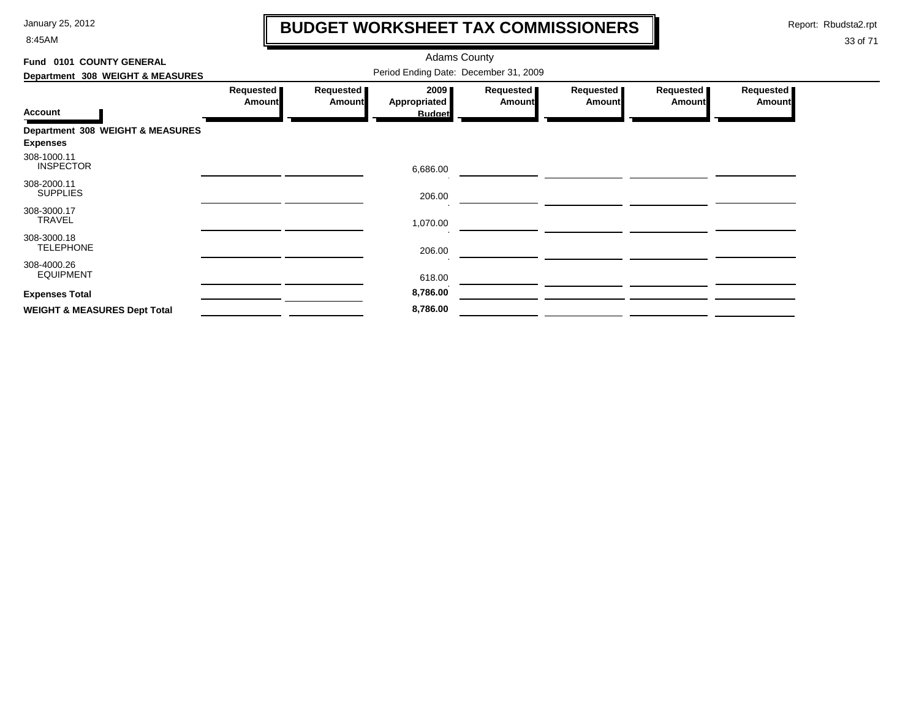# BUDGET WORKSHEET TAX COMMISSIONERS

Adams County

Period Ending Date: December 31, 2009

**Fund 0101 COUNTY GENERAL**

**Department 308 WEIGHT & MEASURES**

| Account | Requested Amount | Requested Amount | 2009 Appropriated Budget | Requested Amount | Requested Amount | Requested Amount | Requested Amount |
|---|---|---|---|---|---|---|---|
| **Department 308 WEIGHT & MEASURES** | | | | | | | |
| **Expenses** | | | | | | | |
| 308-1000.11 INSPECTOR | | | 6,686.00 | | | | |
| 308-2000.11 SUPPLIES | | | 206.00 | | | | |
| 308-3000.17 TRAVEL | | | 1,070.00 | | | | |
| 308-3000.18 TELEPHONE | | | 206.00 | | | | |
| 308-4000.26 EQUIPMENT | | | 618.00 | | | | |
| **Expenses Total** | | | **8,786.00** | | | | |
| **WEIGHT & MEASURES Dept Total** | | | **8,786.00** | | | | |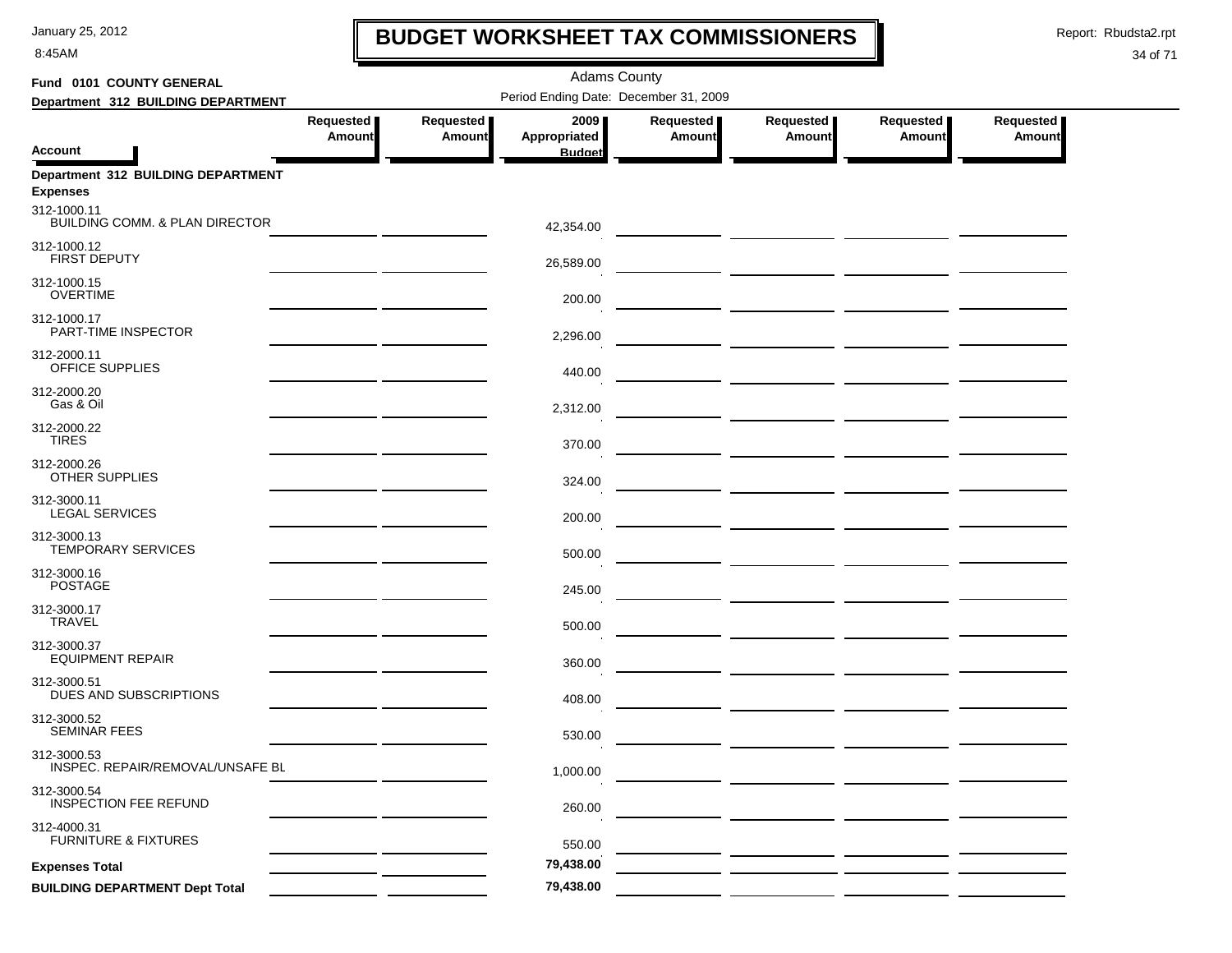# BUDGET WORKSHEET TAX COMMISSIONERS

Adams County

**Fund 0101 COUNTY GENERAL**

**Department 312 BUILDING DEPARTMENT**

Period Ending Date: December 31, 2009

| Account | Requested Amount | Requested Amount | 2009 Appropriated Budget | Requested Amount | Requested Amount | Requested Amount | Requested Amount |
|---|---|---|---|---|---|---|---|
| **Department 312 BUILDING DEPARTMENT** | | | | | | | |
| **Expenses** | | | | | | | |
| 312-1000.11 BUILDING COMM. & PLAN DIRECTOR | | | 42,354.00 | | | | |
| 312-1000.12 FIRST DEPUTY | | | 26,589.00 | | | | |
| 312-1000.15 OVERTIME | | | 200.00 | | | | |
| 312-1000.17 PART-TIME INSPECTOR | | | 2,296.00 | | | | |
| 312-2000.11 OFFICE SUPPLIES | | | 440.00 | | | | |
| 312-2000.20 Gas & Oil | | | 2,312.00 | | | | |
| 312-2000.22 TIRES | | | 370.00 | | | | |
| 312-2000.26 OTHER SUPPLIES | | | 324.00 | | | | |
| 312-3000.11 LEGAL SERVICES | | | 200.00 | | | | |
| 312-3000.13 TEMPORARY SERVICES | | | 500.00 | | | | |
| 312-3000.16 POSTAGE | | | 245.00 | | | | |
| 312-3000.17 TRAVEL | | | 500.00 | | | | |
| 312-3000.37 EQUIPMENT REPAIR | | | 360.00 | | | | |
| 312-3000.51 DUES AND SUBSCRIPTIONS | | | 408.00 | | | | |
| 312-3000.52 SEMINAR FEES | | | 530.00 | | | | |
| 312-3000.53 INSPEC. REPAIR/REMOVAL/UNSAFE BL | | | 1,000.00 | | | | |
| 312-3000.54 INSPECTION FEE REFUND | | | 260.00 | | | | |
| 312-4000.31 FURNITURE & FIXTURES | | | 550.00 | | | | |
| **Expenses Total** | | | 79,438.00 | | | | |
| **BUILDING DEPARTMENT Dept Total** | | | 79,438.00 | | | | |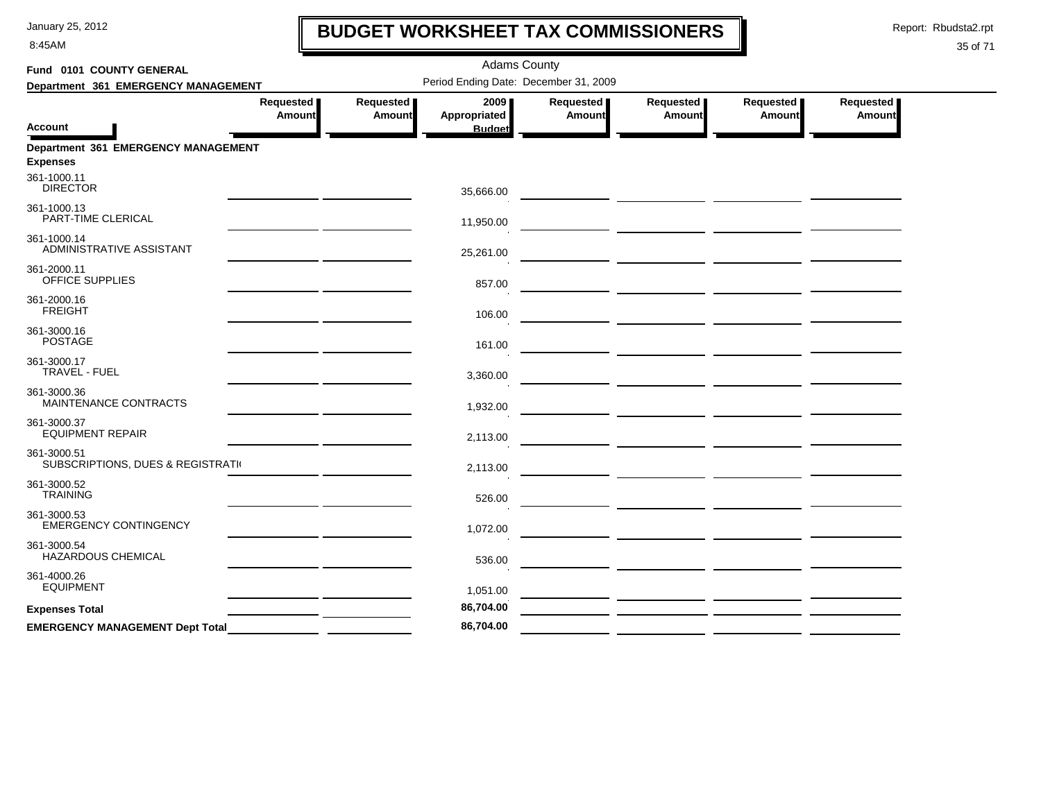# BUDGET WORKSHEET TAX COMMISSIONERS

January 25, 2012
8:45AM

Report: Rbudsta2.rpt

Adams County

**Fund 0101 COUNTY GENERAL**

**Department 361 EMERGENCY MANAGEMENT**

Period Ending Date: December 31, 2009

| Account | Requested Amount | Requested Amount | 2009 Appropriated Budget | Requested Amount | Requested Amount | Requested Amount | Requested Amount |
|---|---|---|---|---|---|---|---|
| **Department 361 EMERGENCY MANAGEMENT** | | | | | | | |
| **Expenses** | | | | | | | |
| 361-1000.11 DIRECTOR | | | 35,666.00 | | | | |
| 361-1000.13 PART-TIME CLERICAL | | | 11,950.00 | | | | |
| 361-1000.14 ADMINISTRATIVE ASSISTANT | | | 25,261.00 | | | | |
| 361-2000.11 OFFICE SUPPLIES | | | 857.00 | | | | |
| 361-2000.16 FREIGHT | | | 106.00 | | | | |
| 361-3000.16 POSTAGE | | | 161.00 | | | | |
| 361-3000.17 TRAVEL - FUEL | | | 3,360.00 | | | | |
| 361-3000.36 MAINTENANCE CONTRACTS | | | 1,932.00 | | | | |
| 361-3000.37 EQUIPMENT REPAIR | | | 2,113.00 | | | | |
| 361-3000.51 SUBSCRIPTIONS, DUES & REGISTRATI( | | | 2,113.00 | | | | |
| 361-3000.52 TRAINING | | | 526.00 | | | | |
| 361-3000.53 EMERGENCY CONTINGENCY | | | 1,072.00 | | | | |
| 361-3000.54 HAZARDOUS CHEMICAL | | | 536.00 | | | | |
| 361-4000.26 EQUIPMENT | | | 1,051.00 | | | | |
| **Expenses Total** | | | **86,704.00** | | | | |
| **EMERGENCY MANAGEMENT Dept Total** | | | **86,704.00** | | | | |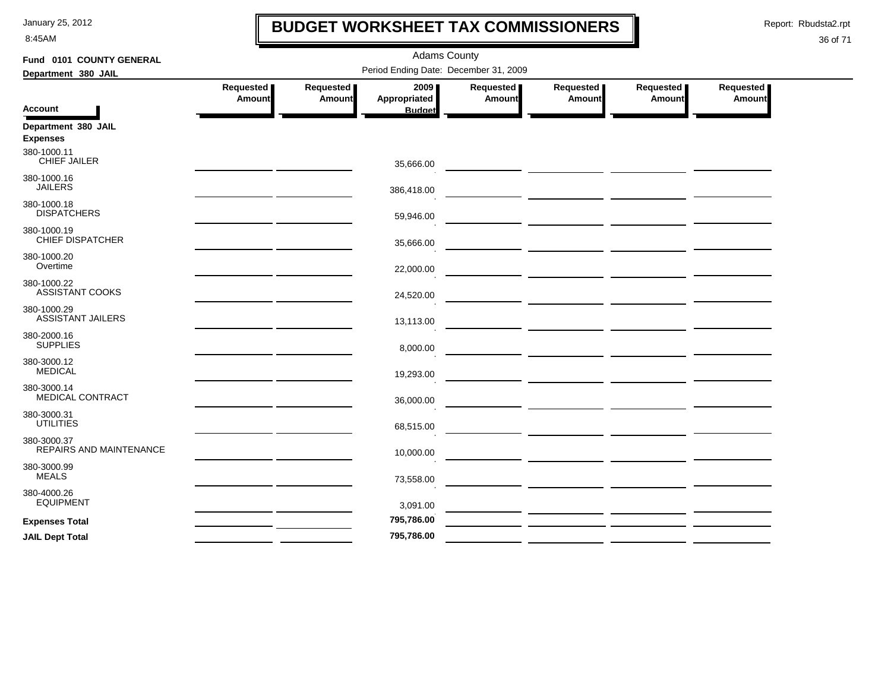# BUDGET WORKSHEET TAX COMMISSIONERS

Adams County

Period Ending Date: December 31, 2009

**Fund 0101 COUNTY GENERAL**

**Department 380 JAIL**

| Account | Requested Amount | Requested Amount | 2009 Appropriated Budget | Requested Amount | Requested Amount | Requested Amount | Requested Amount |
|---|---|---|---|---|---|---|---|
| **Department 380 JAIL** | | | | | | | |
| **Expenses** | | | | | | | |
| 380-1000.11 CHIEF JAILER | | | 35,666.00 | | | | |
| 380-1000.16 JAILERS | | | 386,418.00 | | | | |
| 380-1000.18 DISPATCHERS | | | 59,946.00 | | | | |
| 380-1000.19 CHIEF DISPATCHER | | | 35,666.00 | | | | |
| 380-1000.20 Overtime | | | 22,000.00 | | | | |
| 380-1000.22 ASSISTANT COOKS | | | 24,520.00 | | | | |
| 380-1000.29 ASSISTANT JAILERS | | | 13,113.00 | | | | |
| 380-2000.16 SUPPLIES | | | 8,000.00 | | | | |
| 380-3000.12 MEDICAL | | | 19,293.00 | | | | |
| 380-3000.14 MEDICAL CONTRACT | | | 36,000.00 | | | | |
| 380-3000.31 UTILITIES | | | 68,515.00 | | | | |
| 380-3000.37 REPAIRS AND MAINTENANCE | | | 10,000.00 | | | | |
| 380-3000.99 MEALS | | | 73,558.00 | | | | |
| 380-4000.26 EQUIPMENT | | | 3,091.00 | | | | |
| **Expenses Total** | | | **795,786.00** | | | | |
| **JAIL Dept Total** | | | **795,786.00** | | | | |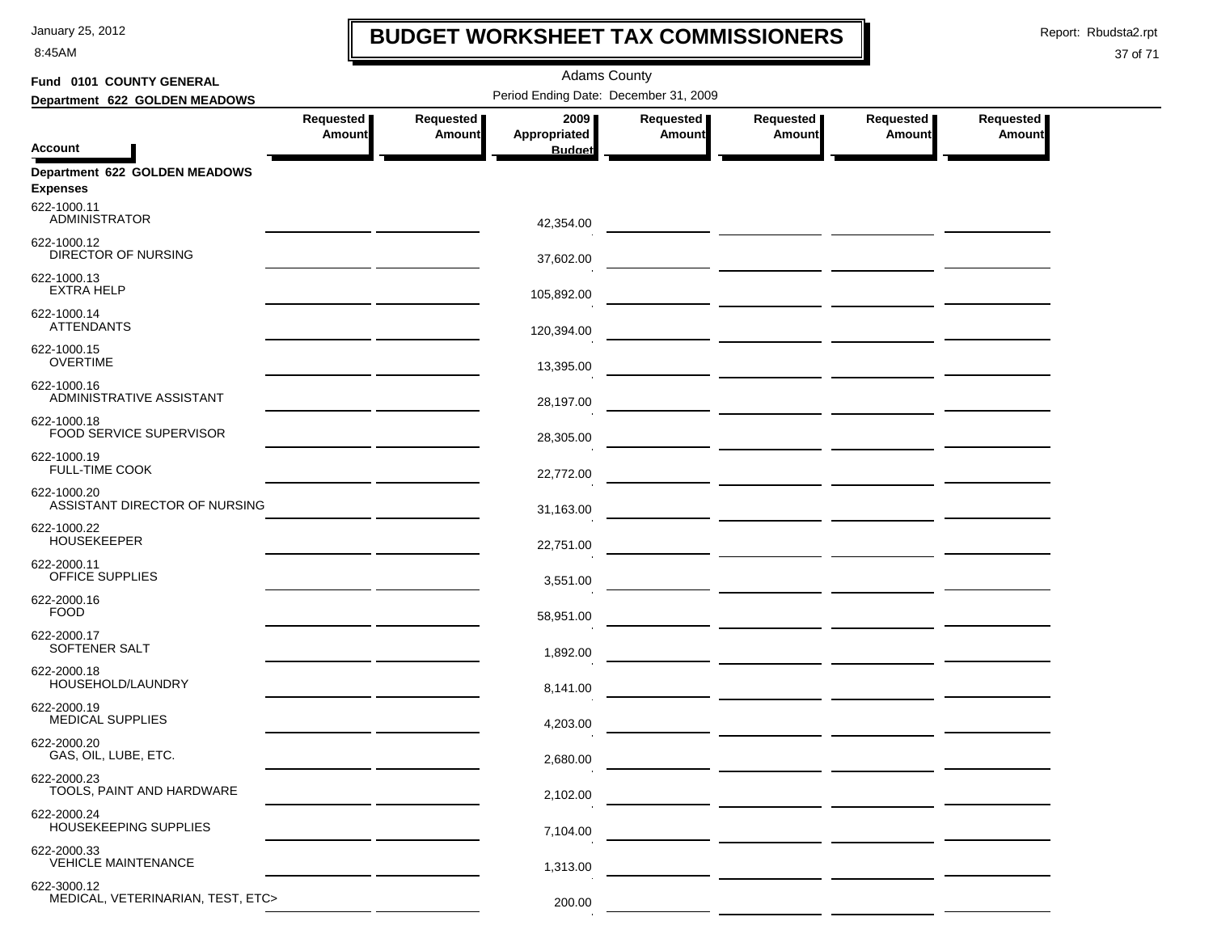# BUDGET WORKSHEET TAX COMMISSIONERS

Adams County

Period Ending Date: December 31, 2009

**Fund 0101 COUNTY GENERAL**

**Department 622 GOLDEN MEADOWS**

| Account | Requested Amount | Requested Amount | 2009 Appropriated Budget | Requested Amount | Requested Amount | Requested Amount | Requested Amount |
|---|---|---|---|---|---|---|---|
| **Department 622 GOLDEN MEADOWS** | | | | | | | |
| **Expenses** | | | | | | | |
| 622-1000.11 ADMINISTRATOR | | | 42,354.00 | | | | |
| 622-1000.12 DIRECTOR OF NURSING | | | 37,602.00 | | | | |
| 622-1000.13 EXTRA HELP | | | 105,892.00 | | | | |
| 622-1000.14 ATTENDANTS | | | 120,394.00 | | | | |
| 622-1000.15 OVERTIME | | | 13,395.00 | | | | |
| 622-1000.16 ADMINISTRATIVE ASSISTANT | | | 28,197.00 | | | | |
| 622-1000.18 FOOD SERVICE SUPERVISOR | | | 28,305.00 | | | | |
| 622-1000.19 FULL-TIME COOK | | | 22,772.00 | | | | |
| 622-1000.20 ASSISTANT DIRECTOR OF NURSING | | | 31,163.00 | | | | |
| 622-1000.22 HOUSEKEEPER | | | 22,751.00 | | | | |
| 622-2000.11 OFFICE SUPPLIES | | | 3,551.00 | | | | |
| 622-2000.16 FOOD | | | 58,951.00 | | | | |
| 622-2000.17 SOFTENER SALT | | | 1,892.00 | | | | |
| 622-2000.18 HOUSEHOLD/LAUNDRY | | | 8,141.00 | | | | |
| 622-2000.19 MEDICAL SUPPLIES | | | 4,203.00 | | | | |
| 622-2000.20 GAS, OIL, LUBE, ETC. | | | 2,680.00 | | | | |
| 622-2000.23 TOOLS, PAINT AND HARDWARE | | | 2,102.00 | | | | |
| 622-2000.24 HOUSEKEEPING SUPPLIES | | | 7,104.00 | | | | |
| 622-2000.33 VEHICLE MAINTENANCE | | | 1,313.00 | | | | |
| 622-3000.12 MEDICAL, VETERINARIAN, TEST, ETC> | | | 200.00 | | | | |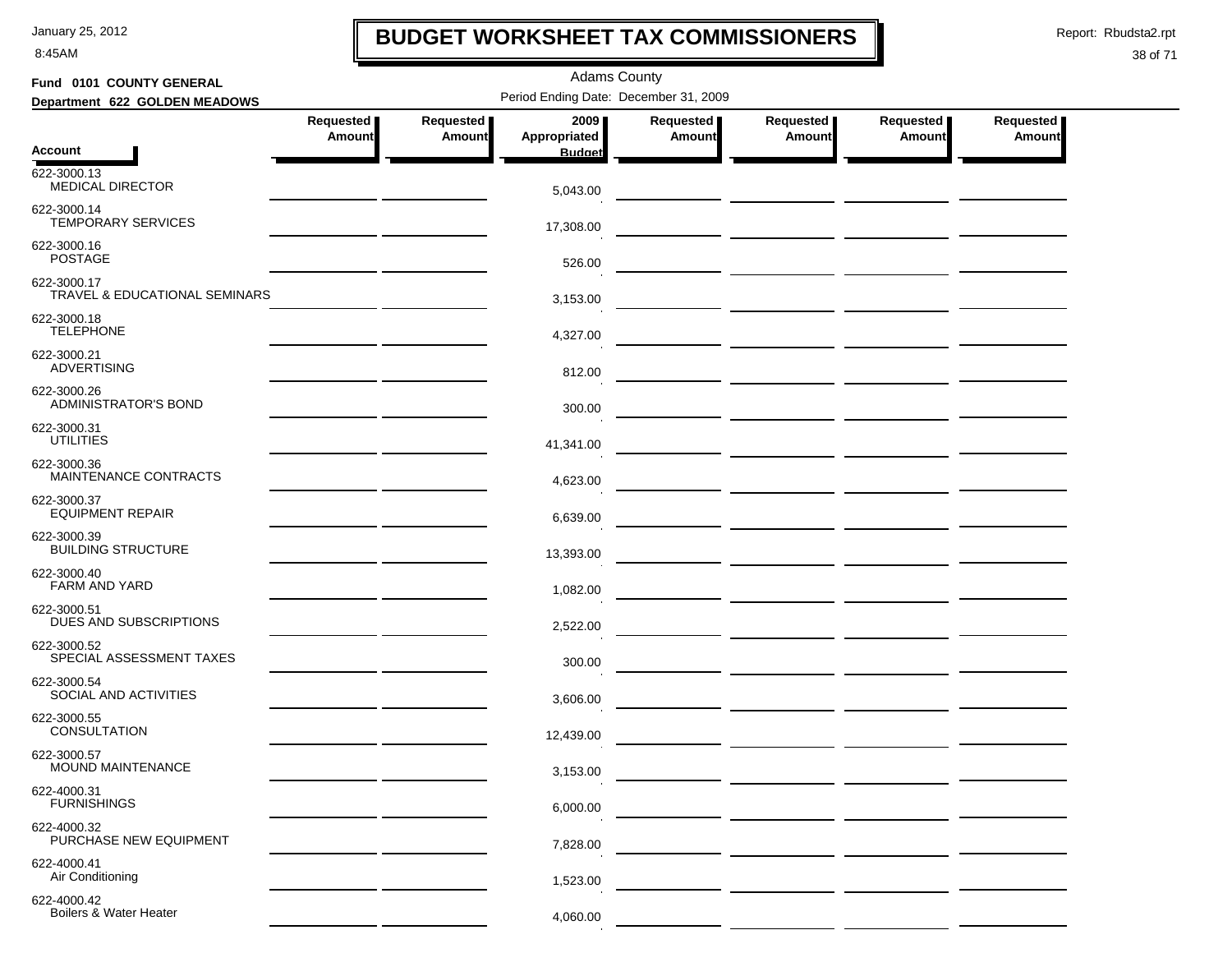# BUDGET WORKSHEET TAX COMMISSIONERS

January 25, 2012
8:45AM

Report: Rbudsta2.rpt

Adams County

**Fund 0101 COUNTY GENERAL**

**Department 622 GOLDEN MEADOWS**

Period Ending Date: December 31, 2009

| Account | Requested Amount | Requested Amount | 2009 Appropriated Budget | Requested Amount | Requested Amount | Requested Amount | Requested Amount |
|---|---|---|---|---|---|---|---|
| 622-3000.13 MEDICAL DIRECTOR | | | 5,043.00 | | | | |
| 622-3000.14 TEMPORARY SERVICES | | | 17,308.00 | | | | |
| 622-3000.16 POSTAGE | | | 526.00 | | | | |
| 622-3000.17 TRAVEL & EDUCATIONAL SEMINARS | | | 3,153.00 | | | | |
| 622-3000.18 TELEPHONE | | | 4,327.00 | | | | |
| 622-3000.21 ADVERTISING | | | 812.00 | | | | |
| 622-3000.26 ADMINISTRATOR'S BOND | | | 300.00 | | | | |
| 622-3000.31 UTILITIES | | | 41,341.00 | | | | |
| 622-3000.36 MAINTENANCE CONTRACTS | | | 4,623.00 | | | | |
| 622-3000.37 EQUIPMENT REPAIR | | | 6,639.00 | | | | |
| 622-3000.39 BUILDING STRUCTURE | | | 13,393.00 | | | | |
| 622-3000.40 FARM AND YARD | | | 1,082.00 | | | | |
| 622-3000.51 DUES AND SUBSCRIPTIONS | | | 2,522.00 | | | | |
| 622-3000.52 SPECIAL ASSESSMENT TAXES | | | 300.00 | | | | |
| 622-3000.54 SOCIAL AND ACTIVITIES | | | 3,606.00 | | | | |
| 622-3000.55 CONSULTATION | | | 12,439.00 | | | | |
| 622-3000.57 MOUND MAINTENANCE | | | 3,153.00 | | | | |
| 622-4000.31 FURNISHINGS | | | 6,000.00 | | | | |
| 622-4000.32 PURCHASE NEW EQUIPMENT | | | 7,828.00 | | | | |
| 622-4000.41 Air Conditioning | | | 1,523.00 | | | | |
| 622-4000.42 Boilers & Water Heater | | | 4,060.00 | | | | |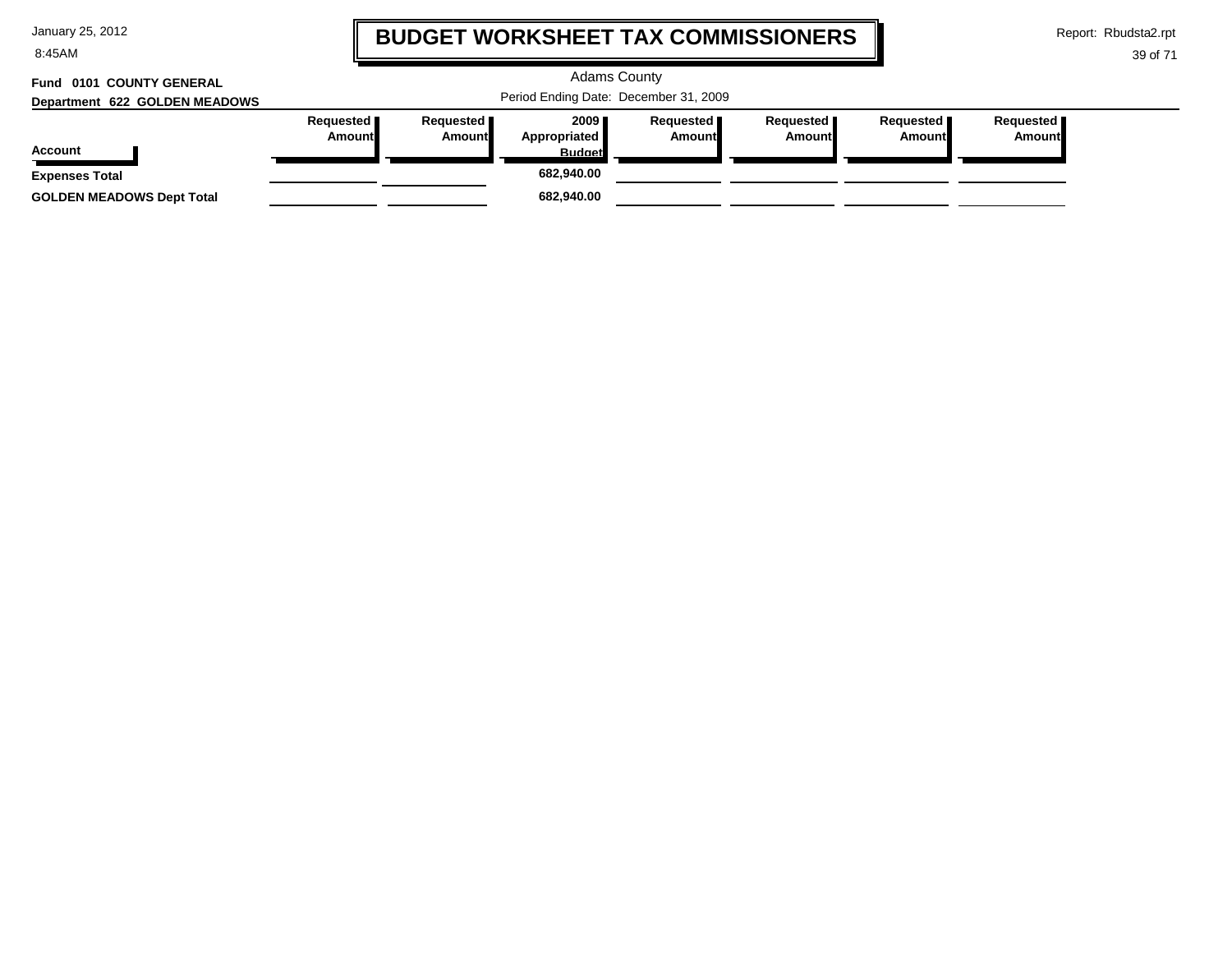# BUDGET WORKSHEET TAX COMMISSIONERS

Adams County

Period Ending Date: December 31, 2009

**Fund 0101 COUNTY GENERAL**

**Department 622 GOLDEN MEADOWS**

| Account | Requested Amount | Requested Amount | 2009 Appropriated Budget | Requested Amount | Requested Amount | Requested Amount | Requested Amount |
|---|---|---|---|---|---|---|---|
| **Expenses Total** | | | **682,940.00** | | | | |
| **GOLDEN MEADOWS Dept Total** | | | **682,940.00** | | | | |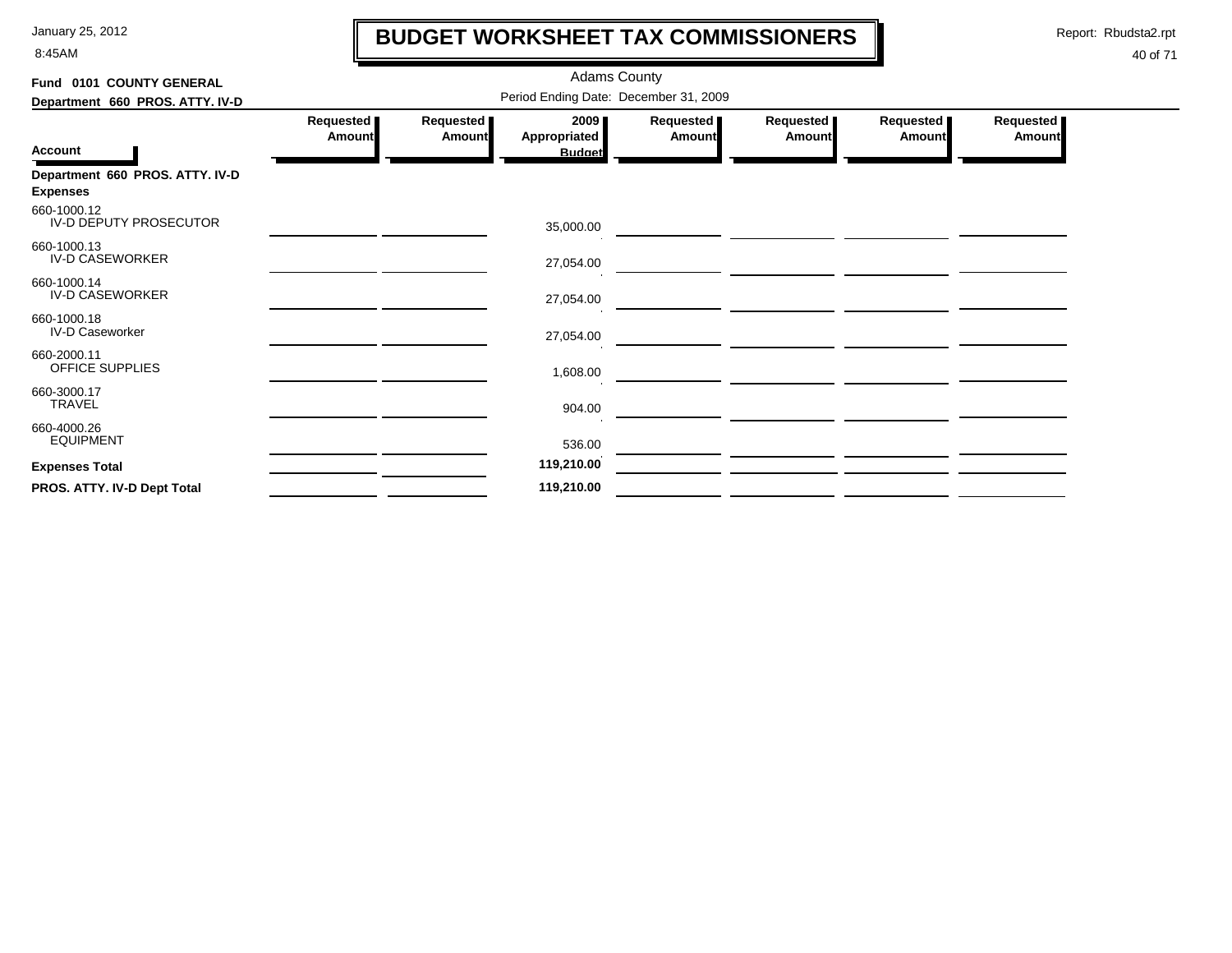# BUDGET WORKSHEET TAX COMMISSIONERS

January 25, 2012
8:45AM

Report: Rbudsta2.rpt

Adams County

**Fund 0101 COUNTY GENERAL**

**Department 660 PROS. ATTY. IV-D**

Period Ending Date: December 31, 2009

| Account | Requested Amount | Requested Amount | 2009 Appropriated Budget | Requested Amount | Requested Amount | Requested Amount | Requested Amount |
|---|---|---|---|---|---|---|---|
| **Department 660 PROS. ATTY. IV-D** | | | | | | | |
| **Expenses** | | | | | | | |
| 660-1000.12 IV-D DEPUTY PROSECUTOR | | | 35,000.00 | | | | |
| 660-1000.13 IV-D CASEWORKER | | | 27,054.00 | | | | |
| 660-1000.14 IV-D CASEWORKER | | | 27,054.00 | | | | |
| 660-1000.18 IV-D Caseworker | | | 27,054.00 | | | | |
| 660-2000.11 OFFICE SUPPLIES | | | 1,608.00 | | | | |
| 660-3000.17 TRAVEL | | | 904.00 | | | | |
| 660-4000.26 EQUIPMENT | | | 536.00 | | | | |
| **Expenses Total** | | | **119,210.00** | | | | |
| **PROS. ATTY. IV-D Dept Total** | | | **119,210.00** | | | | |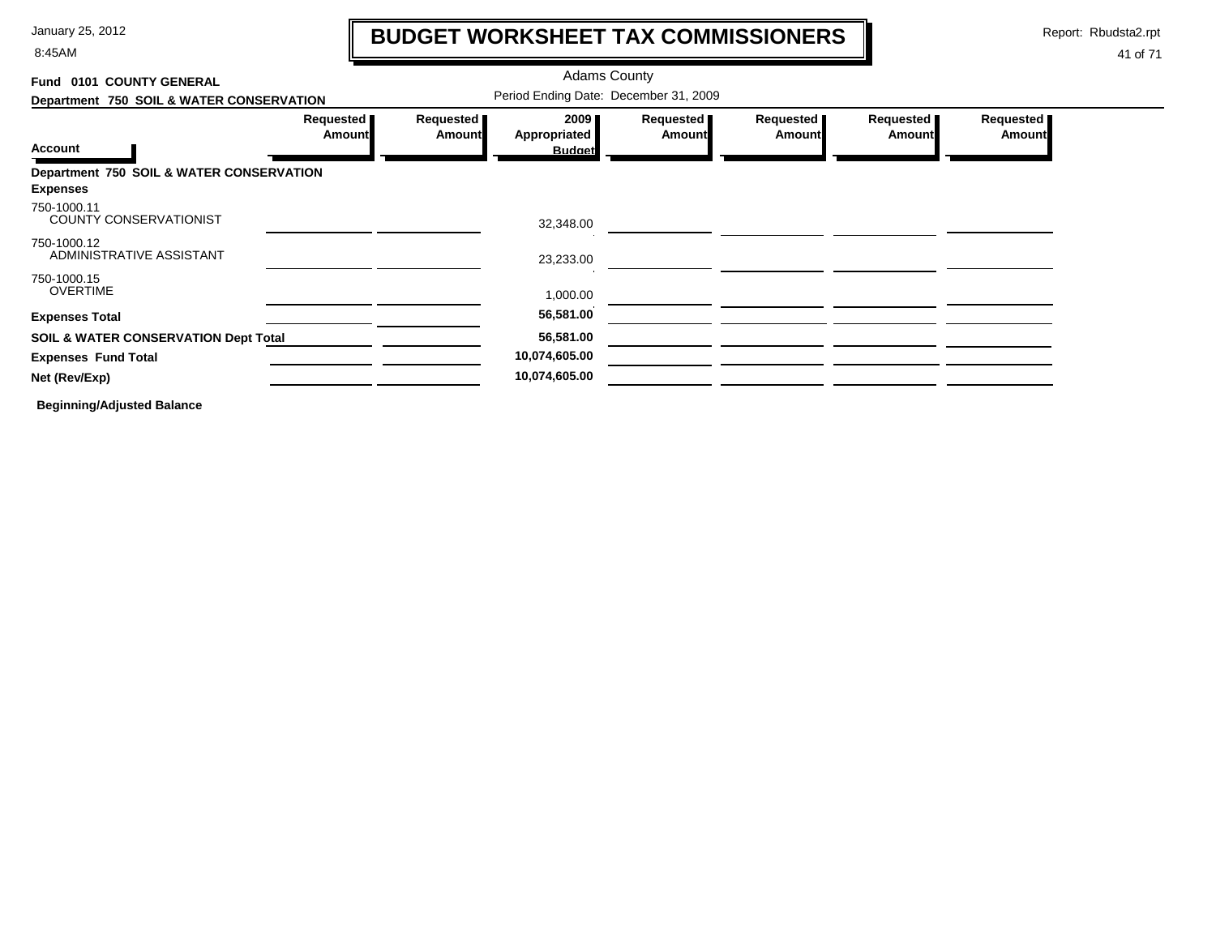# BUDGET WORKSHEET TAX COMMISSIONERS

January 25, 2012
8:45AM

Report: Rbudsta2.rpt

Adams County

**Fund 0101 COUNTY GENERAL**

**Department 750 SOIL & WATER CONSERVATION**

Period Ending Date: December 31, 2009

| Account | Requested Amount | Requested Amount | 2009 Appropriated Budget | Requested Amount | Requested Amount | Requested Amount | Requested Amount |
|---|---|---|---|---|---|---|---|
| **Department 750 SOIL & WATER CONSERVATION** | | | | | | | |
| **Expenses** | | | | | | | |
| 750-1000.11 COUNTY CONSERVATIONIST | | | 32,348.00 | | | | |
| 750-1000.12 ADMINISTRATIVE ASSISTANT | | | 23,233.00 | | | | |
| 750-1000.15 OVERTIME | | | 1,000.00 | | | | |
| **Expenses Total** | | | **56,581.00** | | | | |
| **SOIL & WATER CONSERVATION Dept Total** | | | **56,581.00** | | | | |
| **Expenses Fund Total** | | | **10,074,605.00** | | | | |
| **Net (Rev/Exp)** | | | **10,074,605.00** | | | | |

**Beginning/Adjusted Balance**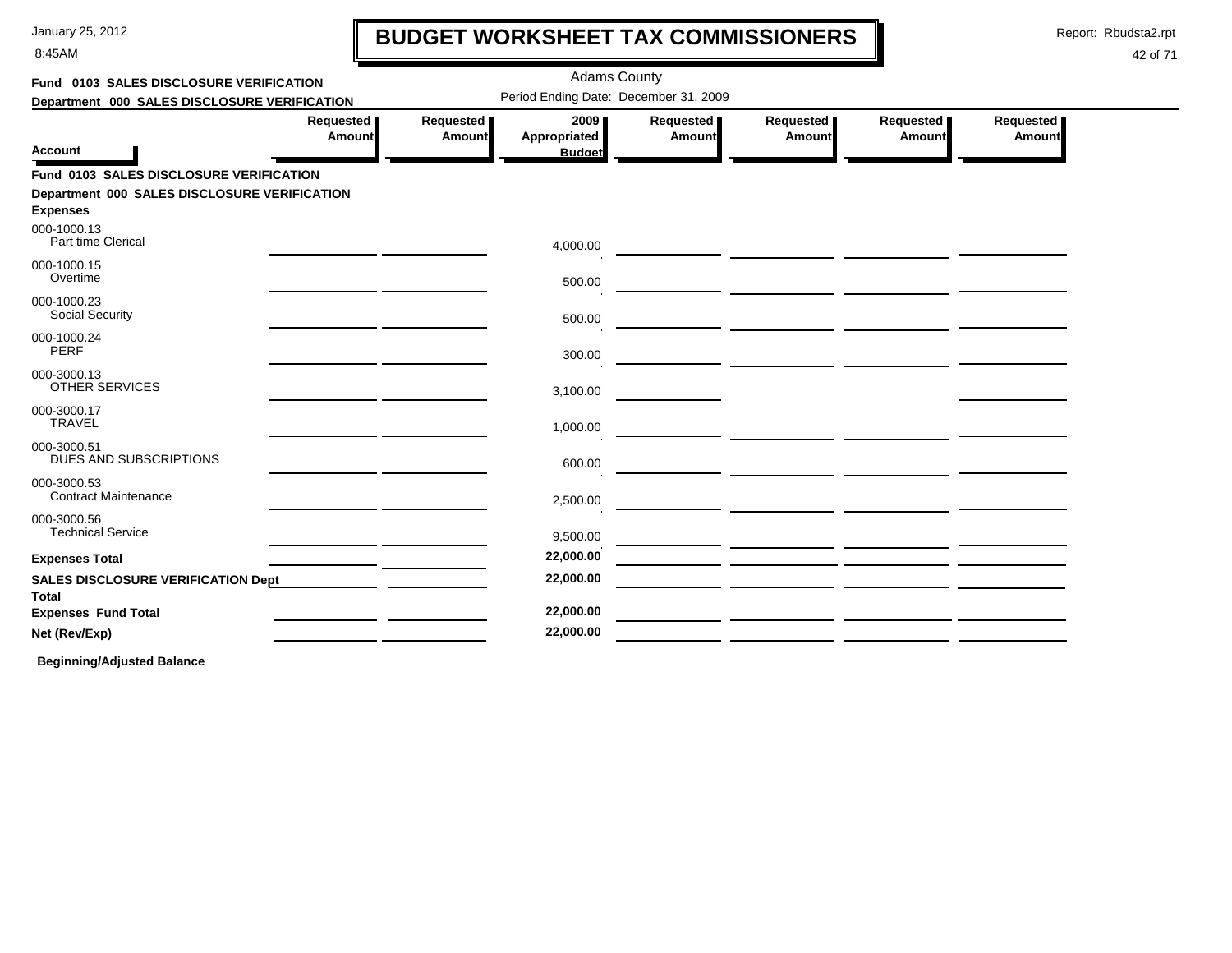# BUDGET WORKSHEET TAX COMMISSIONERS

Adams County

Period Ending Date: December 31, 2009

**Fund 0103 SALES DISCLOSURE VERIFICATION**

**Department 000 SALES DISCLOSURE VERIFICATION**

| Account | Requested Amount | Requested Amount | 2009 Appropriated Budget | Requested Amount | Requested Amount | Requested Amount | Requested Amount |
|---|---|---|---|---|---|---|---|
| **Fund 0103 SALES DISCLOSURE VERIFICATION** | | | | | | | |
| **Department 000 SALES DISCLOSURE VERIFICATION** | | | | | | | |
| **Expenses** | | | | | | | |
| 000-1000.13 Part time Clerical | | | 4,000.00 | | | | |
| 000-1000.15 Overtime | | | 500.00 | | | | |
| 000-1000.23 Social Security | | | 500.00 | | | | |
| 000-1000.24 PERF | | | 300.00 | | | | |
| 000-3000.13 OTHER SERVICES | | | 3,100.00 | | | | |
| 000-3000.17 TRAVEL | | | 1,000.00 | | | | |
| 000-3000.51 DUES AND SUBSCRIPTIONS | | | 600.00 | | | | |
| 000-3000.53 Contract Maintenance | | | 2,500.00 | | | | |
| 000-3000.56 Technical Service | | | 9,500.00 | | | | |
| **Expenses Total** | | | **22,000.00** | | | | |
| **SALES DISCLOSURE VERIFICATION Dept Total** | | | **22,000.00** | | | | |
| **Expenses Fund Total** | | | **22,000.00** | | | | |
| **Net (Rev/Exp)** | | | **22,000.00** | | | | |

**Beginning/Adjusted Balance**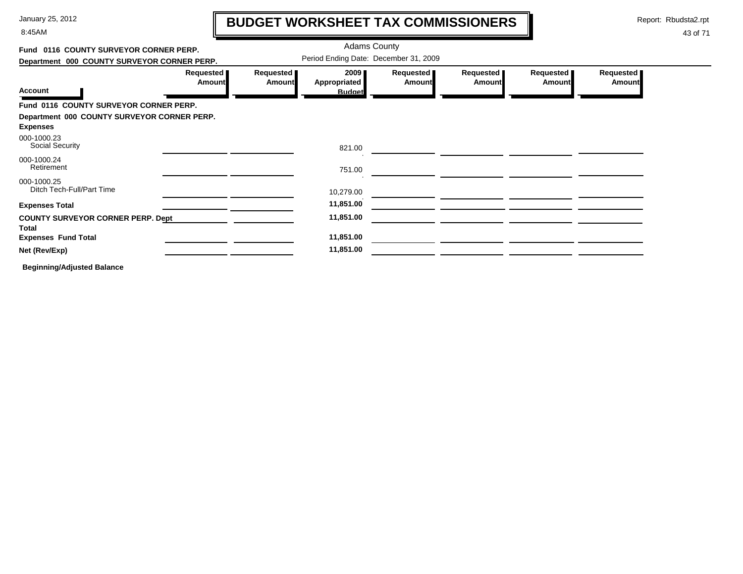# BUDGET WORKSHEET TAX COMMISSIONERS

Adams County

Period Ending Date: December 31, 2009

**Fund 0116 COUNTY SURVEYOR CORNER PERP.**

**Department 000 COUNTY SURVEYOR CORNER PERP.**

| Account | Requested Amount | Requested Amount | 2009 Appropriated Budget | Requested Amount | Requested Amount | Requested Amount | Requested Amount |
|---|---|---|---|---|---|---|---|
| **Fund 0116 COUNTY SURVEYOR CORNER PERP.** | | | | | | | |
| **Department 000 COUNTY SURVEYOR CORNER PERP.** | | | | | | | |
| **Expenses** | | | | | | | |
| 000-1000.23 Social Security | | | 821.00 | | | | |
| 000-1000.24 Retirement | | | 751.00 | | | | |
| 000-1000.25 Ditch Tech-Full/Part Time | | | 10,279.00 | | | | |
| **Expenses Total** | | | **11,851.00** | | | | |
| **COUNTY SURVEYOR CORNER PERP. Dept Total** | | | **11,851.00** | | | | |
| **Expenses Fund Total** | | | **11,851.00** | | | | |
| **Net (Rev/Exp)** | | | **11,851.00** | | | | |

**Beginning/Adjusted Balance**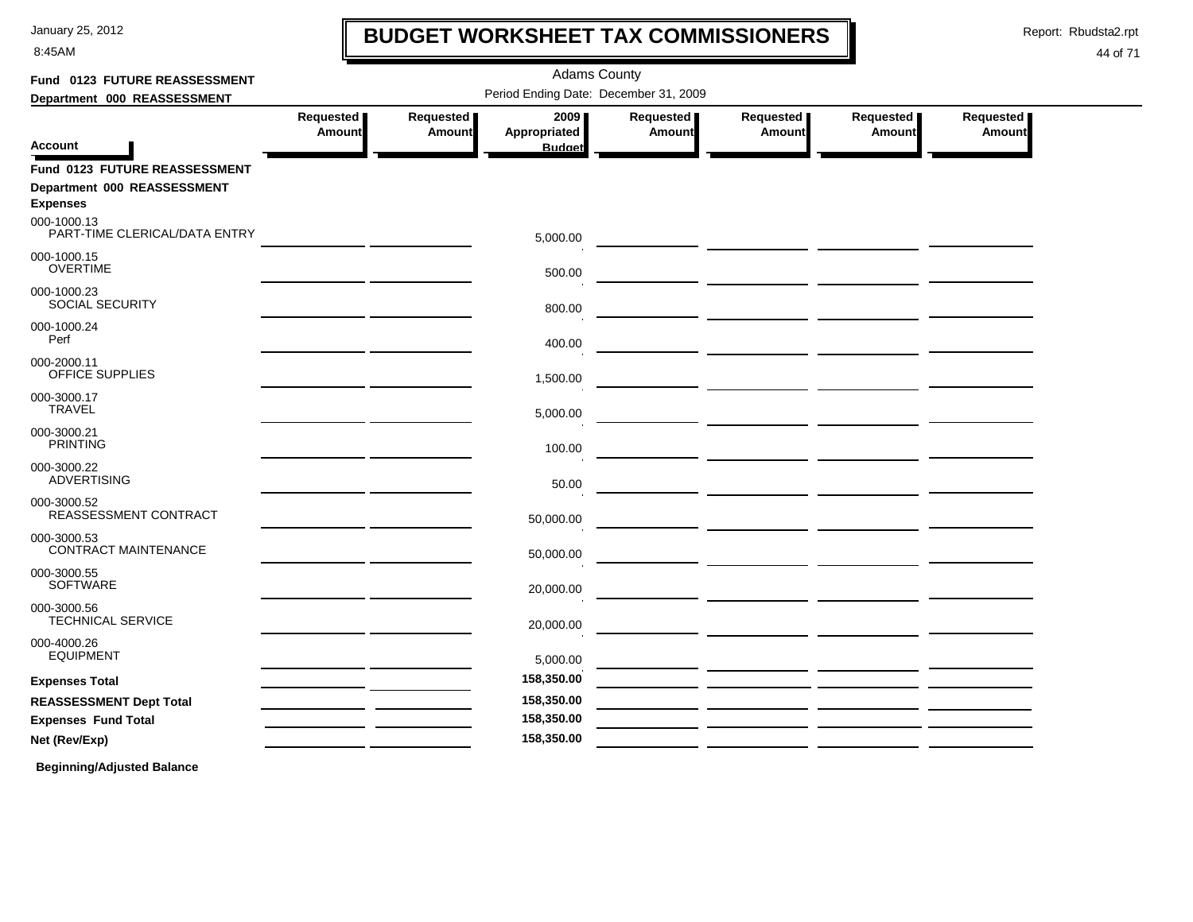# BUDGET WORKSHEET TAX COMMISSIONERS

Adams County

Period Ending Date: December 31, 2009

**Fund 0123 FUTURE REASSESSMENT**

**Department 000 REASSESSMENT**

| Account | Requested Amount | Requested Amount | 2009 Appropriated Budget | Requested Amount | Requested Amount | Requested Amount | Requested Amount |
|---|---|---|---|---|---|---|---|
| **Fund 0123 FUTURE REASSESSMENT** | | | | | | | |
| **Department 000 REASSESSMENT** | | | | | | | |
| **Expenses** | | | | | | | |
| 000-1000.13 PART-TIME CLERICAL/DATA ENTRY | | | 5,000.00 | | | | |
| 000-1000.15 OVERTIME | | | 500.00 | | | | |
| 000-1000.23 SOCIAL SECURITY | | | 800.00 | | | | |
| 000-1000.24 Perf | | | 400.00 | | | | |
| 000-2000.11 OFFICE SUPPLIES | | | 1,500.00 | | | | |
| 000-3000.17 TRAVEL | | | 5,000.00 | | | | |
| 000-3000.21 PRINTING | | | 100.00 | | | | |
| 000-3000.22 ADVERTISING | | | 50.00 | | | | |
| 000-3000.52 REASSESSMENT CONTRACT | | | 50,000.00 | | | | |
| 000-3000.53 CONTRACT MAINTENANCE | | | 50,000.00 | | | | |
| 000-3000.55 SOFTWARE | | | 20,000.00 | | | | |
| 000-3000.56 TECHNICAL SERVICE | | | 20,000.00 | | | | |
| 000-4000.26 EQUIPMENT | | | 5,000.00 | | | | |
| **Expenses Total** | | | **158,350.00** | | | | |
| **REASSESSMENT Dept Total** | | | **158,350.00** | | | | |
| **Expenses Fund Total** | | | **158,350.00** | | | | |
| **Net (Rev/Exp)** | | | **158,350.00** | | | | |

**Beginning/Adjusted Balance**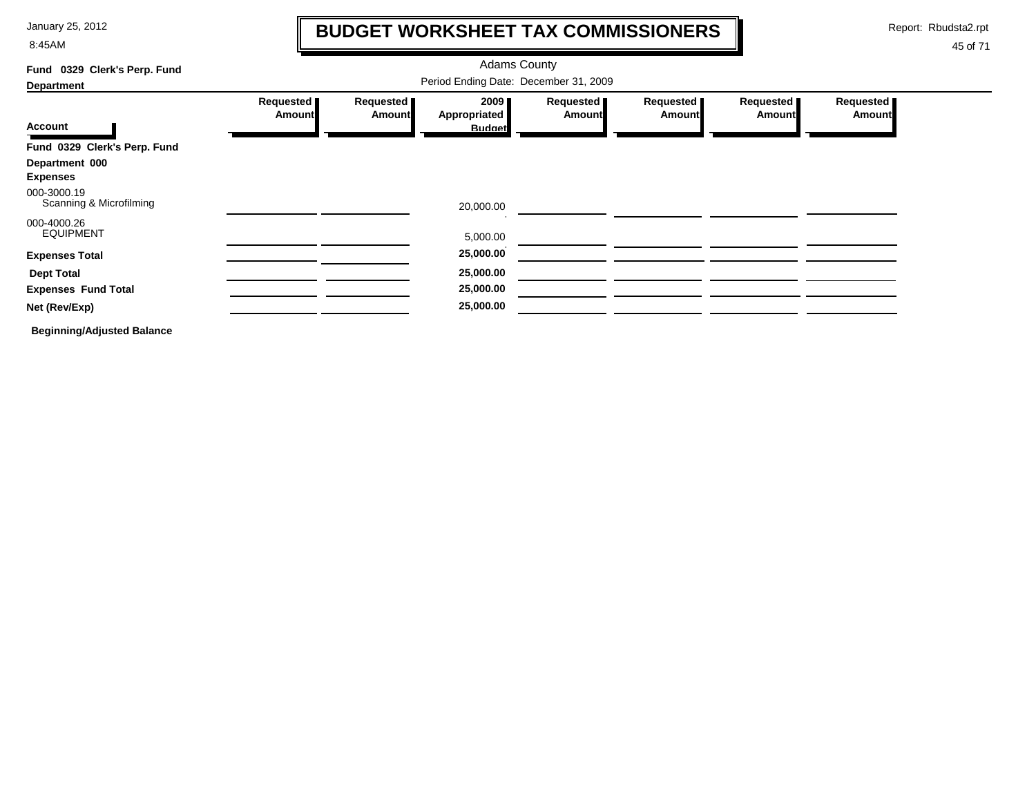# BUDGET WORKSHEET TAX COMMISSIONERS

Adams County

Period Ending Date: December 31, 2009

**Fund 0329 Clerk's Perp. Fund**

**Department**

| Account | Requested Amount | Requested Amount | 2009 Appropriated Budget | Requested Amount | Requested Amount | Requested Amount | Requested Amount |
|---|---|---|---|---|---|---|---|
| **Fund 0329 Clerk's Perp. Fund** | | | | | | | |
| **Department 000** | | | | | | | |
| **Expenses** | | | | | | | |
| 000-3000.19 Scanning & Microfilming | | | 20,000.00 | | | | |
| 000-4000.26 EQUIPMENT | | | 5,000.00 | | | | |
| **Expenses Total** | | | **25,000.00** | | | | |
| **Dept Total** | | | **25,000.00** | | | | |
| **Expenses Fund Total** | | | **25,000.00** | | | | |
| **Net (Rev/Exp)** | | | **25,000.00** | | | | |

**Beginning/Adjusted Balance**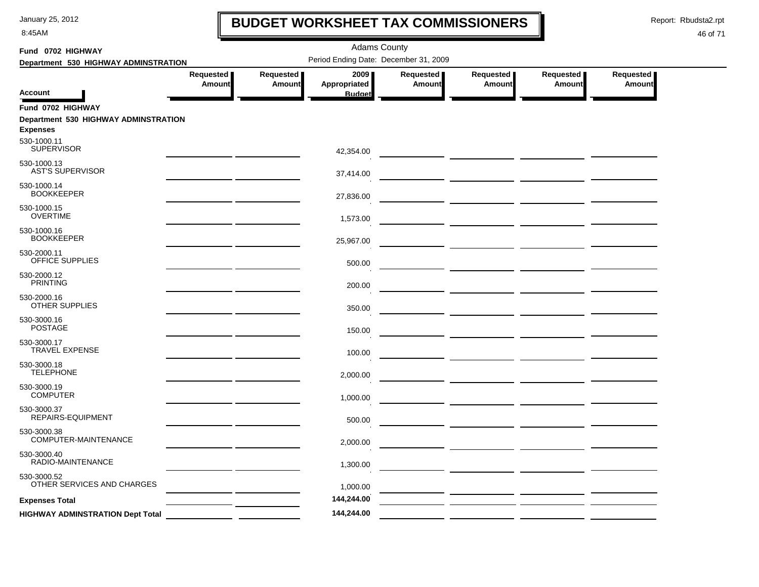# BUDGET WORKSHEET TAX COMMISSIONERS

Adams County

Period Ending Date: December 31, 2009

**Fund 0702 HIGHWAY**

**Department 530 HIGHWAY ADMINSTRATION**

| Account | Requested Amount | Requested Amount | 2009 Appropriated Budget | Requested Amount | Requested Amount | Requested Amount | Requested Amount |
|---|---|---|---|---|---|---|---|
| **Fund 0702 HIGHWAY** | | | | | | | |
| **Department 530 HIGHWAY ADMINSTRATION** | | | | | | | |
| **Expenses** | | | | | | | |
| 530-1000.11 SUPERVISOR | | | 42,354.00 | | | | |
| 530-1000.13 AST'S SUPERVISOR | | | 37,414.00 | | | | |
| 530-1000.14 BOOKKEEPER | | | 27,836.00 | | | | |
| 530-1000.15 OVERTIME | | | 1,573.00 | | | | |
| 530-1000.16 BOOKKEEPER | | | 25,967.00 | | | | |
| 530-2000.11 OFFICE SUPPLIES | | | 500.00 | | | | |
| 530-2000.12 PRINTING | | | 200.00 | | | | |
| 530-2000.16 OTHER SUPPLIES | | | 350.00 | | | | |
| 530-3000.16 POSTAGE | | | 150.00 | | | | |
| 530-3000.17 TRAVEL EXPENSE | | | 100.00 | | | | |
| 530-3000.18 TELEPHONE | | | 2,000.00 | | | | |
| 530-3000.19 COMPUTER | | | 1,000.00 | | | | |
| 530-3000.37 REPAIRS-EQUIPMENT | | | 500.00 | | | | |
| 530-3000.38 COMPUTER-MAINTENANCE | | | 2,000.00 | | | | |
| 530-3000.40 RADIO-MAINTENANCE | | | 1,300.00 | | | | |
| 530-3000.52 OTHER SERVICES AND CHARGES | | | 1,000.00 | | | | |
| **Expenses Total** | | | **144,244.00** | | | | |
| **HIGHWAY ADMINSTRATION Dept Total** | | | **144,244.00** | | | | |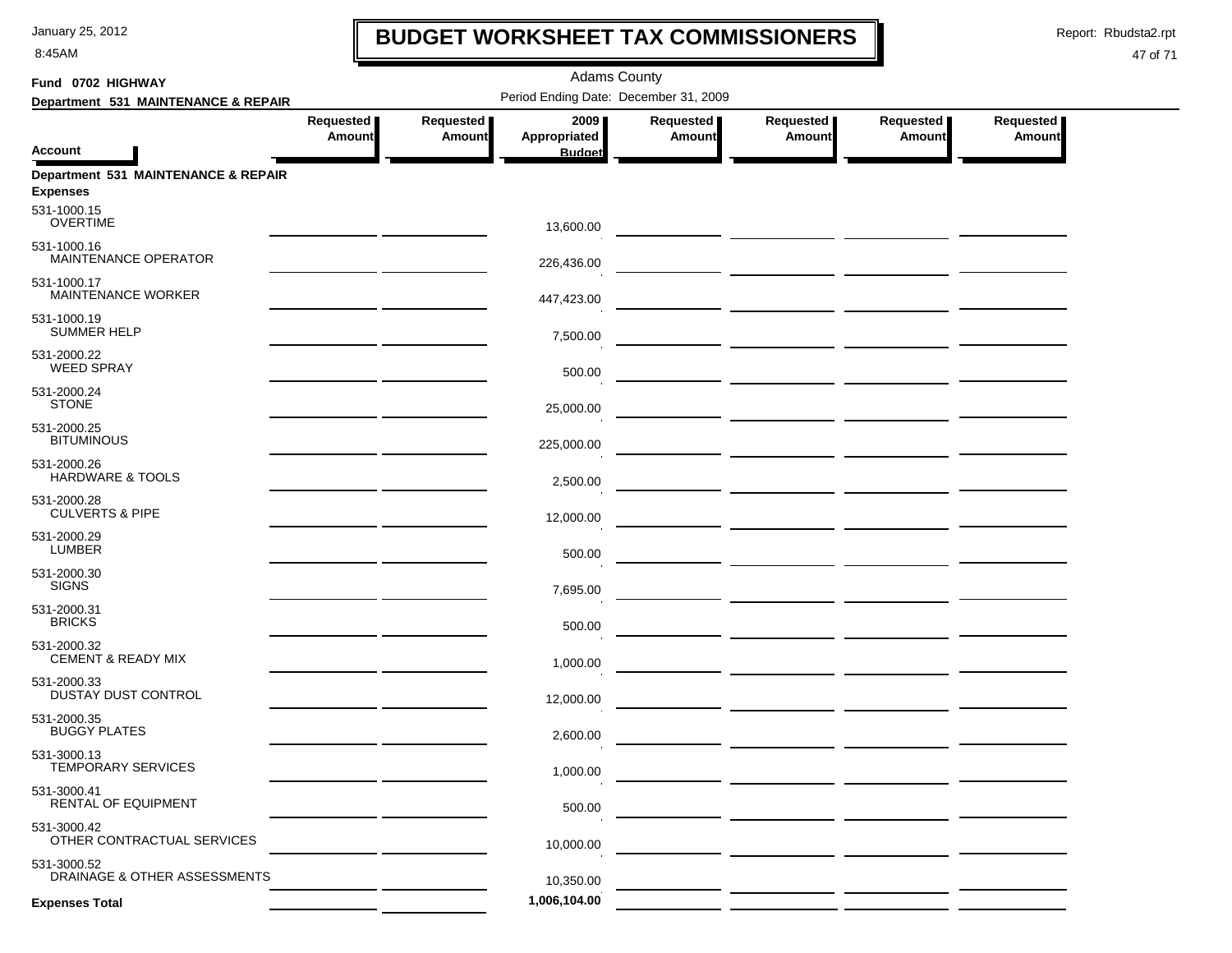# BUDGET WORKSHEET TAX COMMISSIONERS

January 25, 2012
8:45AM

Report: Rbudsta2.rpt

Adams County

Period Ending Date: December 31, 2009

**Fund 0702 HIGHWAY**

**Department 531 MAINTENANCE & REPAIR**

| Account | Requested Amount | Requested Amount | 2009 Appropriated Budget | Requested Amount | Requested Amount | Requested Amount | Requested Amount |
|---|---|---|---|---|---|---|---|
| **Department 531 MAINTENANCE & REPAIR** | | | | | | | |
| **Expenses** | | | | | | | |
| 531-1000.15 OVERTIME | | | 13,600.00 | | | | |
| 531-1000.16 MAINTENANCE OPERATOR | | | 226,436.00 | | | | |
| 531-1000.17 MAINTENANCE WORKER | | | 447,423.00 | | | | |
| 531-1000.19 SUMMER HELP | | | 7,500.00 | | | | |
| 531-2000.22 WEED SPRAY | | | 500.00 | | | | |
| 531-2000.24 STONE | | | 25,000.00 | | | | |
| 531-2000.25 BITUMINOUS | | | 225,000.00 | | | | |
| 531-2000.26 HARDWARE & TOOLS | | | 2,500.00 | | | | |
| 531-2000.28 CULVERTS & PIPE | | | 12,000.00 | | | | |
| 531-2000.29 LUMBER | | | 500.00 | | | | |
| 531-2000.30 SIGNS | | | 7,695.00 | | | | |
| 531-2000.31 BRICKS | | | 500.00 | | | | |
| 531-2000.32 CEMENT & READY MIX | | | 1,000.00 | | | | |
| 531-2000.33 DUSTAY DUST CONTROL | | | 12,000.00 | | | | |
| 531-2000.35 BUGGY PLATES | | | 2,600.00 | | | | |
| 531-3000.13 TEMPORARY SERVICES | | | 1,000.00 | | | | |
| 531-3000.41 RENTAL OF EQUIPMENT | | | 500.00 | | | | |
| 531-3000.42 OTHER CONTRACTUAL SERVICES | | | 10,000.00 | | | | |
| 531-3000.52 DRAINAGE & OTHER ASSESSMENTS | | | 10,350.00 | | | | |
| **Expenses Total** | | | 1,006,104.00 | | | | |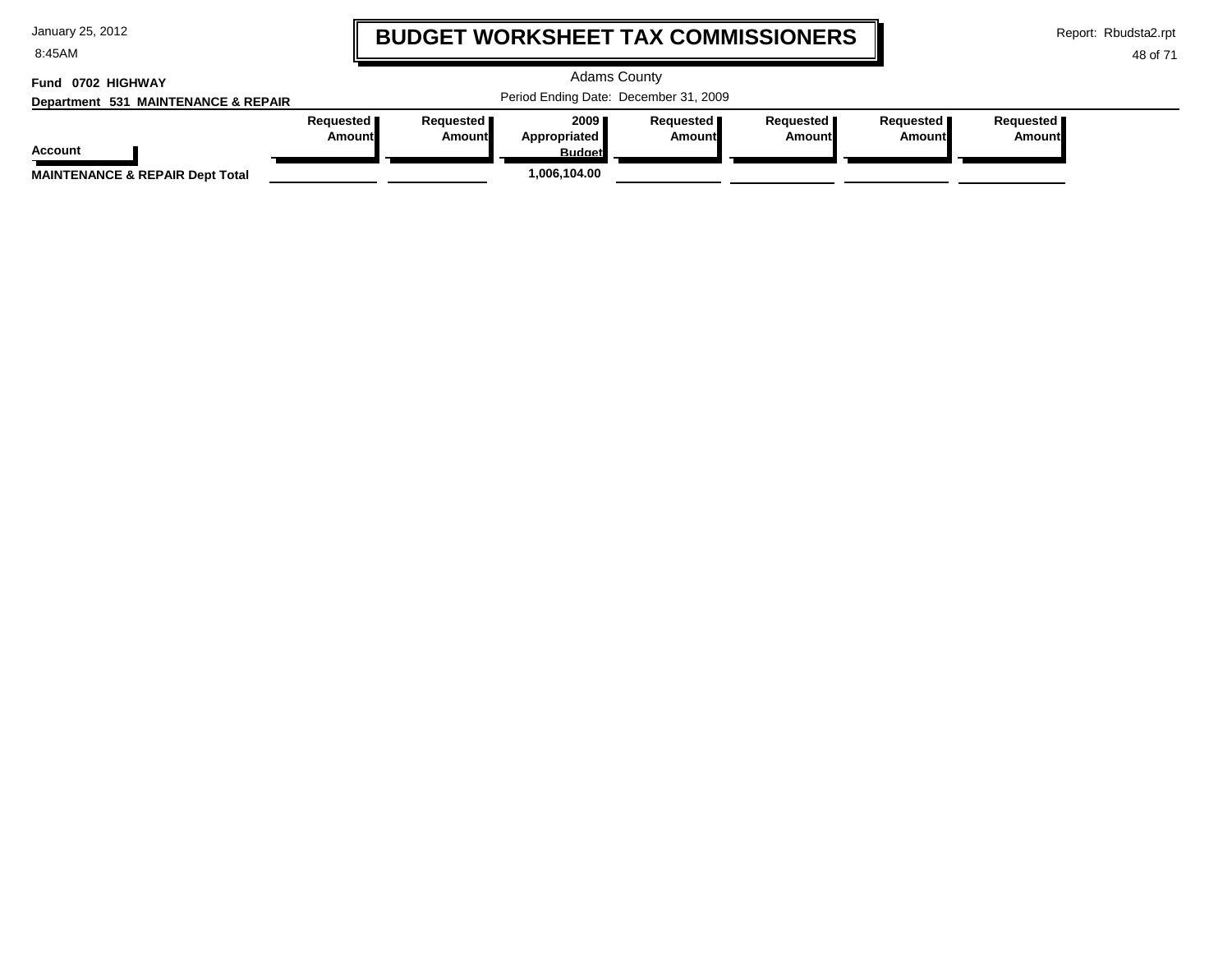# BUDGET WORKSHEET TAX COMMISSIONERS

Adams County

Period Ending Date: December 31, 2009

**Fund 0702 HIGHWAY**

**Department 531 MAINTENANCE & REPAIR**

| Account | Requested Amount | Requested Amount | 2009 Appropriated Budget | Requested Amount | Requested Amount | Requested Amount | Requested Amount |
|---|---|---|---|---|---|---|---|
| **MAINTENANCE & REPAIR Dept Total** | | | 1,006,104.00 | | | | |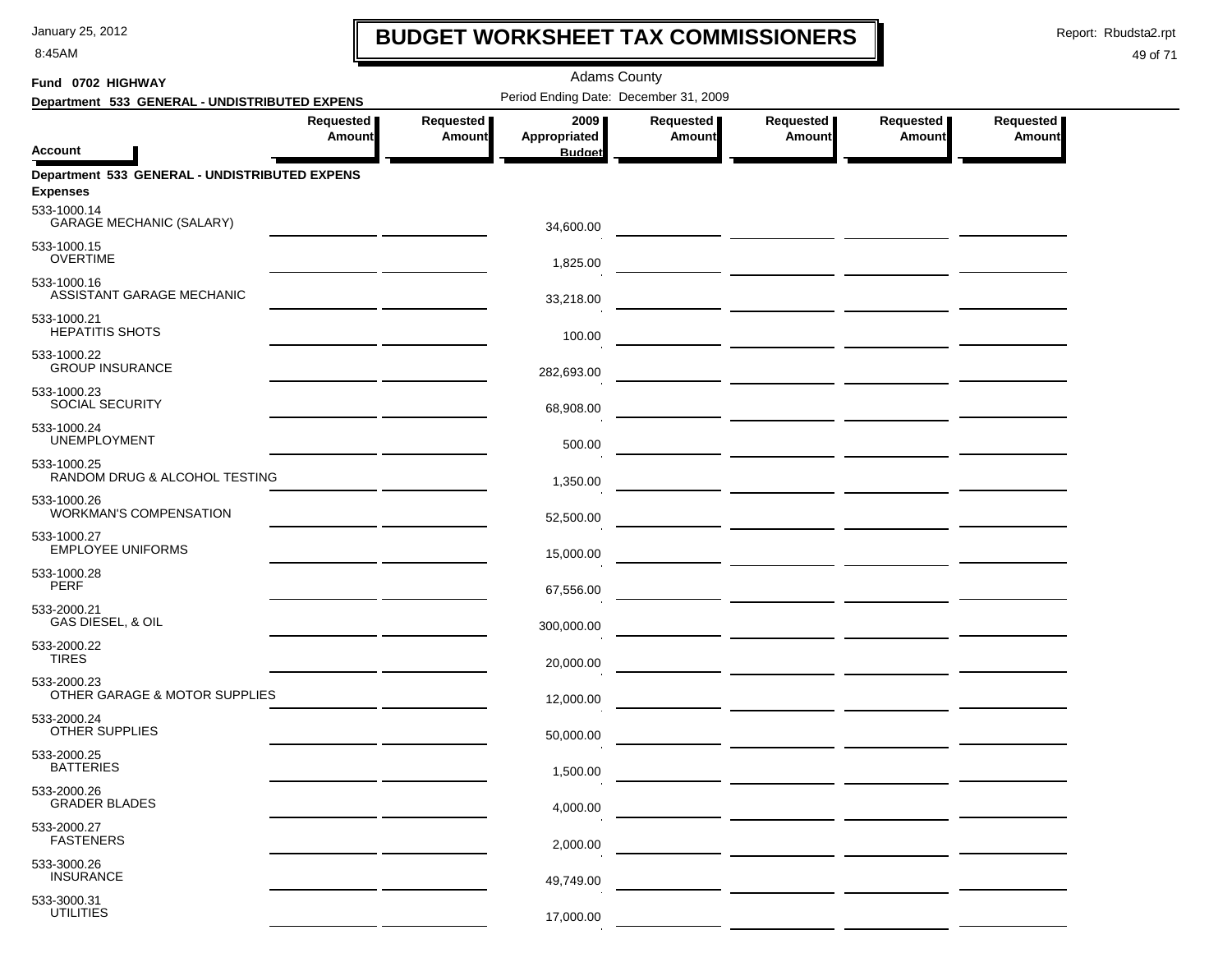# BUDGET WORKSHEET TAX COMMISSIONERS

Adams County

**Fund 0702 HIGHWAY**

**Department 533 GENERAL - UNDISTRIBUTED EXPENS**

Period Ending Date: December 31, 2009

| Account | Requested Amount | Requested Amount | 2009 Appropriated Budget | Requested Amount | Requested Amount | Requested Amount | Requested Amount |
|---|---|---|---|---|---|---|---|
| **Department 533 GENERAL - UNDISTRIBUTED EXPENS** | | | | | | | |
| **Expenses** | | | | | | | |
| 533-1000.14 GARAGE MECHANIC (SALARY) | | | 34,600.00 | | | | |
| 533-1000.15 OVERTIME | | | 1,825.00 | | | | |
| 533-1000.16 ASSISTANT GARAGE MECHANIC | | | 33,218.00 | | | | |
| 533-1000.21 HEPATITIS SHOTS | | | 100.00 | | | | |
| 533-1000.22 GROUP INSURANCE | | | 282,693.00 | | | | |
| 533-1000.23 SOCIAL SECURITY | | | 68,908.00 | | | | |
| 533-1000.24 UNEMPLOYMENT | | | 500.00 | | | | |
| 533-1000.25 RANDOM DRUG & ALCOHOL TESTING | | | 1,350.00 | | | | |
| 533-1000.26 WORKMAN'S COMPENSATION | | | 52,500.00 | | | | |
| 533-1000.27 EMPLOYEE UNIFORMS | | | 15,000.00 | | | | |
| 533-1000.28 PERF | | | 67,556.00 | | | | |
| 533-2000.21 GAS DIESEL, & OIL | | | 300,000.00 | | | | |
| 533-2000.22 TIRES | | | 20,000.00 | | | | |
| 533-2000.23 OTHER GARAGE & MOTOR SUPPLIES | | | 12,000.00 | | | | |
| 533-2000.24 OTHER SUPPLIES | | | 50,000.00 | | | | |
| 533-2000.25 BATTERIES | | | 1,500.00 | | | | |
| 533-2000.26 GRADER BLADES | | | 4,000.00 | | | | |
| 533-2000.27 FASTENERS | | | 2,000.00 | | | | |
| 533-3000.26 INSURANCE | | | 49,749.00 | | | | |
| 533-3000.31 UTILITIES | | | 17,000.00 | | | | |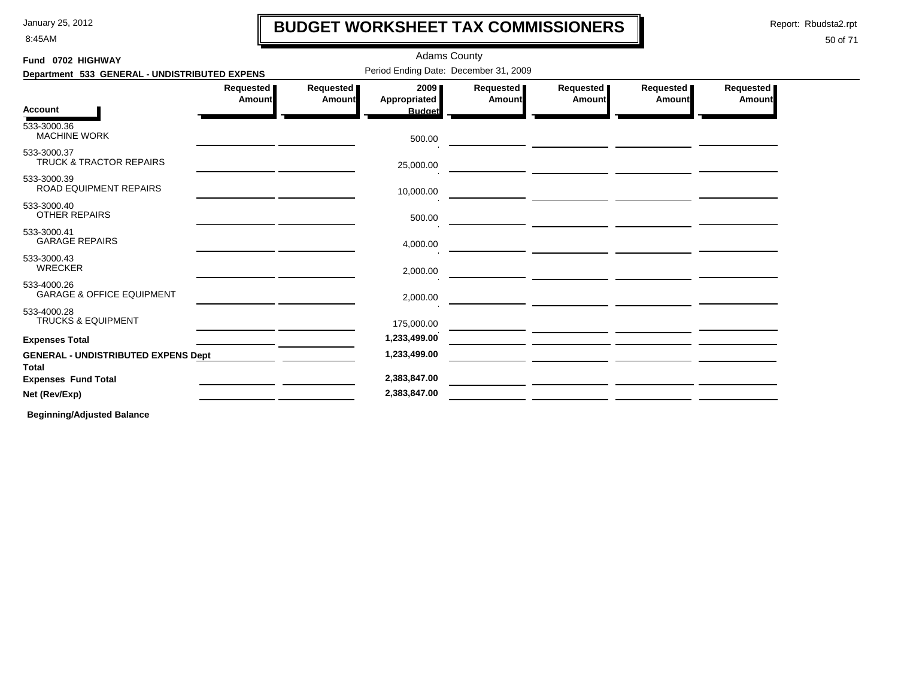# BUDGET WORKSHEET TAX COMMISSIONERS

January 25, 2012
8:45AM

Report: Rbudsta2.rpt

Adams County

**Fund 0702 HIGHWAY**

**Department 533 GENERAL - UNDISTRIBUTED EXPENS**

Period Ending Date: December 31, 2009

| Account | Requested Amount | Requested Amount | 2009 Appropriated Budget | Requested Amount | Requested Amount | Requested Amount | Requested Amount |
|---|---|---|---|---|---|---|---|
| 533-3000.36 MACHINE WORK | | | 500.00 | | | | |
| 533-3000.37 TRUCK & TRACTOR REPAIRS | | | 25,000.00 | | | | |
| 533-3000.39 ROAD EQUIPMENT REPAIRS | | | 10,000.00 | | | | |
| 533-3000.40 OTHER REPAIRS | | | 500.00 | | | | |
| 533-3000.41 GARAGE REPAIRS | | | 4,000.00 | | | | |
| 533-3000.43 WRECKER | | | 2,000.00 | | | | |
| 533-4000.26 GARAGE & OFFICE EQUIPMENT | | | 2,000.00 | | | | |
| 533-4000.28 TRUCKS & EQUIPMENT | | | 175,000.00 | | | | |
| **Expenses Total** | | | **1,233,499.00** | | | | |
| **GENERAL - UNDISTRIBUTED EXPENS Dept Total** | | | **1,233,499.00** | | | | |
| **Expenses Fund Total** | | | **2,383,847.00** | | | | |
| **Net (Rev/Exp)** | | | **2,383,847.00** | | | | |

**Beginning/Adjusted Balance**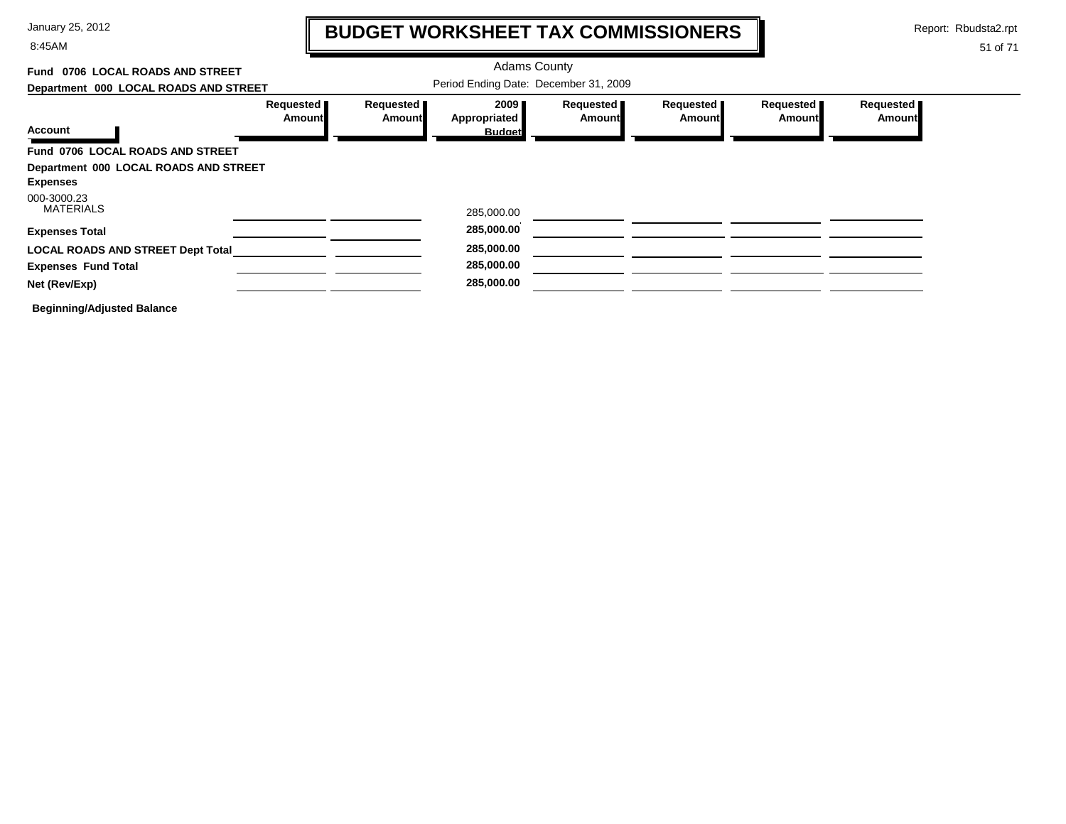# BUDGET WORKSHEET TAX COMMISSIONERS

Adams County

Period Ending Date: December 31, 2009

**Fund 0706 LOCAL ROADS AND STREET**

**Department 000 LOCAL ROADS AND STREET**

| Account | Requested Amount | Requested Amount | 2009 Appropriated Budget | Requested Amount | Requested Amount | Requested Amount | Requested Amount |
|---|---|---|---|---|---|---|---|
| **Fund 0706 LOCAL ROADS AND STREET** | | | | | | | |
| **Department 000 LOCAL ROADS AND STREET** | | | | | | | |
| **Expenses** | | | | | | | |
| 000-3000.23 MATERIALS | | | 285,000.00 | | | | |
| **Expenses Total** | | | **285,000.00** | | | | |
| **LOCAL ROADS AND STREET Dept Total** | | | **285,000.00** | | | | |
| **Expenses Fund Total** | | | **285,000.00** | | | | |
| **Net (Rev/Exp)** | | | **285,000.00** | | | | |

**Beginning/Adjusted Balance**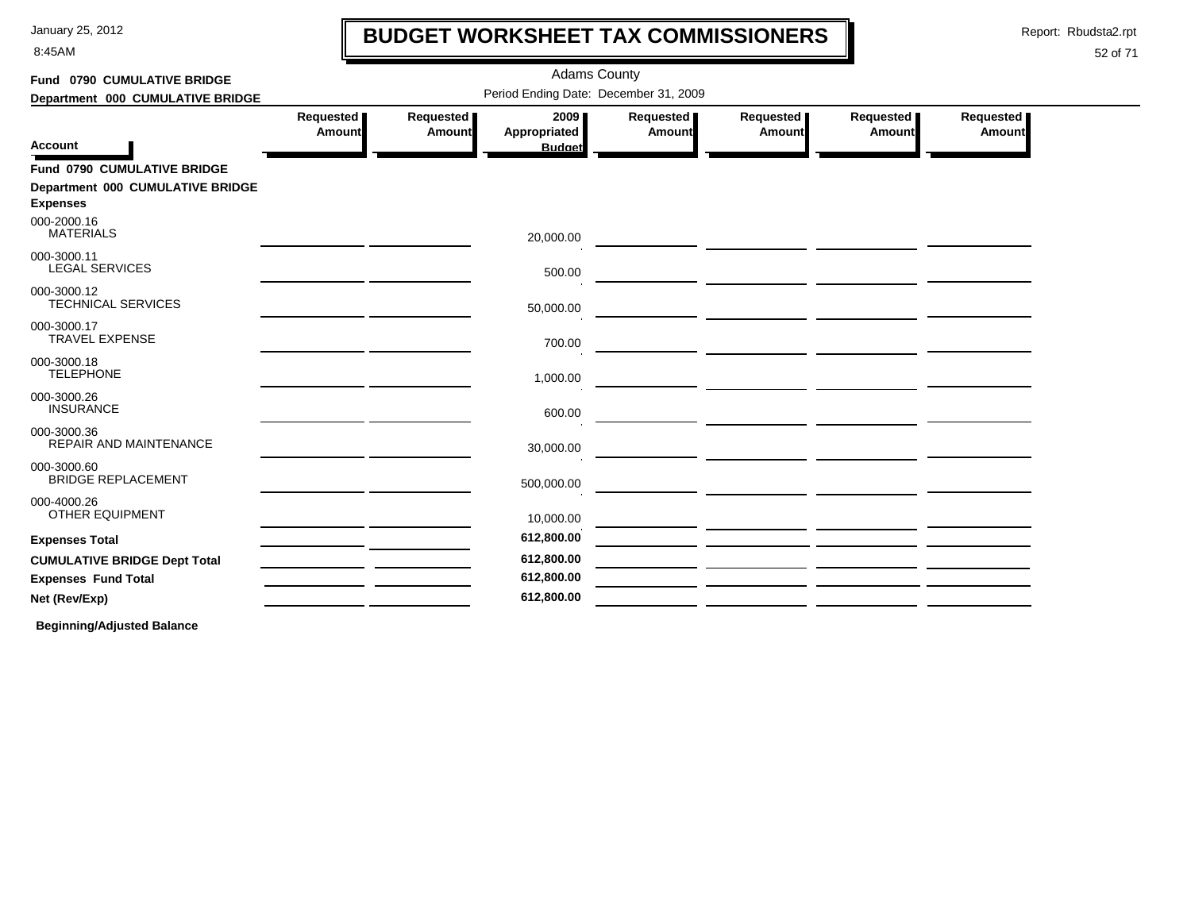# BUDGET WORKSHEET TAX COMMISSIONERS

January 25, 2012
8:45AM

Report: Rbudsta2.rpt

Adams County

Period Ending Date: December 31, 2009

**Fund 0790 CUMULATIVE BRIDGE**
**Department 000 CUMULATIVE BRIDGE**

| Account | Requested Amount | Requested Amount | 2009 Appropriated Budget | Requested Amount | Requested Amount | Requested Amount | Requested Amount |
|---|---|---|---|---|---|---|---|
| **Fund 0790 CUMULATIVE BRIDGE** | | | | | | | |
| **Department 000 CUMULATIVE BRIDGE** | | | | | | | |
| **Expenses** | | | | | | | |
| 000-2000.16 MATERIALS | | | 20,000.00 | | | | |
| 000-3000.11 LEGAL SERVICES | | | 500.00 | | | | |
| 000-3000.12 TECHNICAL SERVICES | | | 50,000.00 | | | | |
| 000-3000.17 TRAVEL EXPENSE | | | 700.00 | | | | |
| 000-3000.18 TELEPHONE | | | 1,000.00 | | | | |
| 000-3000.26 INSURANCE | | | 600.00 | | | | |
| 000-3000.36 REPAIR AND MAINTENANCE | | | 30,000.00 | | | | |
| 000-3000.60 BRIDGE REPLACEMENT | | | 500,000.00 | | | | |
| 000-4000.26 OTHER EQUIPMENT | | | 10,000.00 | | | | |
| **Expenses Total** | | | **612,800.00** | | | | |
| **CUMULATIVE BRIDGE Dept Total** | | | **612,800.00** | | | | |
| **Expenses Fund Total** | | | **612,800.00** | | | | |
| **Net (Rev/Exp)** | | | **612,800.00** | | | | |

**Beginning/Adjusted Balance**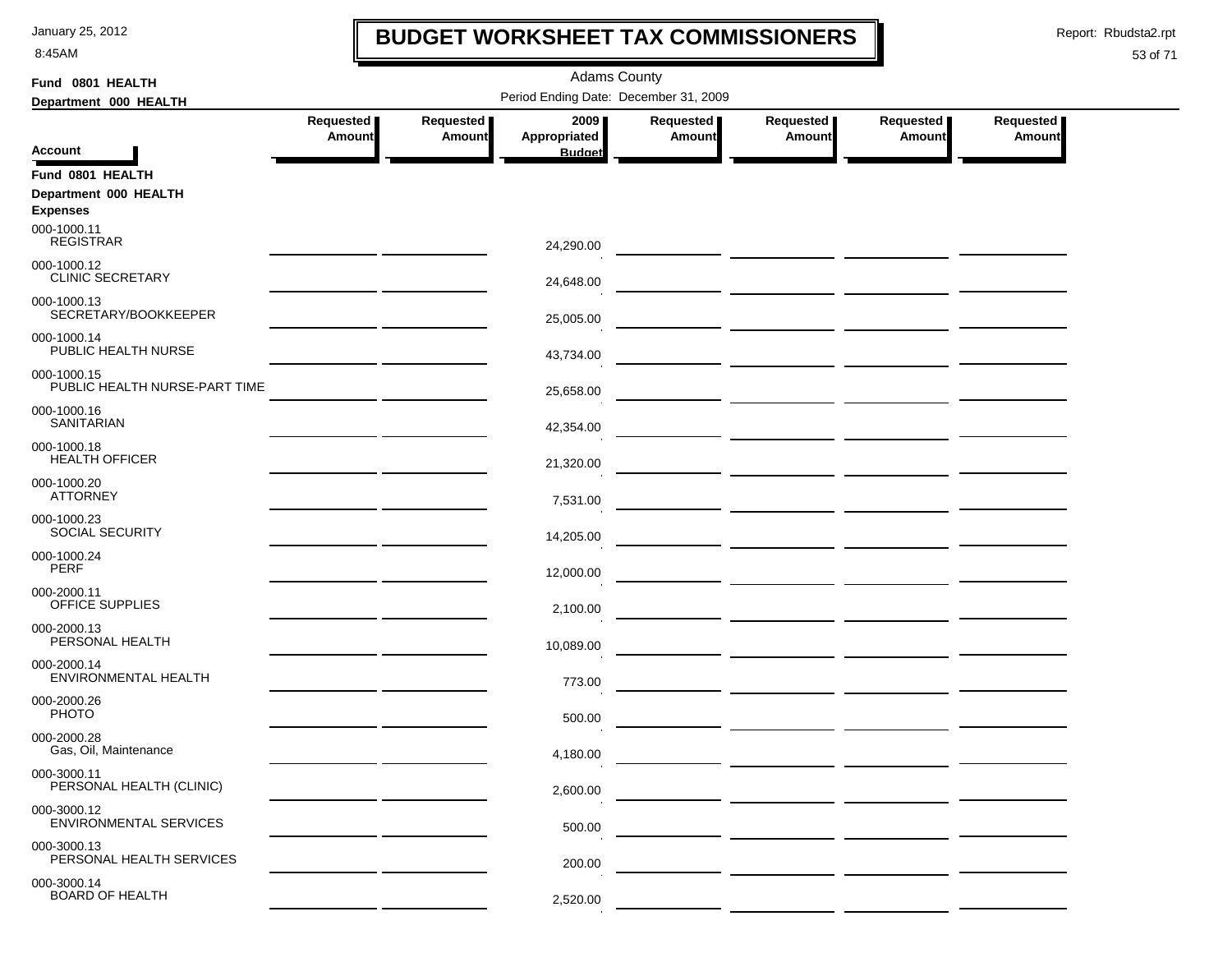# BUDGET WORKSHEET TAX COMMISSIONERS

Adams County

Period Ending Date: December 31, 2009

Fund 0801 HEALTH
Department 000 HEALTH

| Account | Requested Amount | Requested Amount | 2009 Appropriated Budget | Requested Amount | Requested Amount | Requested Amount | Requested Amount |
|---|---|---|---|---|---|---|---|
| **Fund 0801 HEALTH** | | | | | | | |
| **Department 000 HEALTH** | | | | | | | |
| **Expenses** | | | | | | | |
| 000-1000.11 REGISTRAR | | | 24,290.00 | | | | |
| 000-1000.12 CLINIC SECRETARY | | | 24,648.00 | | | | |
| 000-1000.13 SECRETARY/BOOKKEEPER | | | 25,005.00 | | | | |
| 000-1000.14 PUBLIC HEALTH NURSE | | | 43,734.00 | | | | |
| 000-1000.15 PUBLIC HEALTH NURSE-PART TIME | | | 25,658.00 | | | | |
| 000-1000.16 SANITARIAN | | | 42,354.00 | | | | |
| 000-1000.18 HEALTH OFFICER | | | 21,320.00 | | | | |
| 000-1000.20 ATTORNEY | | | 7,531.00 | | | | |
| 000-1000.23 SOCIAL SECURITY | | | 14,205.00 | | | | |
| 000-1000.24 PERF | | | 12,000.00 | | | | |
| 000-2000.11 OFFICE SUPPLIES | | | 2,100.00 | | | | |
| 000-2000.13 PERSONAL HEALTH | | | 10,089.00 | | | | |
| 000-2000.14 ENVIRONMENTAL HEALTH | | | 773.00 | | | | |
| 000-2000.26 PHOTO | | | 500.00 | | | | |
| 000-2000.28 Gas, Oil, Maintenance | | | 4,180.00 | | | | |
| 000-3000.11 PERSONAL HEALTH (CLINIC) | | | 2,600.00 | | | | |
| 000-3000.12 ENVIRONMENTAL SERVICES | | | 500.00 | | | | |
| 000-3000.13 PERSONAL HEALTH SERVICES | | | 200.00 | | | | |
| 000-3000.14 BOARD OF HEALTH | | | 2,520.00 | | | | |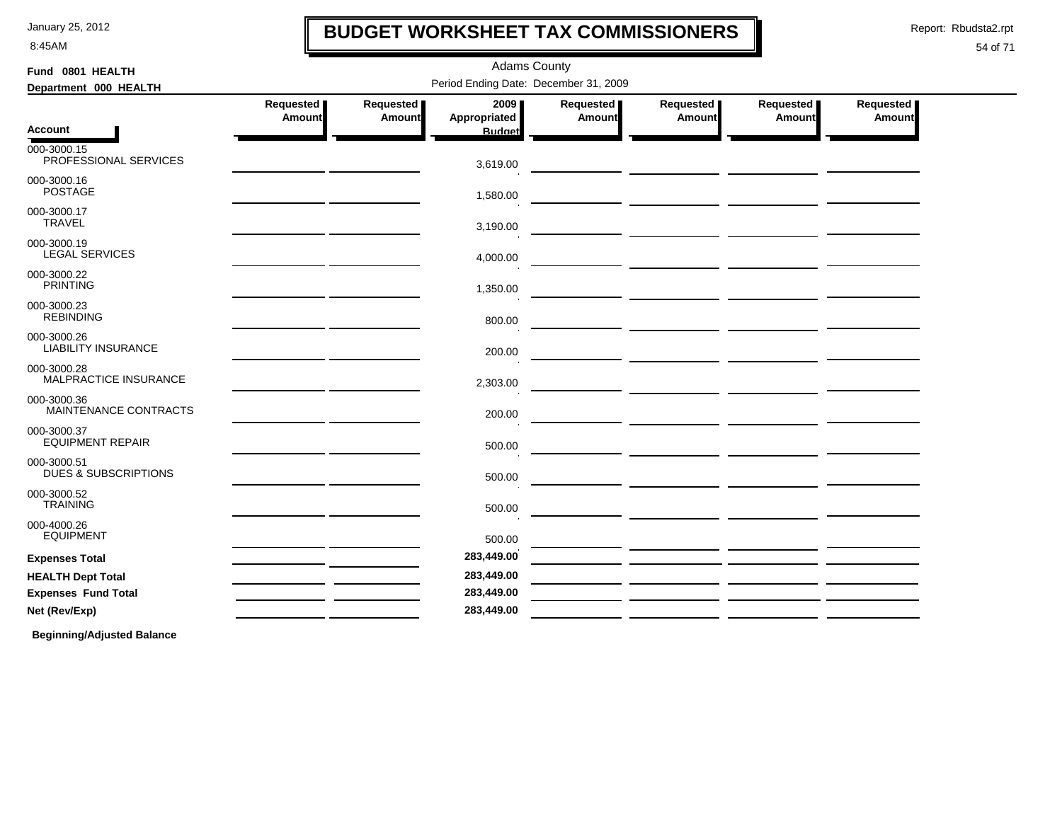# BUDGET WORKSHEET TAX COMMISSIONERS

Adams County

Period Ending Date: December 31, 2009

**Fund 0801 HEALTH**

**Department 000 HEALTH**

| Account | Requested Amount | Requested Amount | 2009 Appropriated Budget | Requested Amount | Requested Amount | Requested Amount | Requested Amount |
|---|---|---|---|---|---|---|---|
| 000-3000.15 PROFESSIONAL SERVICES | | | 3,619.00 | | | | |
| 000-3000.16 POSTAGE | | | 1,580.00 | | | | |
| 000-3000.17 TRAVEL | | | 3,190.00 | | | | |
| 000-3000.19 LEGAL SERVICES | | | 4,000.00 | | | | |
| 000-3000.22 PRINTING | | | 1,350.00 | | | | |
| 000-3000.23 REBINDING | | | 800.00 | | | | |
| 000-3000.26 LIABILITY INSURANCE | | | 200.00 | | | | |
| 000-3000.28 MALPRACTICE INSURANCE | | | 2,303.00 | | | | |
| 000-3000.36 MAINTENANCE CONTRACTS | | | 200.00 | | | | |
| 000-3000.37 EQUIPMENT REPAIR | | | 500.00 | | | | |
| 000-3000.51 DUES & SUBSCRIPTIONS | | | 500.00 | | | | |
| 000-3000.52 TRAINING | | | 500.00 | | | | |
| 000-4000.26 EQUIPMENT | | | 500.00 | | | | |
| **Expenses Total** | | | **283,449.00** | | | | |
| **HEALTH Dept Total** | | | **283,449.00** | | | | |
| **Expenses Fund Total** | | | **283,449.00** | | | | |
| **Net (Rev/Exp)** | | | **283,449.00** | | | | |

**Beginning/Adjusted Balance**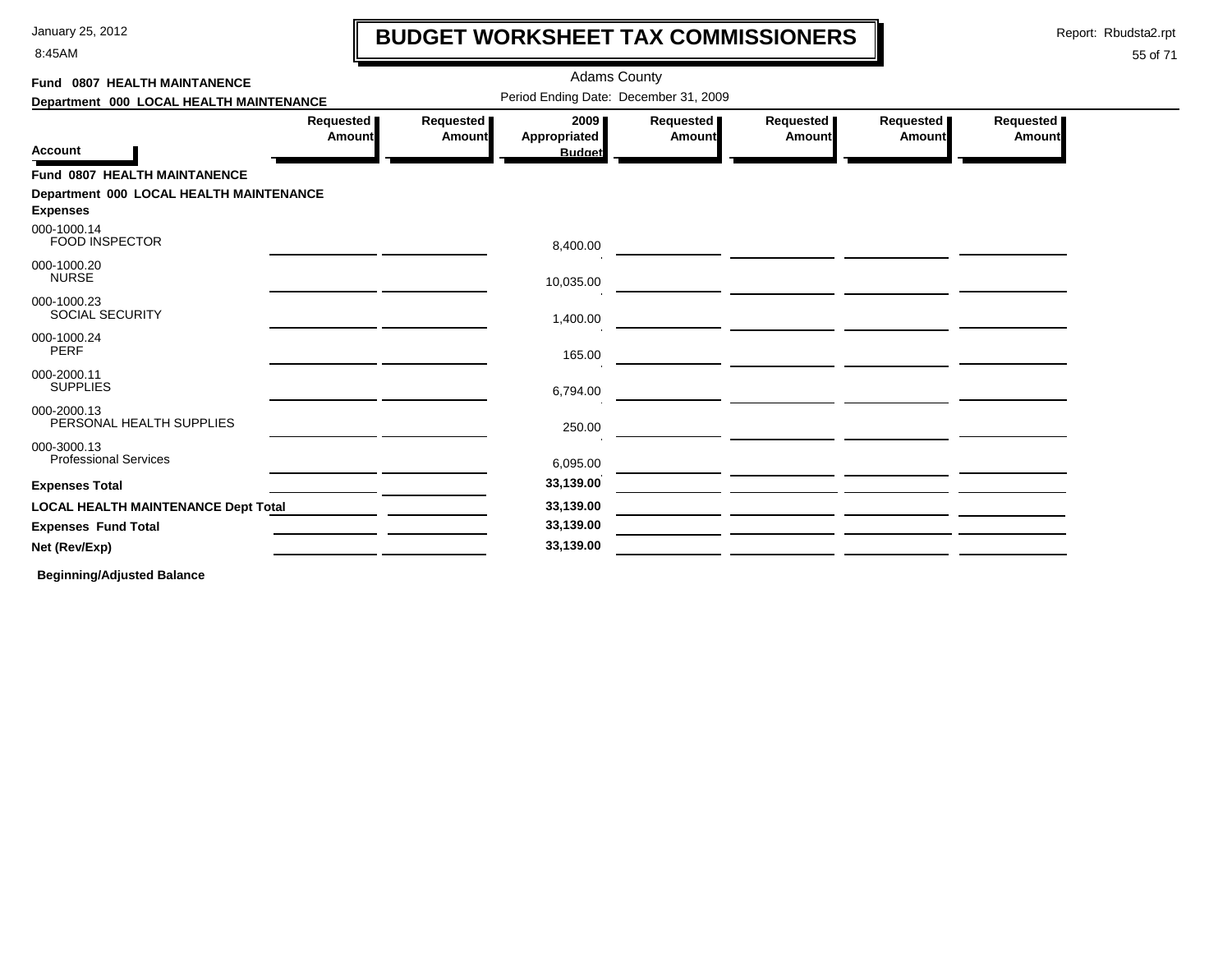# BUDGET WORKSHEET TAX COMMISSIONERS

January 25, 2012
8:45AM

Report: Rbudsta2.rpt

Adams County

Period Ending Date: December 31, 2009

**Fund 0807 HEALTH MAINTANENCE**
**Department 000 LOCAL HEALTH MAINTENANCE**

| Account | Requested Amount | Requested Amount | 2009 Appropriated Budget | Requested Amount | Requested Amount | Requested Amount | Requested Amount |
|---|---|---|---|---|---|---|---|
| **Fund 0807 HEALTH MAINTANENCE** | | | | | | | |
| **Department 000 LOCAL HEALTH MAINTENANCE** | | | | | | | |
| **Expenses** | | | | | | | |
| 000-1000.14 FOOD INSPECTOR | | | 8,400.00 | | | | |
| 000-1000.20 NURSE | | | 10,035.00 | | | | |
| 000-1000.23 SOCIAL SECURITY | | | 1,400.00 | | | | |
| 000-1000.24 PERF | | | 165.00 | | | | |
| 000-2000.11 SUPPLIES | | | 6,794.00 | | | | |
| 000-2000.13 PERSONAL HEALTH SUPPLIES | | | 250.00 | | | | |
| 000-3000.13 Professional Services | | | 6,095.00 | | | | |
| **Expenses Total** | | | **33,139.00** | | | | |
| **LOCAL HEALTH MAINTENANCE Dept Total** | | | **33,139.00** | | | | |
| **Expenses Fund Total** | | | **33,139.00** | | | | |
| **Net (Rev/Exp)** | | | **33,139.00** | | | | |

**Beginning/Adjusted Balance**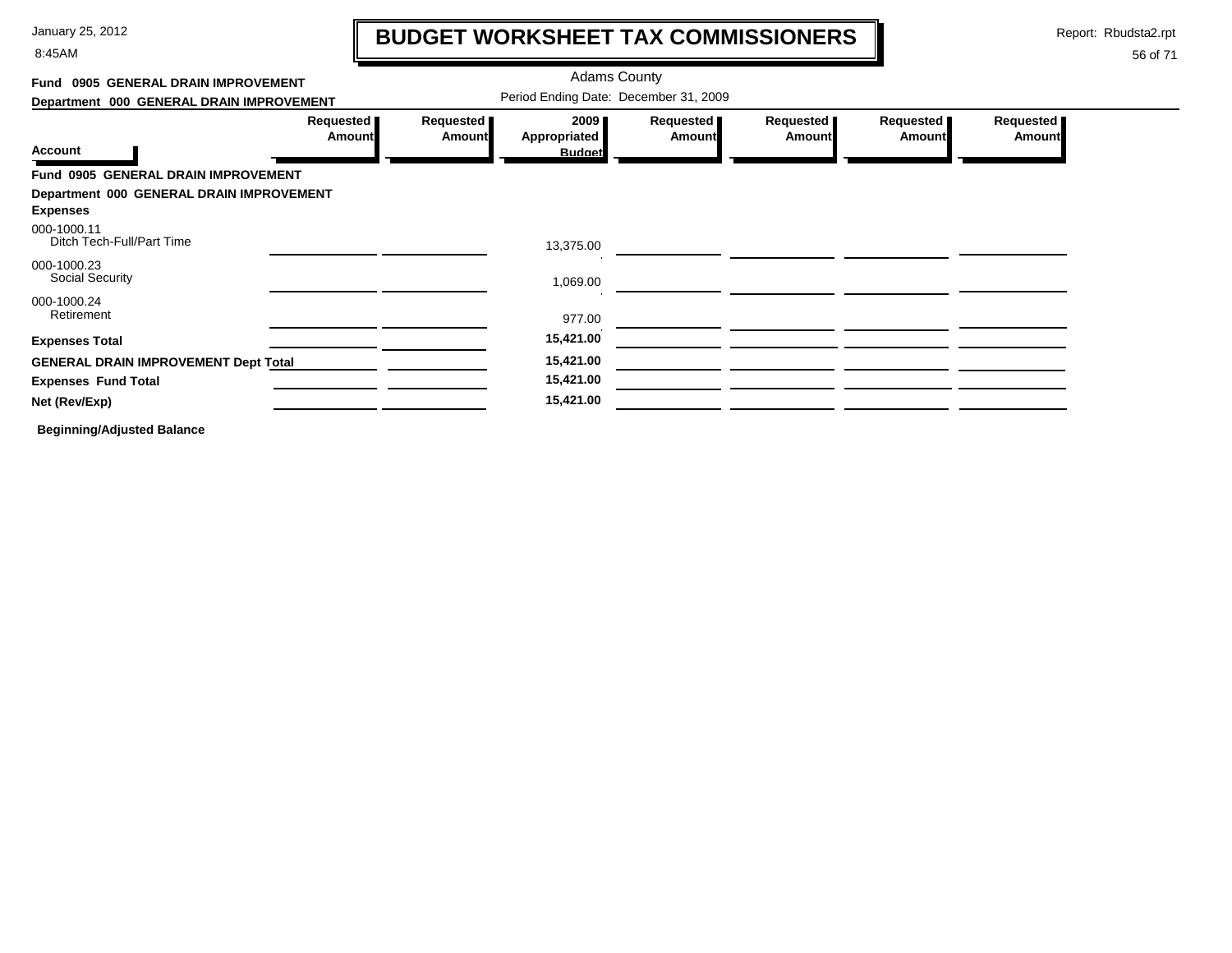# BUDGET WORKSHEET TAX COMMISSIONERS

January 25, 2012
8:45AM

Report: Rbudsta2.rpt

Adams County

Period Ending Date: December 31, 2009

**Fund 0905 GENERAL DRAIN IMPROVEMENT**
**Department 000 GENERAL DRAIN IMPROVEMENT**

| Account | Requested Amount | Requested Amount | 2009 Appropriated Budget | Requested Amount | Requested Amount | Requested Amount | Requested Amount |
|---|---|---|---|---|---|---|---|
| **Fund 0905 GENERAL DRAIN IMPROVEMENT** | | | | | | | |
| **Department 000 GENERAL DRAIN IMPROVEMENT** | | | | | | | |
| **Expenses** | | | | | | | |
| 000-1000.11 Ditch Tech-Full/Part Time | | | 13,375.00 | | | | |
| 000-1000.23 Social Security | | | 1,069.00 | | | | |
| 000-1000.24 Retirement | | | 977.00 | | | | |
| **Expenses Total** | | | **15,421.00** | | | | |
| **GENERAL DRAIN IMPROVEMENT Dept Total** | | | **15,421.00** | | | | |
| **Expenses Fund Total** | | | **15,421.00** | | | | |
| **Net (Rev/Exp)** | | | **15,421.00** | | | | |

**Beginning/Adjusted Balance**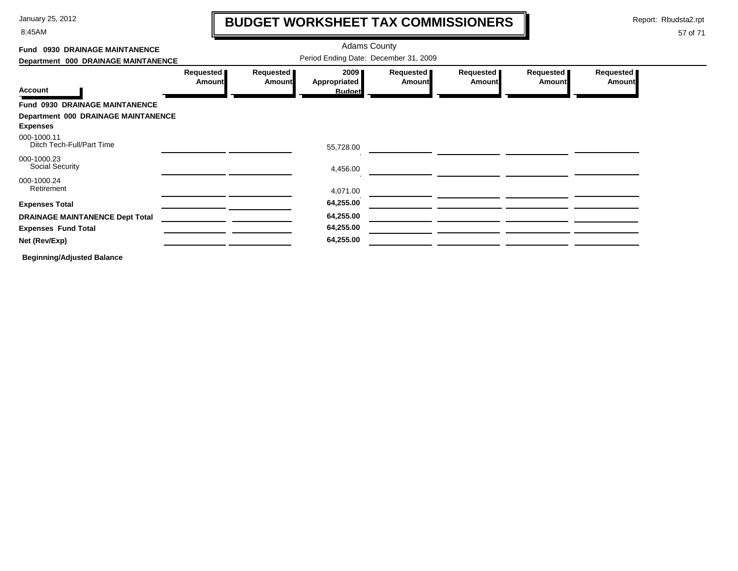# BUDGET WORKSHEET TAX COMMISSIONERS

January 25, 2012
8:45AM

Report: Rbudsta2.rpt

Adams County

Period Ending Date: December 31, 2009

**Fund 0930 DRAINAGE MAINTANENCE**

**Department 000 DRAINAGE MAINTANENCE**

| Account | Requested Amount | Requested Amount | 2009 Appropriated Budget | Requested Amount | Requested Amount | Requested Amount | Requested Amount |
|---|---|---|---|---|---|---|---|
| **Fund 0930 DRAINAGE MAINTANENCE** | | | | | | | |
| **Department 000 DRAINAGE MAINTANENCE** | | | | | | | |
| **Expenses** | | | | | | | |
| 000-1000.11 Ditch Tech-Full/Part Time | | | 55,728.00 | | | | |
| 000-1000.23 Social Security | | | 4,456.00 | | | | |
| 000-1000.24 Retirement | | | 4,071.00 | | | | |
| **Expenses Total** | | | **64,255.00** | | | | |
| **DRAINAGE MAINTANENCE Dept Total** | | | **64,255.00** | | | | |
| **Expenses Fund Total** | | | **64,255.00** | | | | |
| **Net (Rev/Exp)** | | | **64,255.00** | | | | |

**Beginning/Adjusted Balance**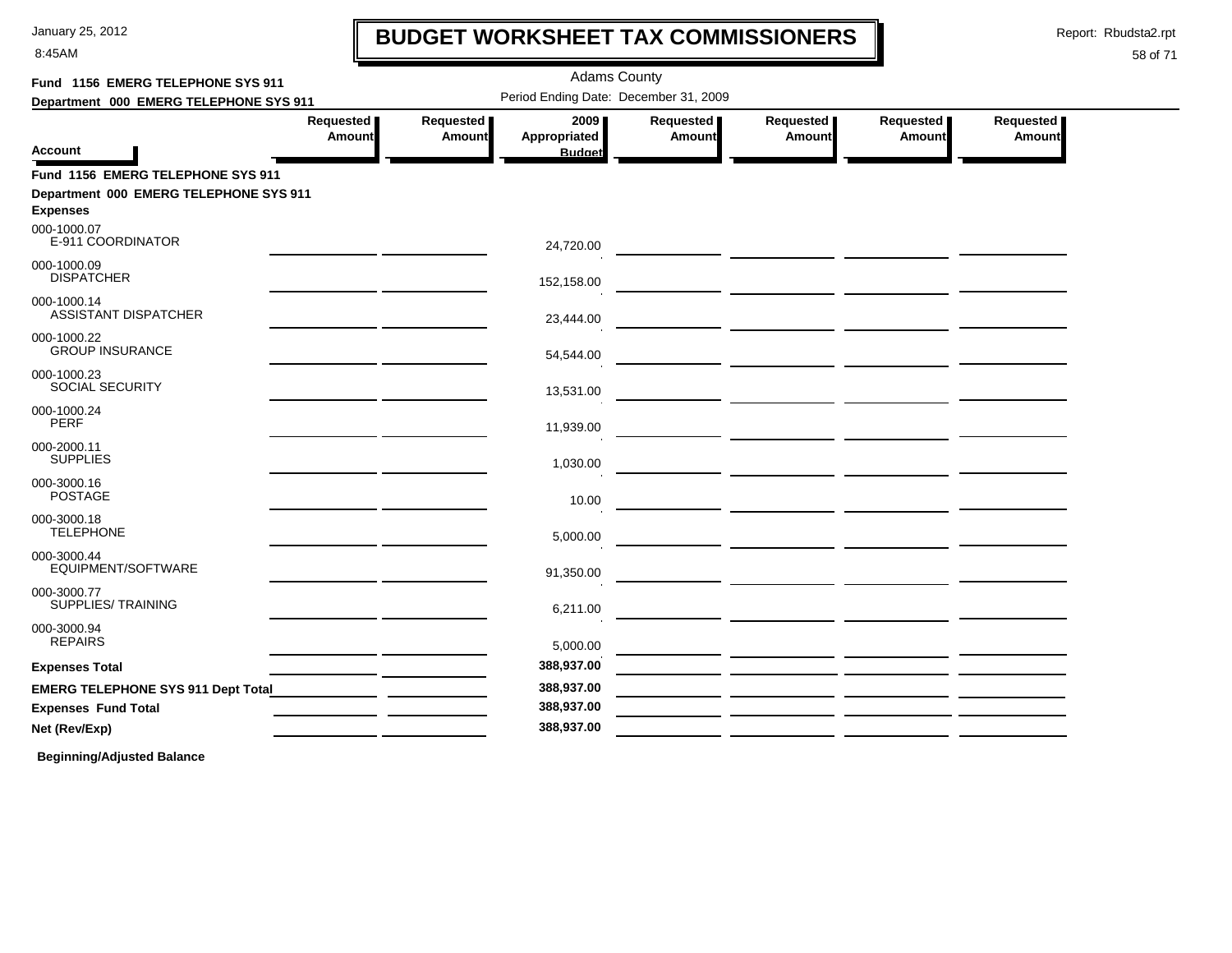# BUDGET WORKSHEET TAX COMMISSIONERS

Adams County

Period Ending Date: December 31, 2009

**Fund 1156 EMERG TELEPHONE SYS 911**

**Department 000 EMERG TELEPHONE SYS 911**

| Account | Requested Amount | Requested Amount | 2009 Appropriated Budget | Requested Amount | Requested Amount | Requested Amount | Requested Amount |
|---|---|---|---|---|---|---|---|
| **Fund 1156 EMERG TELEPHONE SYS 911** | | | | | | | |
| **Department 000 EMERG TELEPHONE SYS 911** | | | | | | | |
| **Expenses** | | | | | | | |
| 000-1000.07 E-911 COORDINATOR | | | 24,720.00 | | | | |
| 000-1000.09 DISPATCHER | | | 152,158.00 | | | | |
| 000-1000.14 ASSISTANT DISPATCHER | | | 23,444.00 | | | | |
| 000-1000.22 GROUP INSURANCE | | | 54,544.00 | | | | |
| 000-1000.23 SOCIAL SECURITY | | | 13,531.00 | | | | |
| 000-1000.24 PERF | | | 11,939.00 | | | | |
| 000-2000.11 SUPPLIES | | | 1,030.00 | | | | |
| 000-3000.16 POSTAGE | | | 10.00 | | | | |
| 000-3000.18 TELEPHONE | | | 5,000.00 | | | | |
| 000-3000.44 EQUIPMENT/SOFTWARE | | | 91,350.00 | | | | |
| 000-3000.77 SUPPLIES/ TRAINING | | | 6,211.00 | | | | |
| 000-3000.94 REPAIRS | | | 5,000.00 | | | | |
| **Expenses Total** | | | **388,937.00** | | | | |
| **EMERG TELEPHONE SYS 911 Dept Total** | | | **388,937.00** | | | | |
| **Expenses Fund Total** | | | **388,937.00** | | | | |
| **Net (Rev/Exp)** | | | **388,937.00** | | | | |

**Beginning/Adjusted Balance**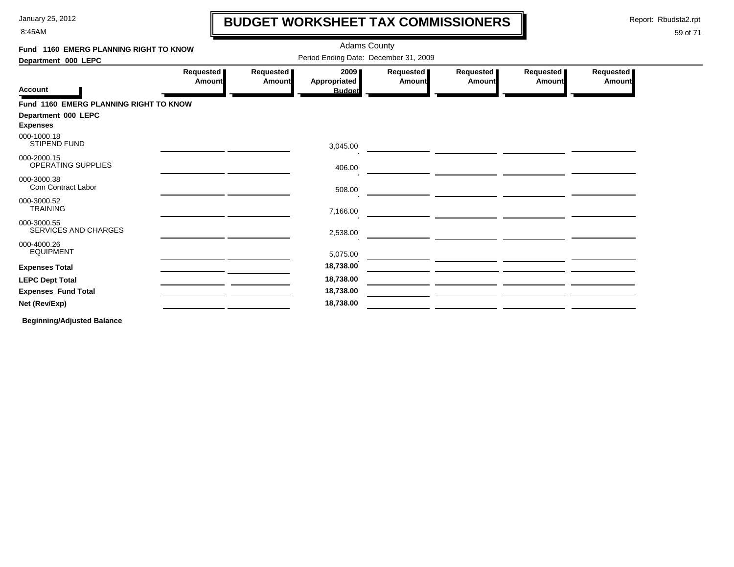# BUDGET WORKSHEET TAX COMMISSIONERS

January 25, 2012
8:45AM

Report: Rbudsta2.rpt

Adams County

Period Ending Date: December 31, 2009

**Fund 1160 EMERG PLANNING RIGHT TO KNOW**

**Department 000 LEPC**

| Account | Requested Amount | Requested Amount | 2009 Appropriated Budget | Requested Amount | Requested Amount | Requested Amount | Requested Amount |
|---|---|---|---|---|---|---|---|
| **Fund 1160 EMERG PLANNING RIGHT TO KNOW** | | | | | | | |
| **Department 000 LEPC** | | | | | | | |
| **Expenses** | | | | | | | |
| 000-1000.18 STIPEND FUND | | | 3,045.00 | | | | |
| 000-2000.15 OPERATING SUPPLIES | | | 406.00 | | | | |
| 000-3000.38 Com Contract Labor | | | 508.00 | | | | |
| 000-3000.52 TRAINING | | | 7,166.00 | | | | |
| 000-3000.55 SERVICES AND CHARGES | | | 2,538.00 | | | | |
| 000-4000.26 EQUIPMENT | | | 5,075.00 | | | | |
| **Expenses Total** | | | **18,738.00** | | | | |
| **LEPC Dept Total** | | | **18,738.00** | | | | |
| **Expenses Fund Total** | | | **18,738.00** | | | | |
| **Net (Rev/Exp)** | | | **18,738.00** | | | | |

**Beginning/Adjusted Balance**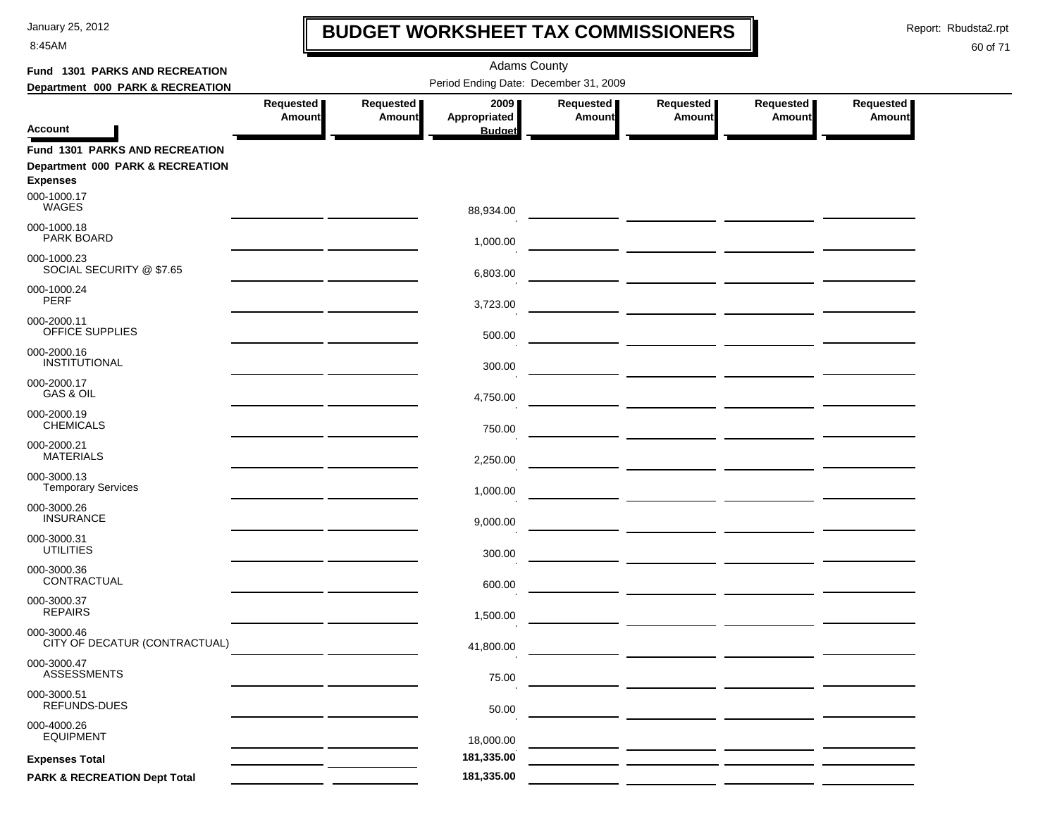# BUDGET WORKSHEET TAX COMMISSIONERS

January 25, 2012
8:45AM

Report: Rbudsta2.rpt

Adams County

Period Ending Date: December 31, 2009

**Fund 1301 PARKS AND RECREATION**
**Department 000 PARK & RECREATION**

| Account | Requested Amount | Requested Amount | 2009 Appropriated Budget | Requested Amount | Requested Amount | Requested Amount | Requested Amount |
|---|---|---|---|---|---|---|---|
| **Fund 1301 PARKS AND RECREATION** | | | | | | | |
| **Department 000 PARK & RECREATION** | | | | | | | |
| **Expenses** | | | | | | | |
| 000-1000.17 WAGES | | | 88,934.00 | | | | |
| 000-1000.18 PARK BOARD | | | 1,000.00 | | | | |
| 000-1000.23 SOCIAL SECURITY @ $7.65 | | | 6,803.00 | | | | |
| 000-1000.24 PERF | | | 3,723.00 | | | | |
| 000-2000.11 OFFICE SUPPLIES | | | 500.00 | | | | |
| 000-2000.16 INSTITUTIONAL | | | 300.00 | | | | |
| 000-2000.17 GAS & OIL | | | 4,750.00 | | | | |
| 000-2000.19 CHEMICALS | | | 750.00 | | | | |
| 000-2000.21 MATERIALS | | | 2,250.00 | | | | |
| 000-3000.13 Temporary Services | | | 1,000.00 | | | | |
| 000-3000.26 INSURANCE | | | 9,000.00 | | | | |
| 000-3000.31 UTILITIES | | | 300.00 | | | | |
| 000-3000.36 CONTRACTUAL | | | 600.00 | | | | |
| 000-3000.37 REPAIRS | | | 1,500.00 | | | | |
| 000-3000.46 CITY OF DECATUR (CONTRACTUAL) | | | 41,800.00 | | | | |
| 000-3000.47 ASSESSMENTS | | | 75.00 | | | | |
| 000-3000.51 REFUNDS-DUES | | | 50.00 | | | | |
| 000-4000.26 EQUIPMENT | | | 18,000.00 | | | | |
| **Expenses Total** | | | 181,335.00 | | | | |
| **PARK & RECREATION Dept Total** | | | 181,335.00 | | | | |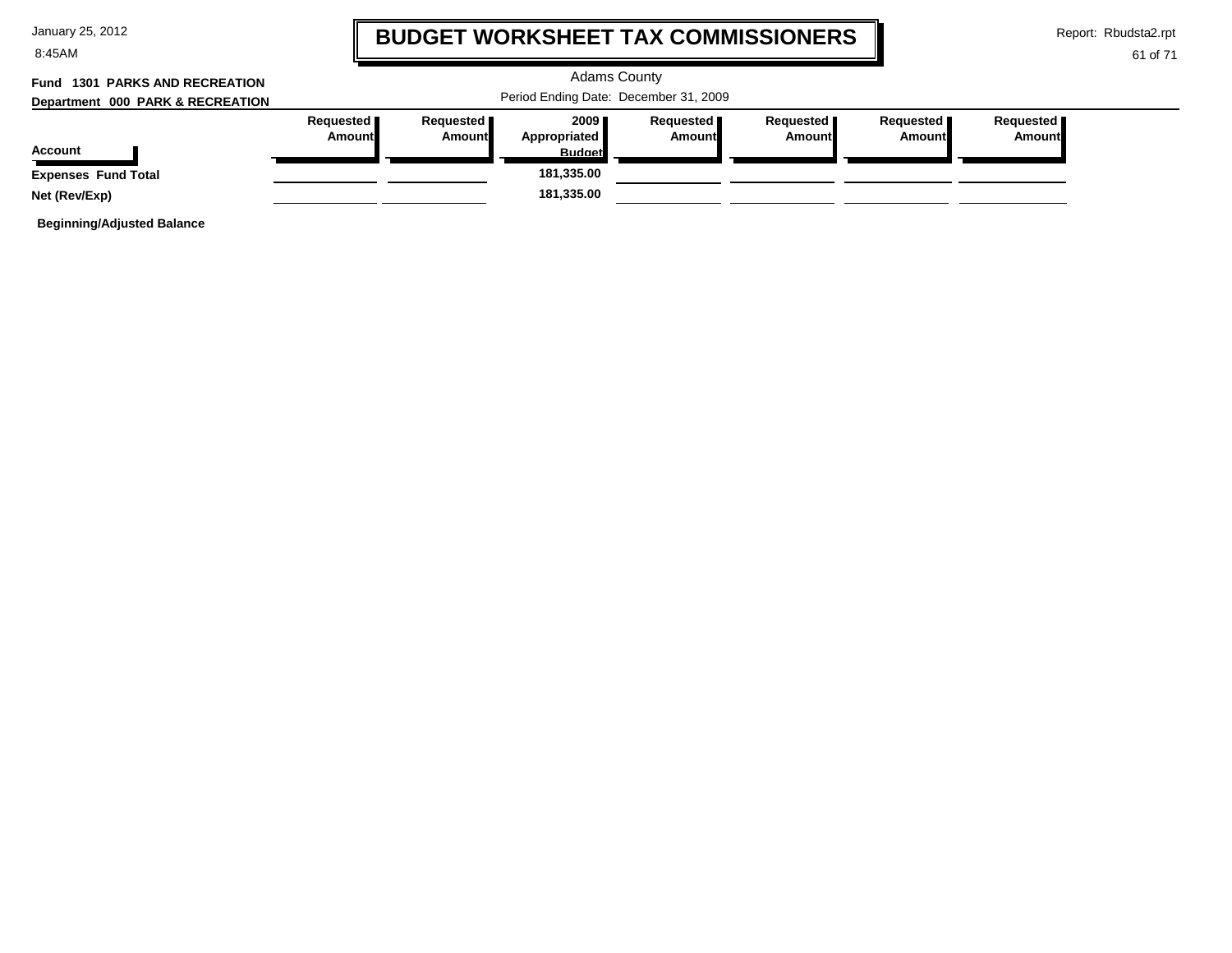# BUDGET WORKSHEET TAX COMMISSIONERS

Adams County

Period Ending Date: December 31, 2009

**Fund 1301 PARKS AND RECREATION**

**Department 000 PARK & RECREATION**

| Account | Requested Amount | Requested Amount | 2009 Appropriated Budget | Requested Amount | Requested Amount | Requested Amount | Requested Amount |
|---|---|---|---|---|---|---|---|
| **Expenses Fund Total** | | | 181,335.00 | | | | |
| **Net (Rev/Exp)** | | | 181,335.00 | | | | |

**Beginning/Adjusted Balance**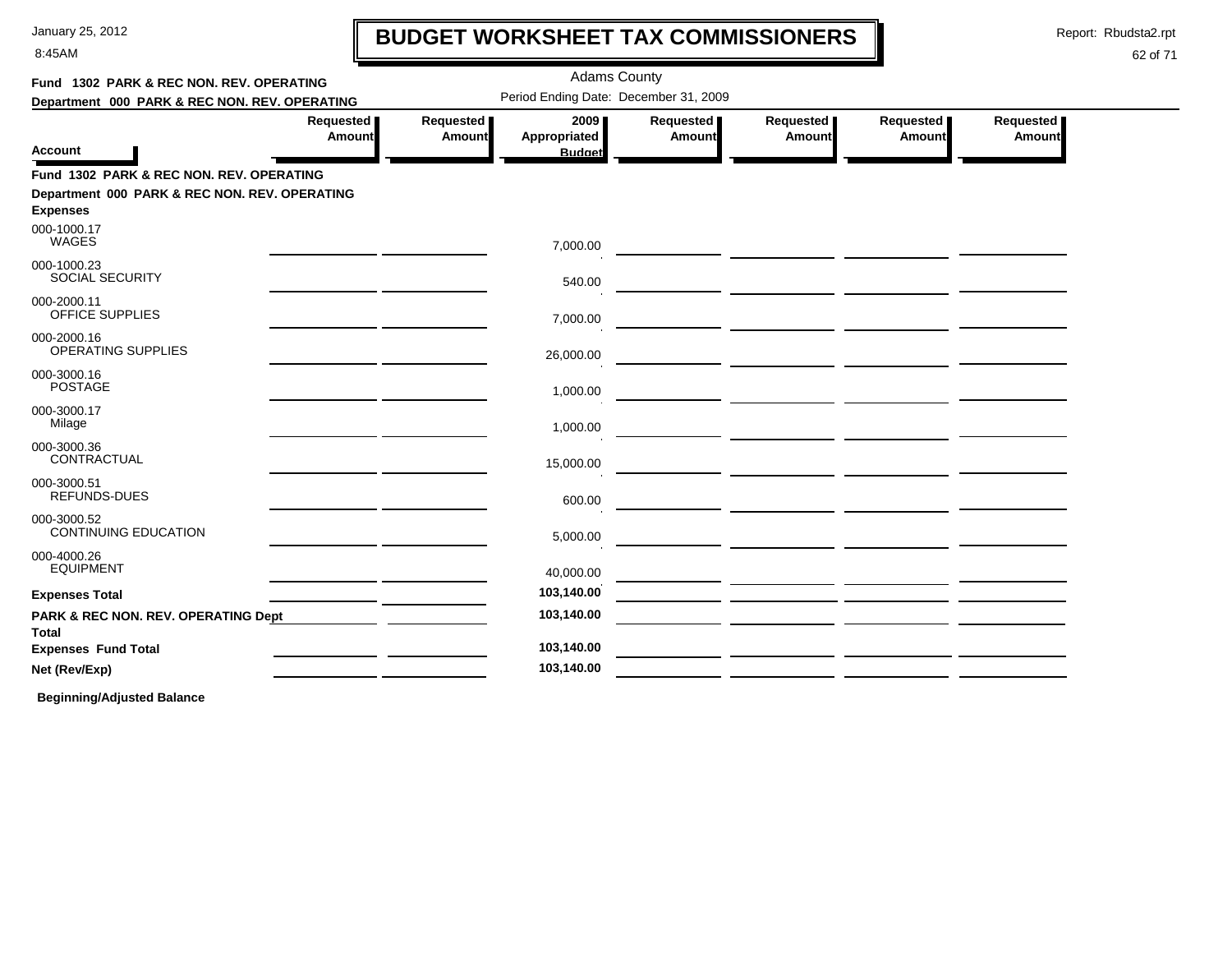# BUDGET WORKSHEET TAX COMMISSIONERS

January 25, 2012
8:45AM

Report: Rbudsta2.rpt

Adams County

Period Ending Date: December 31, 2009

**Fund 1302 PARK & REC NON. REV. OPERATING**
**Department 000 PARK & REC NON. REV. OPERATING**

| Account | Requested Amount | Requested Amount | 2009 Appropriated Budget | Requested Amount | Requested Amount | Requested Amount | Requested Amount |
|---|---|---|---|---|---|---|---|
| **Fund 1302 PARK & REC NON. REV. OPERATING** | | | | | | | |
| **Department 000 PARK & REC NON. REV. OPERATING** | | | | | | | |
| **Expenses** | | | | | | | |
| 000-1000.17 WAGES | | | 7,000.00 | | | | |
| 000-1000.23 SOCIAL SECURITY | | | 540.00 | | | | |
| 000-2000.11 OFFICE SUPPLIES | | | 7,000.00 | | | | |
| 000-2000.16 OPERATING SUPPLIES | | | 26,000.00 | | | | |
| 000-3000.16 POSTAGE | | | 1,000.00 | | | | |
| 000-3000.17 Milage | | | 1,000.00 | | | | |
| 000-3000.36 CONTRACTUAL | | | 15,000.00 | | | | |
| 000-3000.51 REFUNDS-DUES | | | 600.00 | | | | |
| 000-3000.52 CONTINUING EDUCATION | | | 5,000.00 | | | | |
| 000-4000.26 EQUIPMENT | | | 40,000.00 | | | | |
| **Expenses Total** | | | **103,140.00** | | | | |
| **PARK & REC NON. REV. OPERATING Dept Total** | | | **103,140.00** | | | | |
| **Expenses Fund Total** | | | **103,140.00** | | | | |
| **Net (Rev/Exp)** | | | **103,140.00** | | | | |

**Beginning/Adjusted Balance**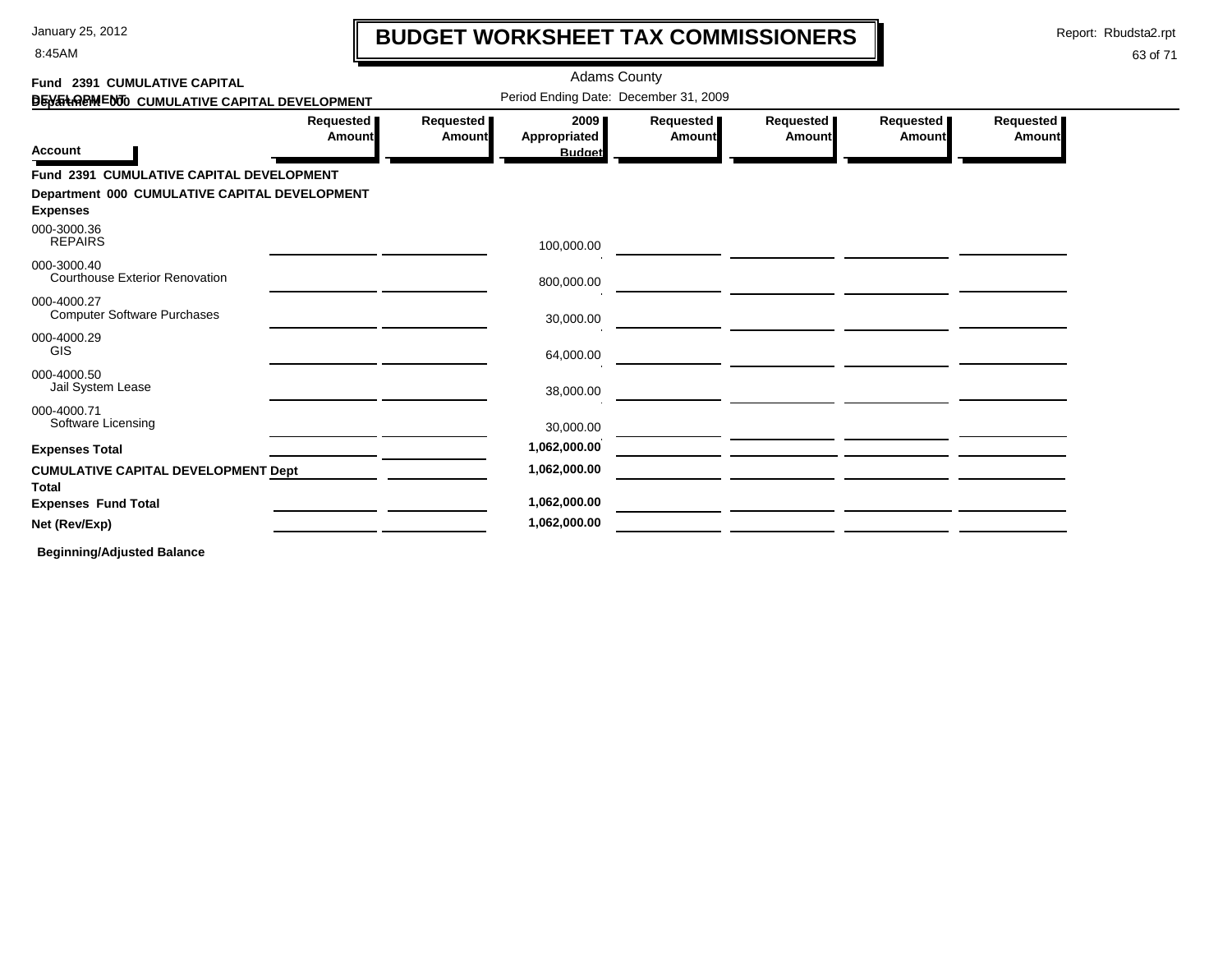# BUDGET WORKSHEET TAX COMMISSIONERS

Adams County

Period Ending Date: December 31, 2009

Fund 2391 CUMULATIVE CAPITAL DEVELOPMENT

Department 000 CUMULATIVE CAPITAL DEVELOPMENT

| Account | Requested Amount | Requested Amount | 2009 Appropriated Budget | Requested Amount | Requested Amount | Requested Amount | Requested Amount |
|---|---|---|---|---|---|---|---|
| **Fund 2391 CUMULATIVE CAPITAL DEVELOPMENT** | | | | | | | |
| **Department 000 CUMULATIVE CAPITAL DEVELOPMENT** | | | | | | | |
| **Expenses** | | | | | | | |
| 000-3000.36 REPAIRS | | | 100,000.00 | | | | |
| 000-3000.40 Courthouse Exterior Renovation | | | 800,000.00 | | | | |
| 000-4000.27 Computer Software Purchases | | | 30,000.00 | | | | |
| 000-4000.29 GIS | | | 64,000.00 | | | | |
| 000-4000.50 Jail System Lease | | | 38,000.00 | | | | |
| 000-4000.71 Software Licensing | | | 30,000.00 | | | | |
| **Expenses Total** | | | **1,062,000.00** | | | | |
| **CUMULATIVE CAPITAL DEVELOPMENT Dept Total** | | | **1,062,000.00** | | | | |
| **Expenses Fund Total** | | | **1,062,000.00** | | | | |
| **Net (Rev/Exp)** | | | **1,062,000.00** | | | | |

**Beginning/Adjusted Balance**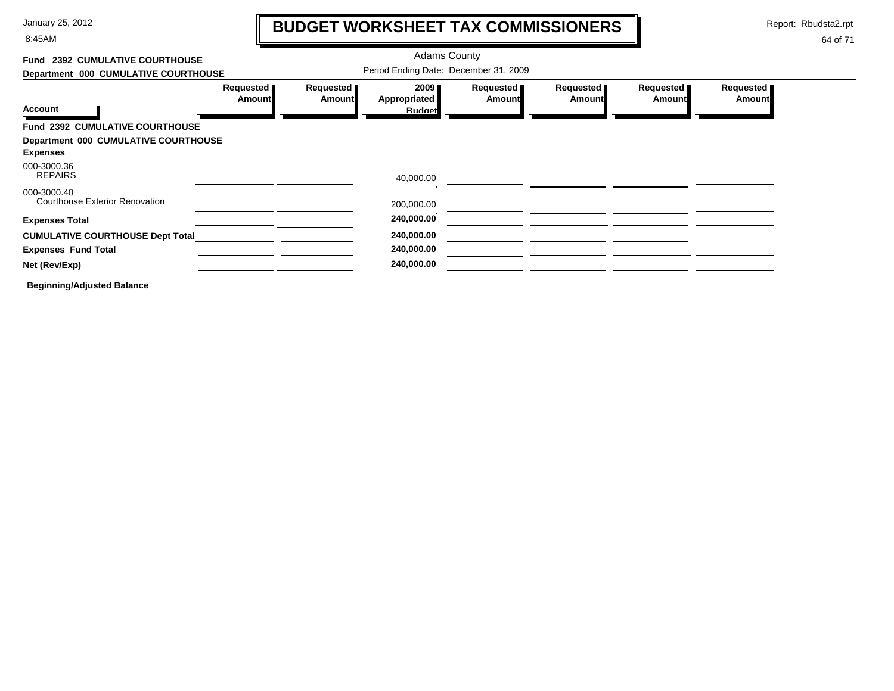# BUDGET WORKSHEET TAX COMMISSIONERS

Adams County

**Fund 2392 CUMULATIVE COURTHOUSE**

**Department 000 CUMULATIVE COURTHOUSE**

Period Ending Date: December 31, 2009

| Account | Requested Amount | Requested Amount | 2009 Appropriated Budget | Requested Amount | Requested Amount | Requested Amount | Requested Amount |
|---|---|---|---|---|---|---|---|
| **Fund 2392 CUMULATIVE COURTHOUSE** | | | | | | | |
| **Department 000 CUMULATIVE COURTHOUSE** | | | | | | | |
| **Expenses** | | | | | | | |
| 000-3000.36 REPAIRS | | | 40,000.00 | | | | |
| 000-3000.40 Courthouse Exterior Renovation | | | 200,000.00 | | | | |
| **Expenses Total** | | | **240,000.00** | | | | |
| **CUMULATIVE COURTHOUSE Dept Total** | | | **240,000.00** | | | | |
| **Expenses Fund Total** | | | **240,000.00** | | | | |
| **Net (Rev/Exp)** | | | **240,000.00** | | | | |

**Beginning/Adjusted Balance**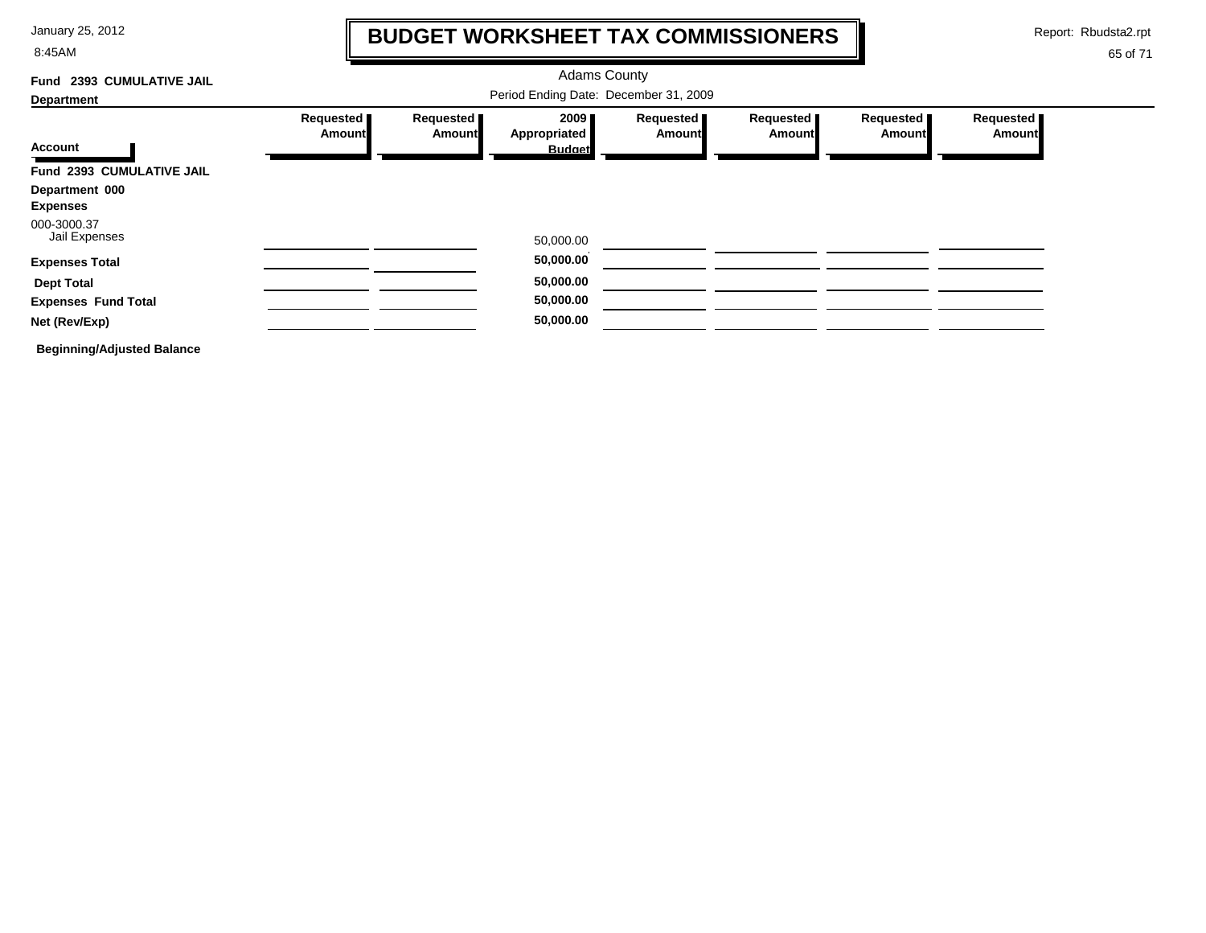# BUDGET WORKSHEET TAX COMMISSIONERS

January 25, 2012
8:45AM

Report: Rbudsta2.rpt

Adams County

Period Ending Date: December 31, 2009

**Fund 2393 CUMULATIVE JAIL**

**Department**

| Account | Requested Amount | Requested Amount | 2009 Appropriated Budget | Requested Amount | Requested Amount | Requested Amount | Requested Amount |
|---|---|---|---|---|---|---|---|
| **Fund 2393 CUMULATIVE JAIL** | | | | | | | |
| **Department 000** | | | | | | | |
| **Expenses** | | | | | | | |
| 000-3000.37 Jail Expenses | | | 50,000.00 | | | | |
| **Expenses Total** | | | **50,000.00** | | | | |
| **Dept Total** | | | **50,000.00** | | | | |
| **Expenses Fund Total** | | | **50,000.00** | | | | |
| **Net (Rev/Exp)** | | | **50,000.00** | | | | |
| **Beginning/Adjusted Balance** | | | | | | | |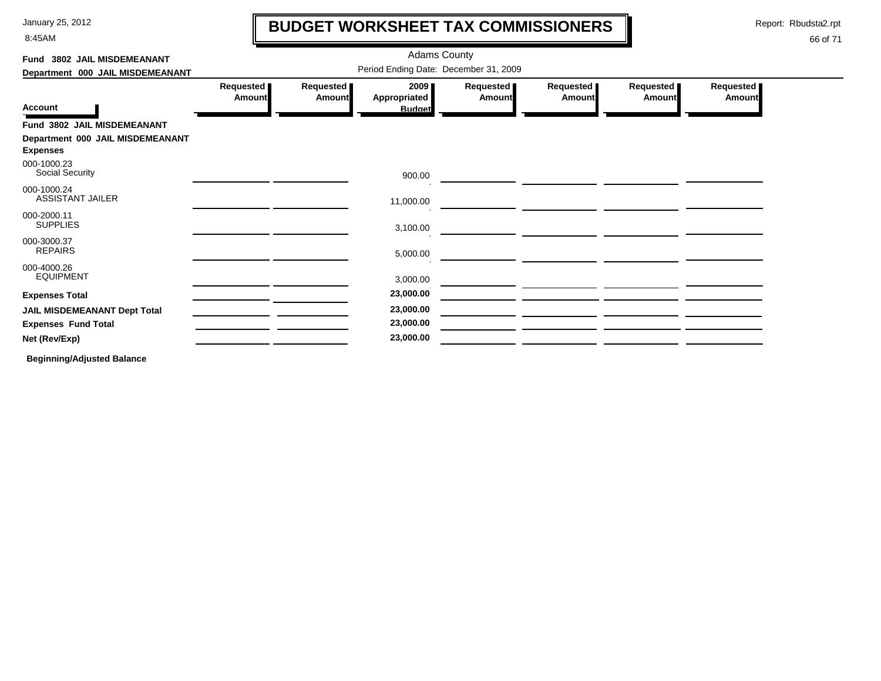# BUDGET WORKSHEET TAX COMMISSIONERS

Adams County

Period Ending Date: December 31, 2009

**Fund 3802 JAIL MISDEMEANANT**

**Department 000 JAIL MISDEMEANANT**

| Account | Requested Amount | Requested Amount | 2009 Appropriated Budget | Requested Amount | Requested Amount | Requested Amount | Requested Amount |
|---|---|---|---|---|---|---|---|
| **Fund 3802 JAIL MISDEMEANANT** | | | | | | | |
| **Department 000 JAIL MISDEMEANANT** | | | | | | | |
| **Expenses** | | | | | | | |
| 000-1000.23 Social Security | | | 900.00 | | | | |
| 000-1000.24 ASSISTANT JAILER | | | 11,000.00 | | | | |
| 000-2000.11 SUPPLIES | | | 3,100.00 | | | | |
| 000-3000.37 REPAIRS | | | 5,000.00 | | | | |
| 000-4000.26 EQUIPMENT | | | 3,000.00 | | | | |
| **Expenses Total** | | | **23,000.00** | | | | |
| **JAIL MISDEMEANANT Dept Total** | | | **23,000.00** | | | | |
| **Expenses Fund Total** | | | **23,000.00** | | | | |
| **Net (Rev/Exp)** | | | **23,000.00** | | | | |

**Beginning/Adjusted Balance**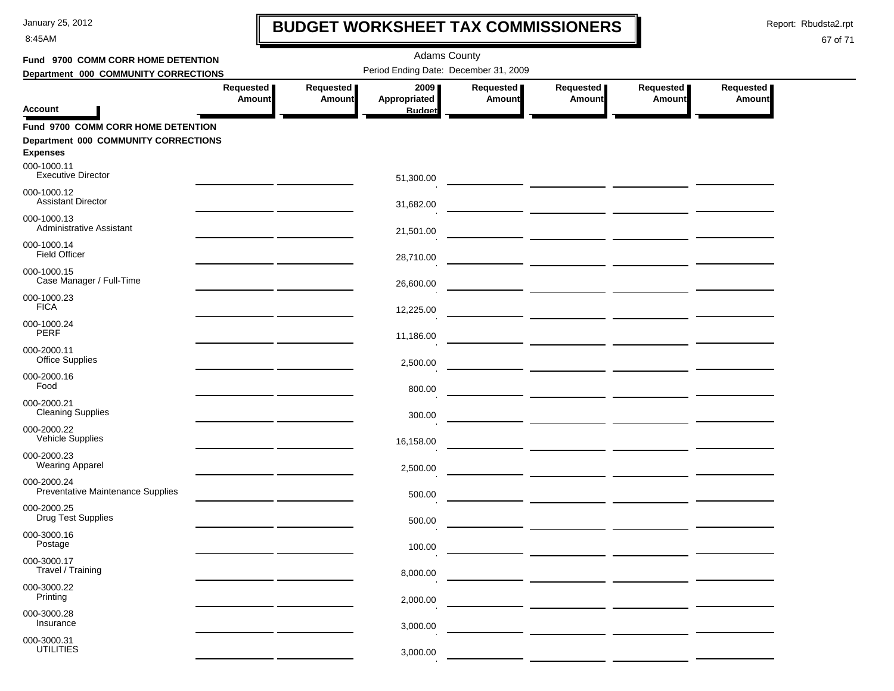# BUDGET WORKSHEET TAX COMMISSIONERS

January 25, 2012
8:45AM

Report: Rbudsta2.rpt

Adams County

Period Ending Date: December 31, 2009

**Fund 9700 COMM CORR HOME DETENTION**
**Department 000 COMMUNITY CORRECTIONS**

| Account | Requested Amount | Requested Amount | 2009 Appropriated Budget | Requested Amount | Requested Amount | Requested Amount | Requested Amount |
|---|---|---|---|---|---|---|---|
| **Fund 9700 COMM CORR HOME DETENTION** | | | | | | | |
| **Department 000 COMMUNITY CORRECTIONS** | | | | | | | |
| **Expenses** | | | | | | | |
| 000-1000.11 Executive Director | | | 51,300.00 | | | | |
| 000-1000.12 Assistant Director | | | 31,682.00 | | | | |
| 000-1000.13 Administrative Assistant | | | 21,501.00 | | | | |
| 000-1000.14 Field Officer | | | 28,710.00 | | | | |
| 000-1000.15 Case Manager / Full-Time | | | 26,600.00 | | | | |
| 000-1000.23 FICA | | | 12,225.00 | | | | |
| 000-1000.24 PERF | | | 11,186.00 | | | | |
| 000-2000.11 Office Supplies | | | 2,500.00 | | | | |
| 000-2000.16 Food | | | 800.00 | | | | |
| 000-2000.21 Cleaning Supplies | | | 300.00 | | | | |
| 000-2000.22 Vehicle Supplies | | | 16,158.00 | | | | |
| 000-2000.23 Wearing Apparel | | | 2,500.00 | | | | |
| 000-2000.24 Preventative Maintenance Supplies | | | 500.00 | | | | |
| 000-2000.25 Drug Test Supplies | | | 500.00 | | | | |
| 000-3000.16 Postage | | | 100.00 | | | | |
| 000-3000.17 Travel / Training | | | 8,000.00 | | | | |
| 000-3000.22 Printing | | | 2,000.00 | | | | |
| 000-3000.28 Insurance | | | 3,000.00 | | | | |
| 000-3000.31 UTILITIES | | | 3,000.00 | | | | |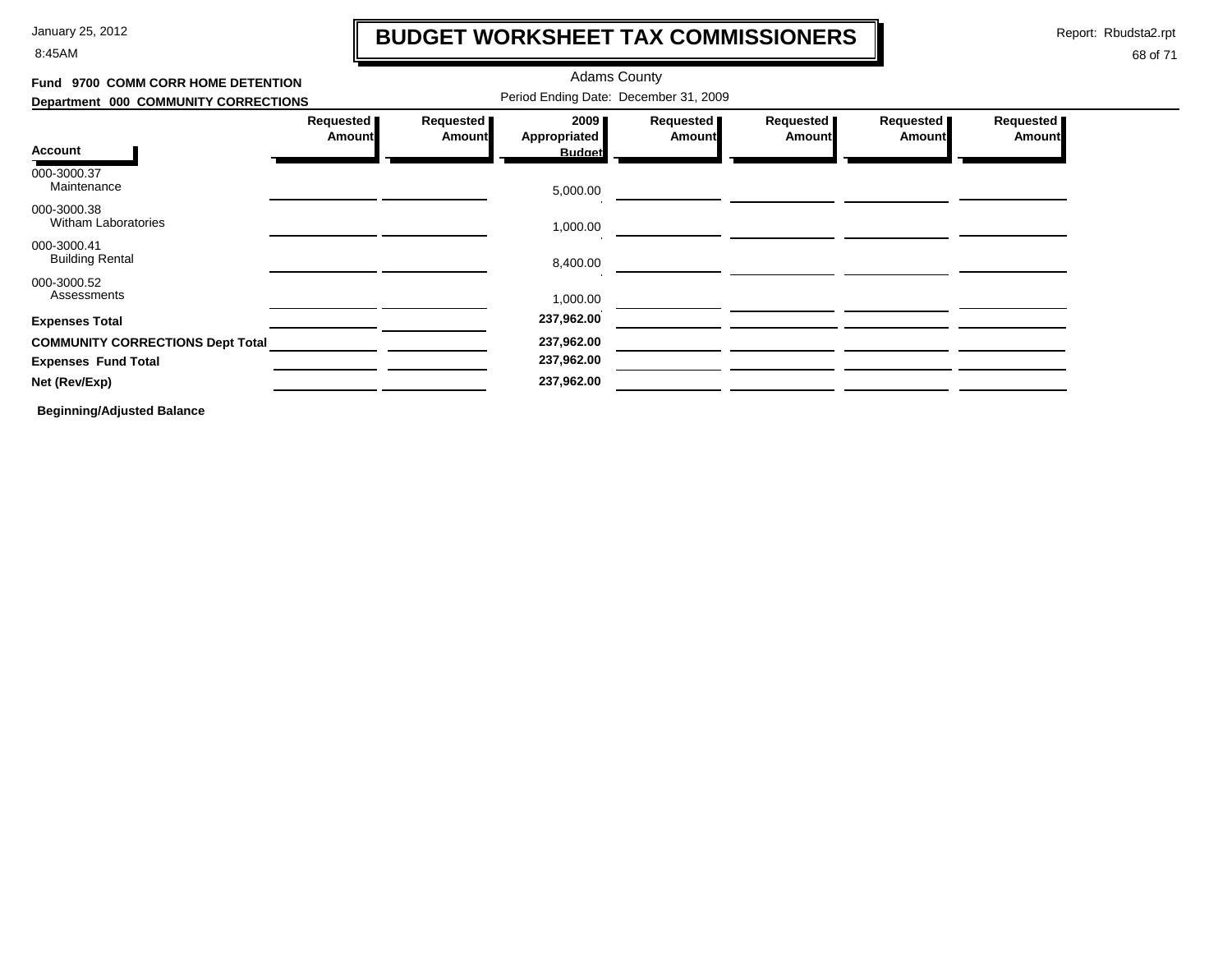# BUDGET WORKSHEET TAX COMMISSIONERS

January 25, 2012
8:45AM

Report: Rbudsta2.rpt

Adams County

Period Ending Date: December 31, 2009

**Fund 9700 COMM CORR HOME DETENTION**

**Department 000 COMMUNITY CORRECTIONS**

| Account | Requested Amount | Requested Amount | 2009 Appropriated Budget | Requested Amount | Requested Amount | Requested Amount | Requested Amount |
|---|---|---|---|---|---|---|---|
| 000-3000.37 Maintenance | | | 5,000.00 | | | | |
| 000-3000.38 Witham Laboratories | | | 1,000.00 | | | | |
| 000-3000.41 Building Rental | | | 8,400.00 | | | | |
| 000-3000.52 Assessments | | | 1,000.00 | | | | |
| **Expenses Total** | | | **237,962.00** | | | | |
| **COMMUNITY CORRECTIONS Dept Total** | | | **237,962.00** | | | | |
| **Expenses Fund Total** | | | **237,962.00** | | | | |
| **Net (Rev/Exp)** | | | **237,962.00** | | | | |

**Beginning/Adjusted Balance**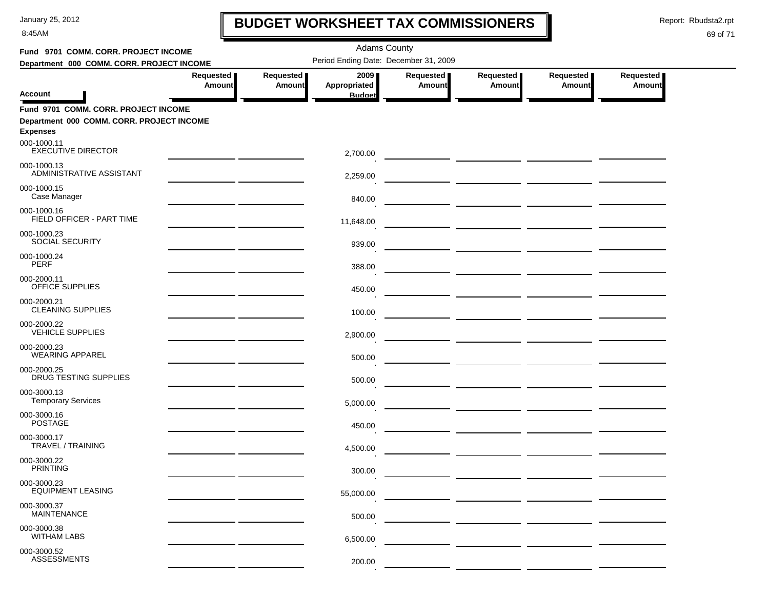# BUDGET WORKSHEET TAX COMMISSIONERS

January 25, 2012
8:45AM

Report: Rbudsta2.rpt

Adams County

Period Ending Date: December 31, 2009

**Fund 9701 COMM. CORR. PROJECT INCOME**
**Department 000 COMM. CORR. PROJECT INCOME**

| Account | Requested Amount | Requested Amount | 2009 Appropriated Budget | Requested Amount | Requested Amount | Requested Amount | Requested Amount |
|---|---|---|---|---|---|---|---|
| **Fund 9701 COMM. CORR. PROJECT INCOME** | | | | | | | |
| **Department 000 COMM. CORR. PROJECT INCOME** | | | | | | | |
| **Expenses** | | | | | | | |
| 000-1000.11 EXECUTIVE DIRECTOR | | | 2,700.00 | | | | |
| 000-1000.13 ADMINISTRATIVE ASSISTANT | | | 2,259.00 | | | | |
| 000-1000.15 Case Manager | | | 840.00 | | | | |
| 000-1000.16 FIELD OFFICER - PART TIME | | | 11,648.00 | | | | |
| 000-1000.23 SOCIAL SECURITY | | | 939.00 | | | | |
| 000-1000.24 PERF | | | 388.00 | | | | |
| 000-2000.11 OFFICE SUPPLIES | | | 450.00 | | | | |
| 000-2000.21 CLEANING SUPPLIES | | | 100.00 | | | | |
| 000-2000.22 VEHICLE SUPPLIES | | | 2,900.00 | | | | |
| 000-2000.23 WEARING APPAREL | | | 500.00 | | | | |
| 000-2000.25 DRUG TESTING SUPPLIES | | | 500.00 | | | | |
| 000-3000.13 Temporary Services | | | 5,000.00 | | | | |
| 000-3000.16 POSTAGE | | | 450.00 | | | | |
| 000-3000.17 TRAVEL / TRAINING | | | 4,500.00 | | | | |
| 000-3000.22 PRINTING | | | 300.00 | | | | |
| 000-3000.23 EQUIPMENT LEASING | | | 55,000.00 | | | | |
| 000-3000.37 MAINTENANCE | | | 500.00 | | | | |
| 000-3000.38 WITHAM LABS | | | 6,500.00 | | | | |
| 000-3000.52 ASSESSMENTS | | | 200.00 | | | | |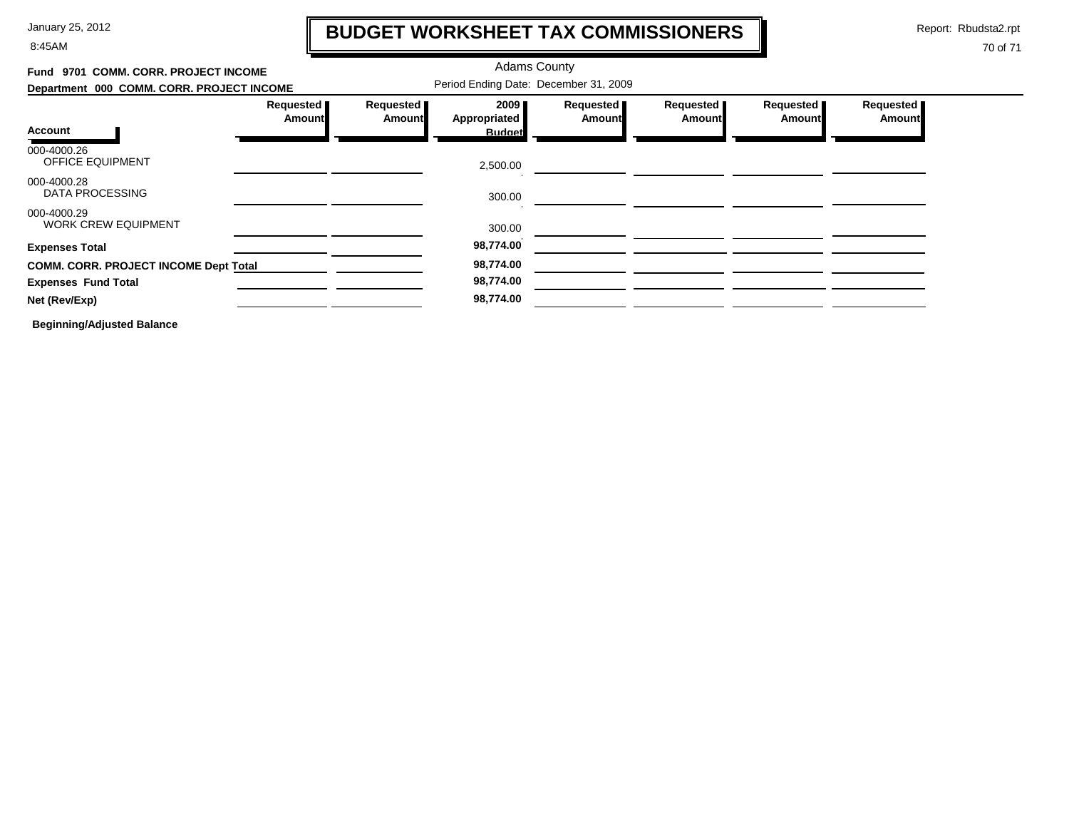# BUDGET WORKSHEET TAX COMMISSIONERS

Adams County

**Fund 9701 COMM. CORR. PROJECT INCOME**

**Department 000 COMM. CORR. PROJECT INCOME**

Period Ending Date: December 31, 2009

| Account | Requested Amount | Requested Amount | 2009 Appropriated Budget | Requested Amount | Requested Amount | Requested Amount | Requested Amount |
|---|---|---|---|---|---|---|---|
| 000-4000.26 OFFICE EQUIPMENT | | | 2,500.00 | | | | |
| 000-4000.28 DATA PROCESSING | | | 300.00 | | | | |
| 000-4000.29 WORK CREW EQUIPMENT | | | 300.00 | | | | |
| **Expenses Total** | | | **98,774.00** | | | | |
| **COMM. CORR. PROJECT INCOME Dept Total** | | | **98,774.00** | | | | |
| **Expenses Fund Total** | | | **98,774.00** | | | | |
| **Net (Rev/Exp)** | | | **98,774.00** | | | | |

**Beginning/Adjusted Balance**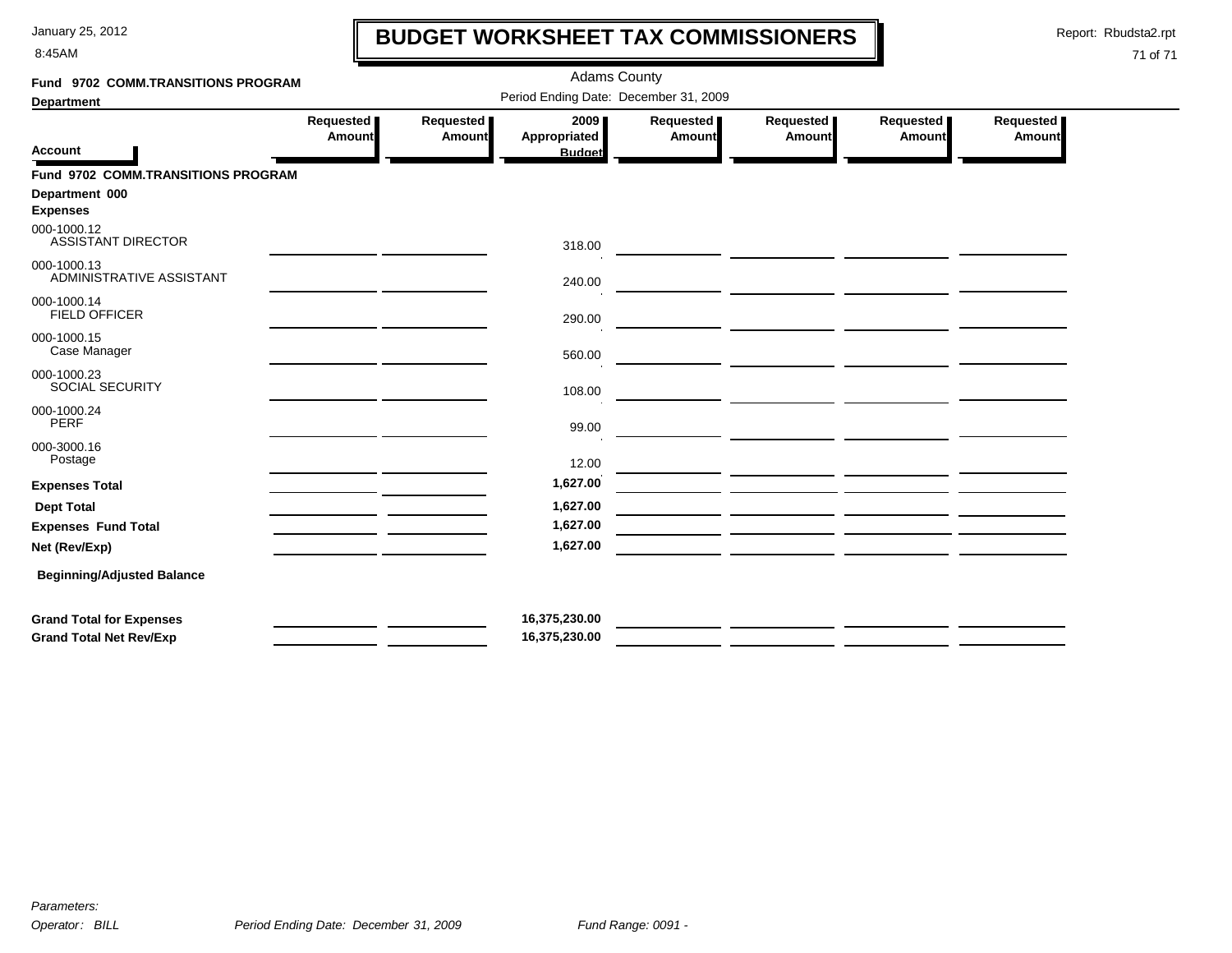# BUDGET WORKSHEET TAX COMMISSIONERS

January 25, 2012
8:45AM

Report: Rbudsta2.rpt

Adams County

Period Ending Date: December 31, 2009

**Fund 9702 COMM.TRANSITIONS PROGRAM**

**Department**

| Account | Requested Amount | Requested Amount | 2009 Appropriated Budget | Requested Amount | Requested Amount | Requested Amount | Requested Amount |
|---|---|---|---|---|---|---|---|
| **Fund 9702 COMM.TRANSITIONS PROGRAM** | | | | | | | |
| **Department 000** | | | | | | | |
| **Expenses** | | | | | | | |
| 000-1000.12 ASSISTANT DIRECTOR | | | 318.00 | | | | |
| 000-1000.13 ADMINISTRATIVE ASSISTANT | | | 240.00 | | | | |
| 000-1000.14 FIELD OFFICER | | | 290.00 | | | | |
| 000-1000.15 Case Manager | | | 560.00 | | | | |
| 000-1000.23 SOCIAL SECURITY | | | 108.00 | | | | |
| 000-1000.24 PERF | | | 99.00 | | | | |
| 000-3000.16 Postage | | | 12.00 | | | | |
| **Expenses Total** | | | **1,627.00** | | | | |
| **Dept Total** | | | **1,627.00** | | | | |
| **Expenses Fund Total** | | | **1,627.00** | | | | |
| **Net (Rev/Exp)** | | | **1,627.00** | | | | |
| **Beginning/Adjusted Balance** | | | | | | | |
| **Grand Total for Expenses** | | | **16,375,230.00** | | | | |
| **Grand Total Net Rev/Exp** | | | **16,375,230.00** | | | | |

*Parameters:*
*Operator: BILL* *Period Ending Date: December 31, 2009* *Fund Range: 0091 -*